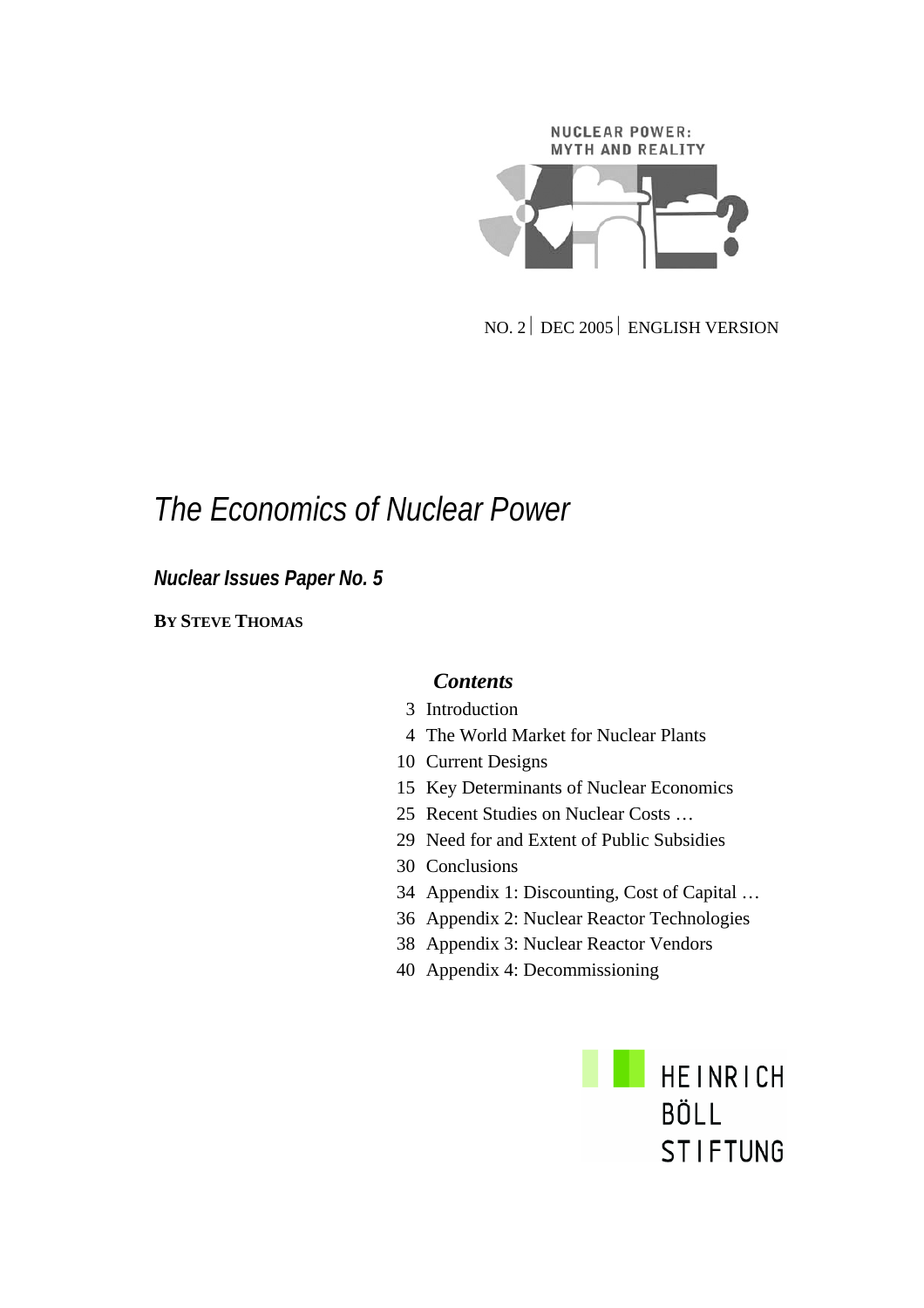NUCLEAR POWER:
MYTH AND REALITY

NO. 2 | DEC 2005 | ENGLISH VERSION

# The Economics of Nuclear Power

## *Nuclear Issues Paper No. 5*

**BY STEVE THOMAS**

### *Contents*

- 3 Introduction
- 4 The World Market for Nuclear Plants
- 10 Current Designs
- 15 Key Determinants of Nuclear Economics
- 25 Recent Studies on Nuclear Costs …
- 29 Need for and Extent of Public Subsidies
- 30 Conclusions
- 34 Appendix 1: Discounting, Cost of Capital …
- 36 Appendix 2: Nuclear Reactor Technologies
- 38 Appendix 3: Nuclear Reactor Vendors
- 40 Appendix 4: Decommissioning

HEINRICH BÖLL STIFTUNG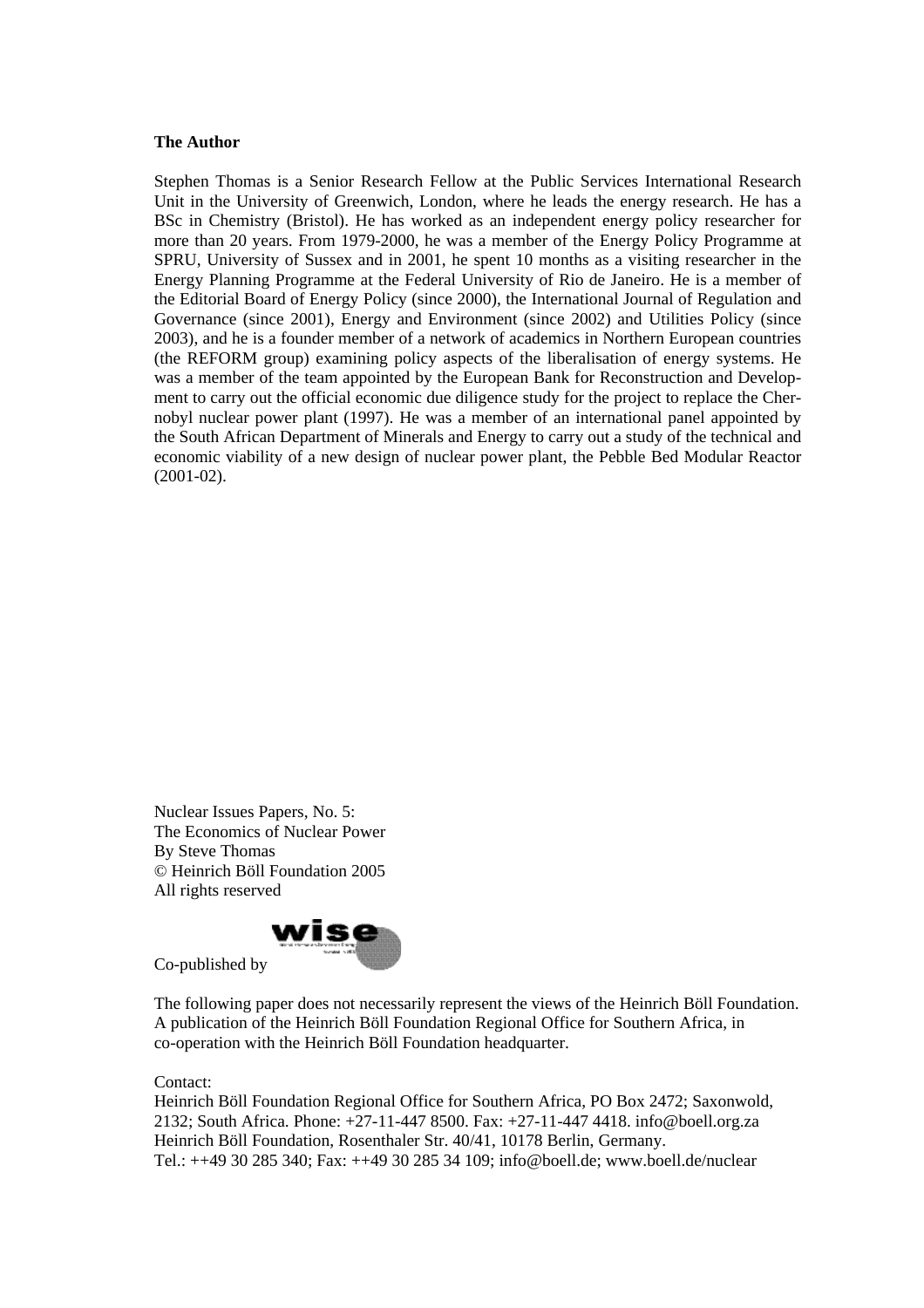**The Author**

Stephen Thomas is a Senior Research Fellow at the Public Services International Research Unit in the University of Greenwich, London, where he leads the energy research. He has a BSc in Chemistry (Bristol). He has worked as an independent energy policy researcher for more than 20 years. From 1979-2000, he was a member of the Energy Policy Programme at SPRU, University of Sussex and in 2001, he spent 10 months as a visiting researcher in the Energy Planning Programme at the Federal University of Rio de Janeiro. He is a member of the Editorial Board of Energy Policy (since 2000), the International Journal of Regulation and Governance (since 2001), Energy and Environment (since 2002) and Utilities Policy (since 2003), and he is a founder member of a network of academics in Northern European countries (the REFORM group) examining policy aspects of the liberalisation of energy systems. He was a member of the team appointed by the European Bank for Reconstruction and Development to carry out the official economic due diligence study for the project to replace the Chernobyl nuclear power plant (1997). He was a member of an international panel appointed by the South African Department of Minerals and Energy to carry out a study of the technical and economic viability of a new design of nuclear power plant, the Pebble Bed Modular Reactor (2001-02).

Nuclear Issues Papers, No. 5:
The Economics of Nuclear Power
By Steve Thomas
© Heinrich Böll Foundation 2005
All rights reserved

Co-published by wise

The following paper does not necessarily represent the views of the Heinrich Böll Foundation. A publication of the Heinrich Böll Foundation Regional Office for Southern Africa, in co-operation with the Heinrich Böll Foundation headquarter.

Contact:
Heinrich Böll Foundation Regional Office for Southern Africa, PO Box 2472; Saxonwold, 2132; South Africa. Phone: +27-11-447 8500. Fax: +27-11-447 4418. info@boell.org.za
Heinrich Böll Foundation, Rosenthaler Str. 40/41, 10178 Berlin, Germany.
Tel.: ++49 30 285 340; Fax: ++49 30 285 34 109; info@boell.de; www.boell.de/nuclear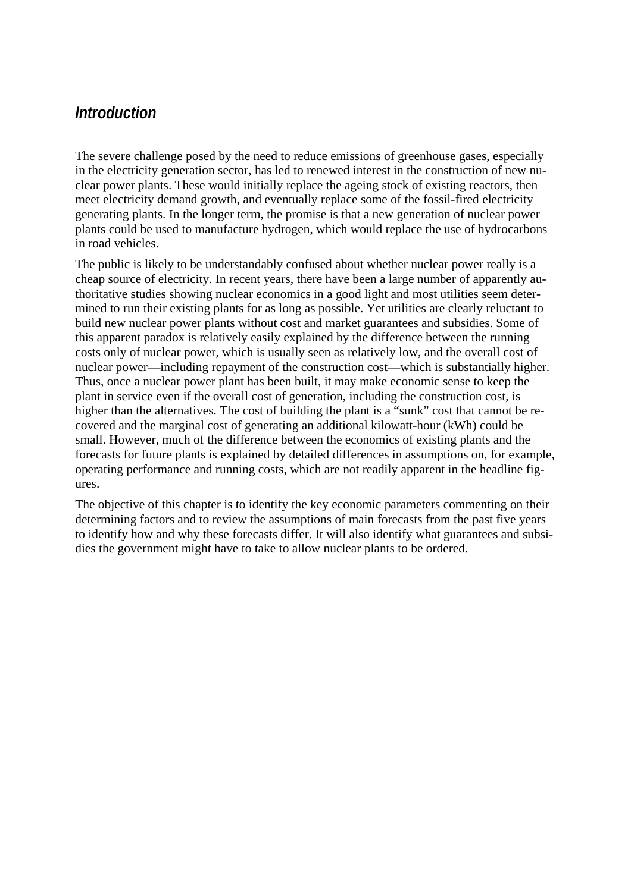## *Introduction*

The severe challenge posed by the need to reduce emissions of greenhouse gases, especially in the electricity generation sector, has led to renewed interest in the construction of new nuclear power plants. These would initially replace the ageing stock of existing reactors, then meet electricity demand growth, and eventually replace some of the fossil-fired electricity generating plants. In the longer term, the promise is that a new generation of nuclear power plants could be used to manufacture hydrogen, which would replace the use of hydrocarbons in road vehicles.

The public is likely to be understandably confused about whether nuclear power really is a cheap source of electricity. In recent years, there have been a large number of apparently authoritative studies showing nuclear economics in a good light and most utilities seem determined to run their existing plants for as long as possible. Yet utilities are clearly reluctant to build new nuclear power plants without cost and market guarantees and subsidies. Some of this apparent paradox is relatively easily explained by the difference between the running costs only of nuclear power, which is usually seen as relatively low, and the overall cost of nuclear power—including repayment of the construction cost—which is substantially higher. Thus, once a nuclear power plant has been built, it may make economic sense to keep the plant in service even if the overall cost of generation, including the construction cost, is higher than the alternatives. The cost of building the plant is a "sunk" cost that cannot be recovered and the marginal cost of generating an additional kilowatt-hour (kWh) could be small. However, much of the difference between the economics of existing plants and the forecasts for future plants is explained by detailed differences in assumptions on, for example, operating performance and running costs, which are not readily apparent in the headline figures.

The objective of this chapter is to identify the key economic parameters commenting on their determining factors and to review the assumptions of main forecasts from the past five years to identify how and why these forecasts differ. It will also identify what guarantees and subsidies the government might have to take to allow nuclear plants to be ordered.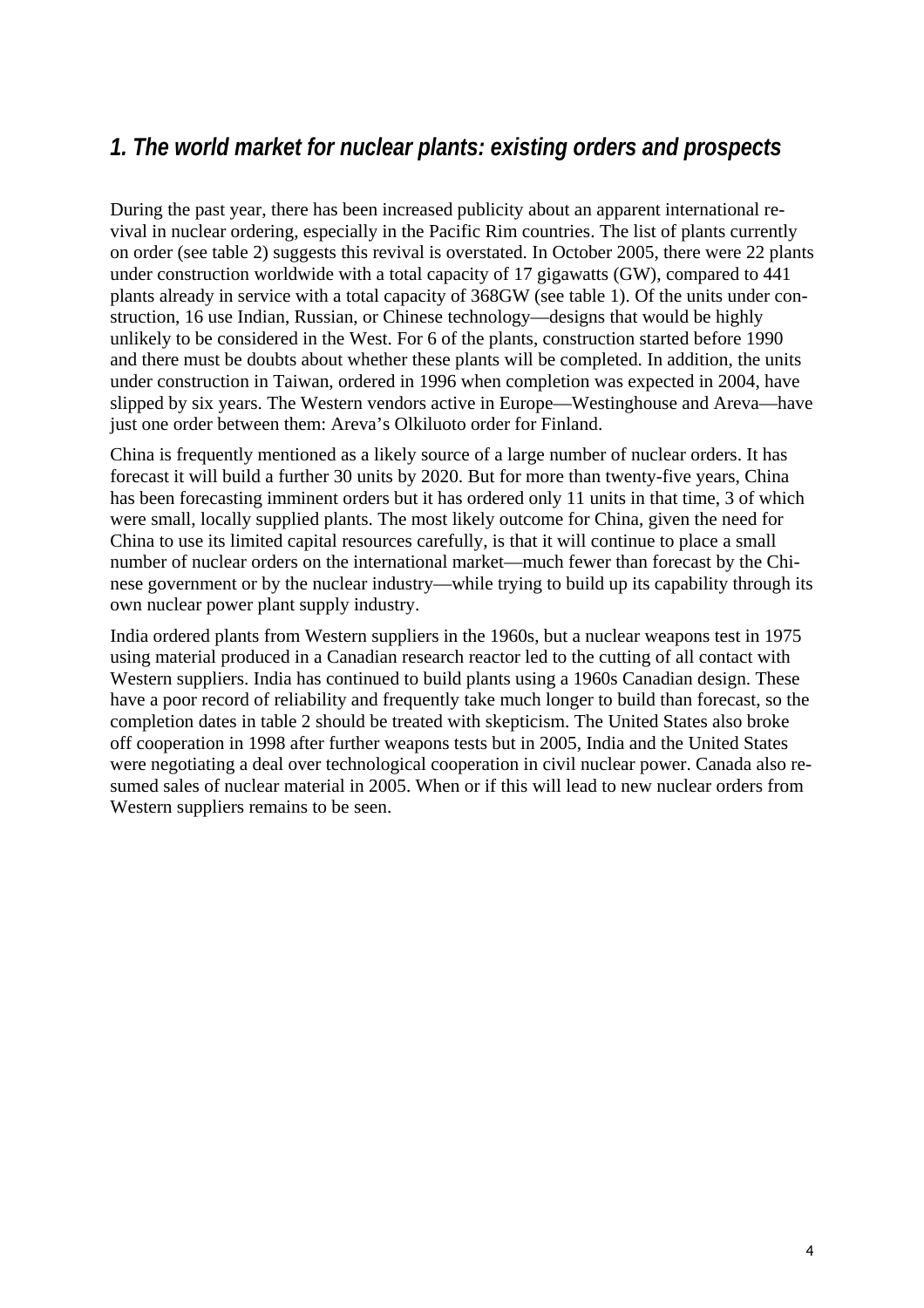# *1. The world market for nuclear plants: existing orders and prospects*

During the past year, there has been increased publicity about an apparent international revival in nuclear ordering, especially in the Pacific Rim countries. The list of plants currently on order (see table 2) suggests this revival is overstated. In October 2005, there were 22 plants under construction worldwide with a total capacity of 17 gigawatts (GW), compared to 441 plants already in service with a total capacity of 368GW (see table 1). Of the units under construction, 16 use Indian, Russian, or Chinese technology—designs that would be highly unlikely to be considered in the West. For 6 of the plants, construction started before 1990 and there must be doubts about whether these plants will be completed. In addition, the units under construction in Taiwan, ordered in 1996 when completion was expected in 2004, have slipped by six years. The Western vendors active in Europe—Westinghouse and Areva—have just one order between them: Areva's Olkiluoto order for Finland.

China is frequently mentioned as a likely source of a large number of nuclear orders. It has forecast it will build a further 30 units by 2020. But for more than twenty-five years, China has been forecasting imminent orders but it has ordered only 11 units in that time, 3 of which were small, locally supplied plants. The most likely outcome for China, given the need for China to use its limited capital resources carefully, is that it will continue to place a small number of nuclear orders on the international market—much fewer than forecast by the Chinese government or by the nuclear industry—while trying to build up its capability through its own nuclear power plant supply industry.

India ordered plants from Western suppliers in the 1960s, but a nuclear weapons test in 1975 using material produced in a Canadian research reactor led to the cutting of all contact with Western suppliers. India has continued to build plants using a 1960s Canadian design. These have a poor record of reliability and frequently take much longer to build than forecast, so the completion dates in table 2 should be treated with skepticism. The United States also broke off cooperation in 1998 after further weapons tests but in 2005, India and the United States were negotiating a deal over technological cooperation in civil nuclear power. Canada also resumed sales of nuclear material in 2005. When or if this will lead to new nuclear orders from Western suppliers remains to be seen.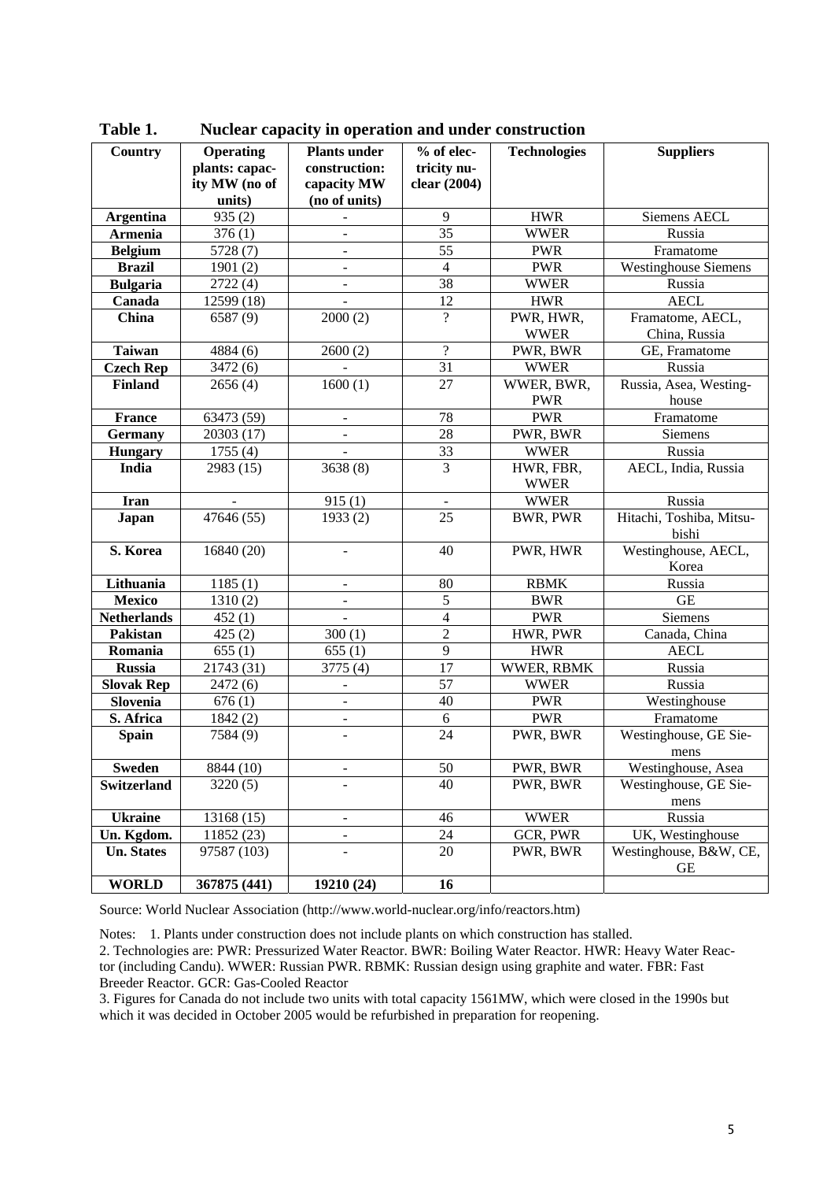**Table 1. Nuclear capacity in operation and under construction**

| Country | Operating plants: capacity MW (no of units) | Plants under construction: capacity MW (no of units) | % of electricity nuclear (2004) | Technologies | Suppliers |
|---|---|---|---|---|---|
| **Argentina** | 935 (2) | - | 9 | HWR | Siemens AECL |
| **Armenia** | 376 (1) | - | 35 | WWER | Russia |
| **Belgium** | 5728 (7) | - | 55 | PWR | Framatome |
| **Brazil** | 1901 (2) | - | 4 | PWR | Westinghouse Siemens |
| **Bulgaria** | 2722 (4) | - | 38 | WWER | Russia |
| **Canada** | 12599 (18) | - | 12 | HWR | AECL |
| **China** | 6587 (9) | 2000 (2) | ? | PWR, HWR, WWER | Framatome, AECL, China, Russia |
| **Taiwan** | 4884 (6) | 2600 (2) | ? | PWR, BWR | GE, Framatome |
| **Czech Rep** | 3472 (6) | - | 31 | WWER | Russia |
| **Finland** | 2656 (4) | 1600 (1) | 27 | WWER, BWR, PWR | Russia, Asea, Westinghouse |
| **France** | 63473 (59) | - | 78 | PWR | Framatome |
| **Germany** | 20303 (17) | - | 28 | PWR, BWR | Siemens |
| **Hungary** | 1755 (4) | - | 33 | WWER | Russia |
| **India** | 2983 (15) | 3638 (8) | 3 | HWR, FBR, WWER | AECL, India, Russia |
| **Iran** | - | 915 (1) | - | WWER | Russia |
| **Japan** | 47646 (55) | 1933 (2) | 25 | BWR, PWR | Hitachi, Toshiba, Mitsubishi |
| **S. Korea** | 16840 (20) | - | 40 | PWR, HWR | Westinghouse, AECL, Korea |
| **Lithuania** | 1185 (1) | - | 80 | RBMK | Russia |
| **Mexico** | 1310 (2) | - | 5 | BWR | GE |
| **Netherlands** | 452 (1) | - | 4 | PWR | Siemens |
| **Pakistan** | 425 (2) | 300 (1) | 2 | HWR, PWR | Canada, China |
| **Romania** | 655 (1) | 655 (1) | 9 | HWR | AECL |
| **Russia** | 21743 (31) | 3775 (4) | 17 | WWER, RBMK | Russia |
| **Slovak Rep** | 2472 (6) | - | 57 | WWER | Russia |
| **Slovenia** | 676 (1) | - | 40 | PWR | Westinghouse |
| **S. Africa** | 1842 (2) | - | 6 | PWR | Framatome |
| **Spain** | 7584 (9) | - | 24 | PWR, BWR | Westinghouse, GE Siemens |
| **Sweden** | 8844 (10) | - | 50 | PWR, BWR | Westinghouse, Asea |
| **Switzerland** | 3220 (5) | - | 40 | PWR, BWR | Westinghouse, GE Siemens |
| **Ukraine** | 13168 (15) | - | 46 | WWER | Russia |
| **Un. Kgdom.** | 11852 (23) | - | 24 | GCR, PWR | UK, Westinghouse |
| **Un. States** | 97587 (103) | - | 20 | PWR, BWR | Westinghouse, B&W, CE, GE |
| **WORLD** | **367875 (441)** | **19210 (24)** | **16** | | |

Source: World Nuclear Association (http://www.world-nuclear.org/info/reactors.htm)

Notes: 1. Plants under construction does not include plants on which construction has stalled.
2. Technologies are: PWR: Pressurized Water Reactor. BWR: Boiling Water Reactor. HWR: Heavy Water Reactor (including Candu). WWER: Russian PWR. RBMK: Russian design using graphite and water. FBR: Fast Breeder Reactor. GCR: Gas-Cooled Reactor
3. Figures for Canada do not include two units with total capacity 1561MW, which were closed in the 1990s but which it was decided in October 2005 would be refurbished in preparation for reopening.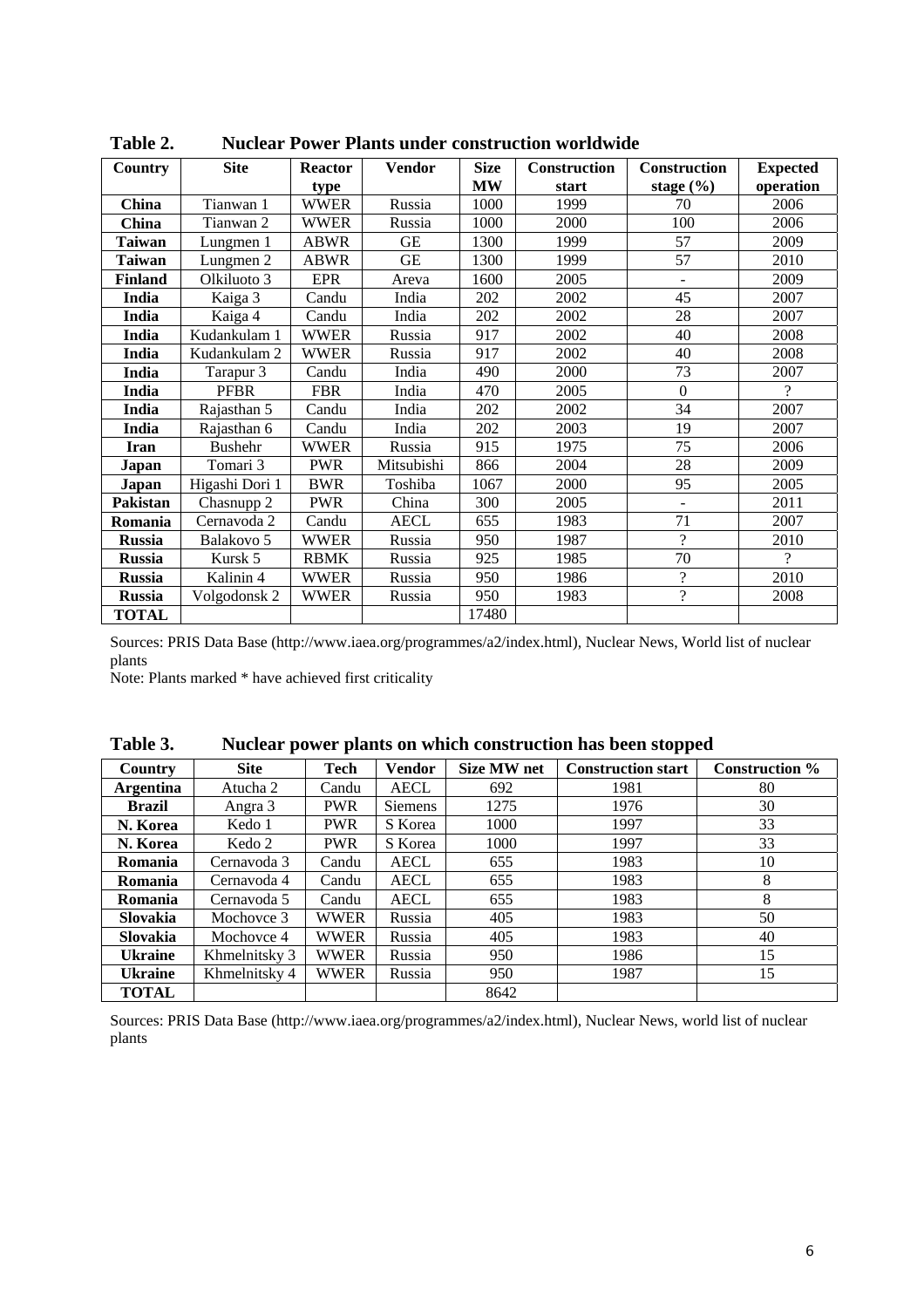**Table 2. Nuclear Power Plants under construction worldwide**

| Country | Site | Reactor type | Vendor | Size MW | Construction start | Construction stage (%) | Expected operation |
|---|---|---|---|---|---|---|---|
| **China** | Tianwan 1 | WWER | Russia | 1000 | 1999 | 70 | 2006 |
| **China** | Tianwan 2 | WWER | Russia | 1000 | 2000 | 100 | 2006 |
| **Taiwan** | Lungmen 1 | ABWR | GE | 1300 | 1999 | 57 | 2009 |
| **Taiwan** | Lungmen 2 | ABWR | GE | 1300 | 1999 | 57 | 2010 |
| **Finland** | Olkiluoto 3 | EPR | Areva | 1600 | 2005 | - | 2009 |
| **India** | Kaiga 3 | Candu | India | 202 | 2002 | 45 | 2007 |
| **India** | Kaiga 4 | Candu | India | 202 | 2002 | 28 | 2007 |
| **India** | Kudankulam 1 | WWER | Russia | 917 | 2002 | 40 | 2008 |
| **India** | Kudankulam 2 | WWER | Russia | 917 | 2002 | 40 | 2008 |
| **India** | Tarapur 3 | Candu | India | 490 | 2000 | 73 | 2007 |
| **India** | PFBR | FBR | India | 470 | 2005 | 0 | ? |
| **India** | Rajasthan 5 | Candu | India | 202 | 2002 | 34 | 2007 |
| **India** | Rajasthan 6 | Candu | India | 202 | 2003 | 19 | 2007 |
| **Iran** | Bushehr | WWER | Russia | 915 | 1975 | 75 | 2006 |
| **Japan** | Tomari 3 | PWR | Mitsubishi | 866 | 2004 | 28 | 2009 |
| **Japan** | Higashi Dori 1 | BWR | Toshiba | 1067 | 2000 | 95 | 2005 |
| **Pakistan** | Chasnupp 2 | PWR | China | 300 | 2005 | - | 2011 |
| **Romania** | Cernavoda 2 | Candu | AECL | 655 | 1983 | 71 | 2007 |
| **Russia** | Balakovo 5 | WWER | Russia | 950 | 1987 | ? | 2010 |
| **Russia** | Kursk 5 | RBMK | Russia | 925 | 1985 | 70 | ? |
| **Russia** | Kalinin 4 | WWER | Russia | 950 | 1986 | ? | 2010 |
| **Russia** | Volgodonsk 2 | WWER | Russia | 950 | 1983 | ? | 2008 |
| **TOTAL** | | | | 17480 | | | |

Sources: PRIS Data Base (http://www.iaea.org/programmes/a2/index.html), Nuclear News, World list of nuclear plants

Note: Plants marked * have achieved first criticality

**Table 3. Nuclear power plants on which construction has been stopped**

| Country | Site | Tech | Vendor | Size MW net | Construction start | Construction % |
|---|---|---|---|---|---|---|
| **Argentina** | Atucha 2 | Candu | AECL | 692 | 1981 | 80 |
| **Brazil** | Angra 3 | PWR | Siemens | 1275 | 1976 | 30 |
| **N. Korea** | Kedo 1 | PWR | S Korea | 1000 | 1997 | 33 |
| **N. Korea** | Kedo 2 | PWR | S Korea | 1000 | 1997 | 33 |
| **Romania** | Cernavoda 3 | Candu | AECL | 655 | 1983 | 10 |
| **Romania** | Cernavoda 4 | Candu | AECL | 655 | 1983 | 8 |
| **Romania** | Cernavoda 5 | Candu | AECL | 655 | 1983 | 8 |
| **Slovakia** | Mochovce 3 | WWER | Russia | 405 | 1983 | 50 |
| **Slovakia** | Mochovce 4 | WWER | Russia | 405 | 1983 | 40 |
| **Ukraine** | Khmelnitsky 3 | WWER | Russia | 950 | 1986 | 15 |
| **Ukraine** | Khmelnitsky 4 | WWER | Russia | 950 | 1987 | 15 |
| **TOTAL** | | | | 8642 | | |

Sources: PRIS Data Base (http://www.iaea.org/programmes/a2/index.html), Nuclear News, world list of nuclear plants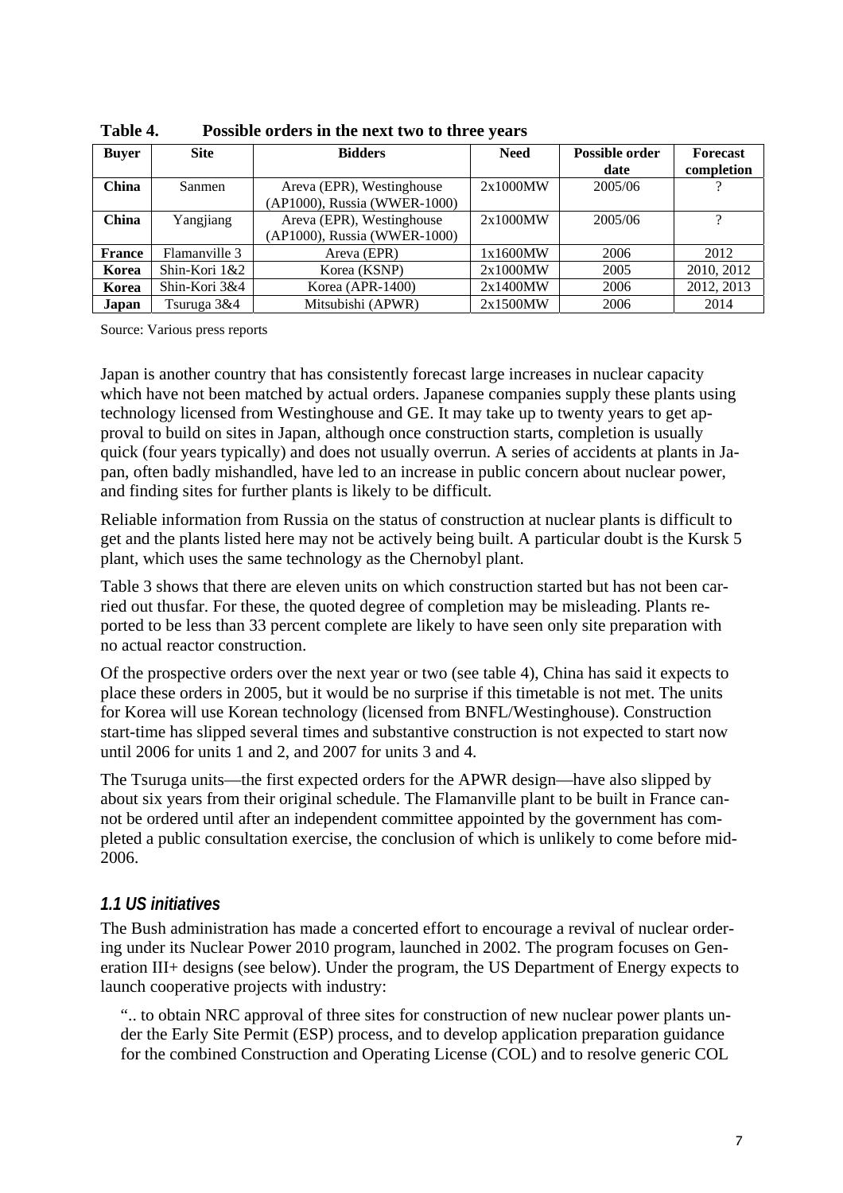**Table 4. Possible orders in the next two to three years**

| Buyer | Site | Bidders | Need | Possible order date | Forecast completion |
|---|---|---|---|---|---|
| **China** | Sanmen | Areva (EPR), Westinghouse (AP1000), Russia (WWER-1000) | 2x1000MW | 2005/06 | ? |
| **China** | Yangjiang | Areva (EPR), Westinghouse (AP1000), Russia (WWER-1000) | 2x1000MW | 2005/06 | ? |
| **France** | Flamanville 3 | Areva (EPR) | 1x1600MW | 2006 | 2012 |
| **Korea** | Shin-Kori 1&2 | Korea (KSNP) | 2x1000MW | 2005 | 2010, 2012 |
| **Korea** | Shin-Kori 3&4 | Korea (APR-1400) | 2x1400MW | 2006 | 2012, 2013 |
| **Japan** | Tsuruga 3&4 | Mitsubishi (APWR) | 2x1500MW | 2006 | 2014 |

Source: Various press reports

Japan is another country that has consistently forecast large increases in nuclear capacity which have not been matched by actual orders. Japanese companies supply these plants using technology licensed from Westinghouse and GE. It may take up to twenty years to get approval to build on sites in Japan, although once construction starts, completion is usually quick (four years typically) and does not usually overrun. A series of accidents at plants in Japan, often badly mishandled, have led to an increase in public concern about nuclear power, and finding sites for further plants is likely to be difficult.

Reliable information from Russia on the status of construction at nuclear plants is difficult to get and the plants listed here may not be actively being built. A particular doubt is the Kursk 5 plant, which uses the same technology as the Chernobyl plant.

Table 3 shows that there are eleven units on which construction started but has not been carried out thusfar. For these, the quoted degree of completion may be misleading. Plants reported to be less than 33 percent complete are likely to have seen only site preparation with no actual reactor construction.

Of the prospective orders over the next year or two (see table 4), China has said it expects to place these orders in 2005, but it would be no surprise if this timetable is not met. The units for Korea will use Korean technology (licensed from BNFL/Westinghouse). Construction start-time has slipped several times and substantive construction is not expected to start now until 2006 for units 1 and 2, and 2007 for units 3 and 4.

The Tsuruga units—the first expected orders for the APWR design—have also slipped by about six years from their original schedule. The Flamanville plant to be built in France cannot be ordered until after an independent committee appointed by the government has completed a public consultation exercise, the conclusion of which is unlikely to come before mid-2006.

### *1.1 US initiatives*

The Bush administration has made a concerted effort to encourage a revival of nuclear ordering under its Nuclear Power 2010 program, launched in 2002. The program focuses on Generation III+ designs (see below). Under the program, the US Department of Energy expects to launch cooperative projects with industry:

> ".. to obtain NRC approval of three sites for construction of new nuclear power plants under the Early Site Permit (ESP) process, and to develop application preparation guidance for the combined Construction and Operating License (COL) and to resolve generic COL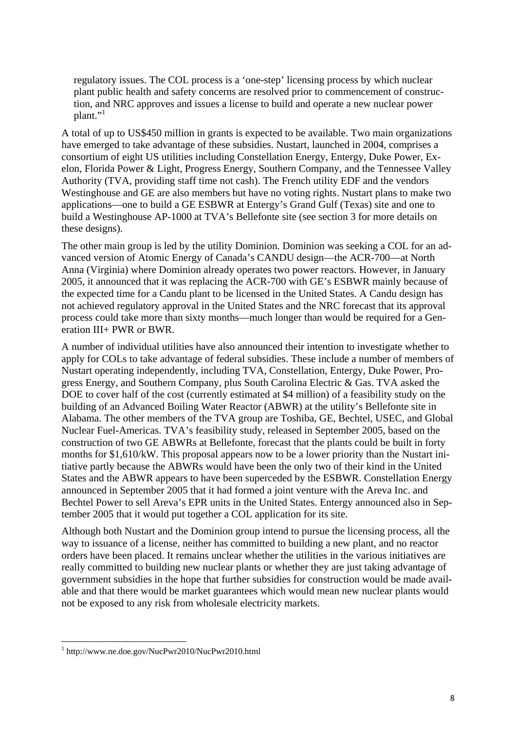regulatory issues. The COL process is a 'one-step' licensing process by which nuclear plant public health and safety concerns are resolved prior to commencement of construction, and NRC approves and issues a license to build and operate a new nuclear power plant."[1]

A total of up to US$450 million in grants is expected to be available. Two main organizations have emerged to take advantage of these subsidies. Nustart, launched in 2004, comprises a consortium of eight US utilities including Constellation Energy, Entergy, Duke Power, Exelon, Florida Power & Light, Progress Energy, Southern Company, and the Tennessee Valley Authority (TVA, providing staff time not cash). The French utility EDF and the vendors Westinghouse and GE are also members but have no voting rights. Nustart plans to make two applications—one to build a GE ESBWR at Entergy's Grand Gulf (Texas) site and one to build a Westinghouse AP-1000 at TVA's Bellefonte site (see section 3 for more details on these designs).

The other main group is led by the utility Dominion. Dominion was seeking a COL for an advanced version of Atomic Energy of Canada's CANDU design—the ACR-700—at North Anna (Virginia) where Dominion already operates two power reactors. However, in January 2005, it announced that it was replacing the ACR-700 with GE's ESBWR mainly because of the expected time for a Candu plant to be licensed in the United States. A Candu design has not achieved regulatory approval in the United States and the NRC forecast that its approval process could take more than sixty months—much longer than would be required for a Generation III+ PWR or BWR.

A number of individual utilities have also announced their intention to investigate whether to apply for COLs to take advantage of federal subsidies. These include a number of members of Nustart operating independently, including TVA, Constellation, Entergy, Duke Power, Progress Energy, and Southern Company, plus South Carolina Electric & Gas. TVA asked the DOE to cover half of the cost (currently estimated at $4 million) of a feasibility study on the building of an Advanced Boiling Water Reactor (ABWR) at the utility's Bellefonte site in Alabama. The other members of the TVA group are Toshiba, GE, Bechtel, USEC, and Global Nuclear Fuel-Americas. TVA's feasibility study, released in September 2005, based on the construction of two GE ABWRs at Bellefonte, forecast that the plants could be built in forty months for $1,610/kW. This proposal appears now to be a lower priority than the Nustart initiative partly because the ABWRs would have been the only two of their kind in the United States and the ABWR appears to have been superceded by the ESBWR. Constellation Energy announced in September 2005 that it had formed a joint venture with the Areva Inc. and Bechtel Power to sell Areva's EPR units in the United States. Entergy announced also in September 2005 that it would put together a COL application for its site.

Although both Nustart and the Dominion group intend to pursue the licensing process, all the way to issuance of a license, neither has committed to building a new plant, and no reactor orders have been placed. It remains unclear whether the utilities in the various initiatives are really committed to building new nuclear plants or whether they are just taking advantage of government subsidies in the hope that further subsidies for construction would be made available and that there would be market guarantees which would mean new nuclear plants would not be exposed to any risk from wholesale electricity markets.

---

[1] http://www.ne.doe.gov/NucPwr2010/NucPwr2010.html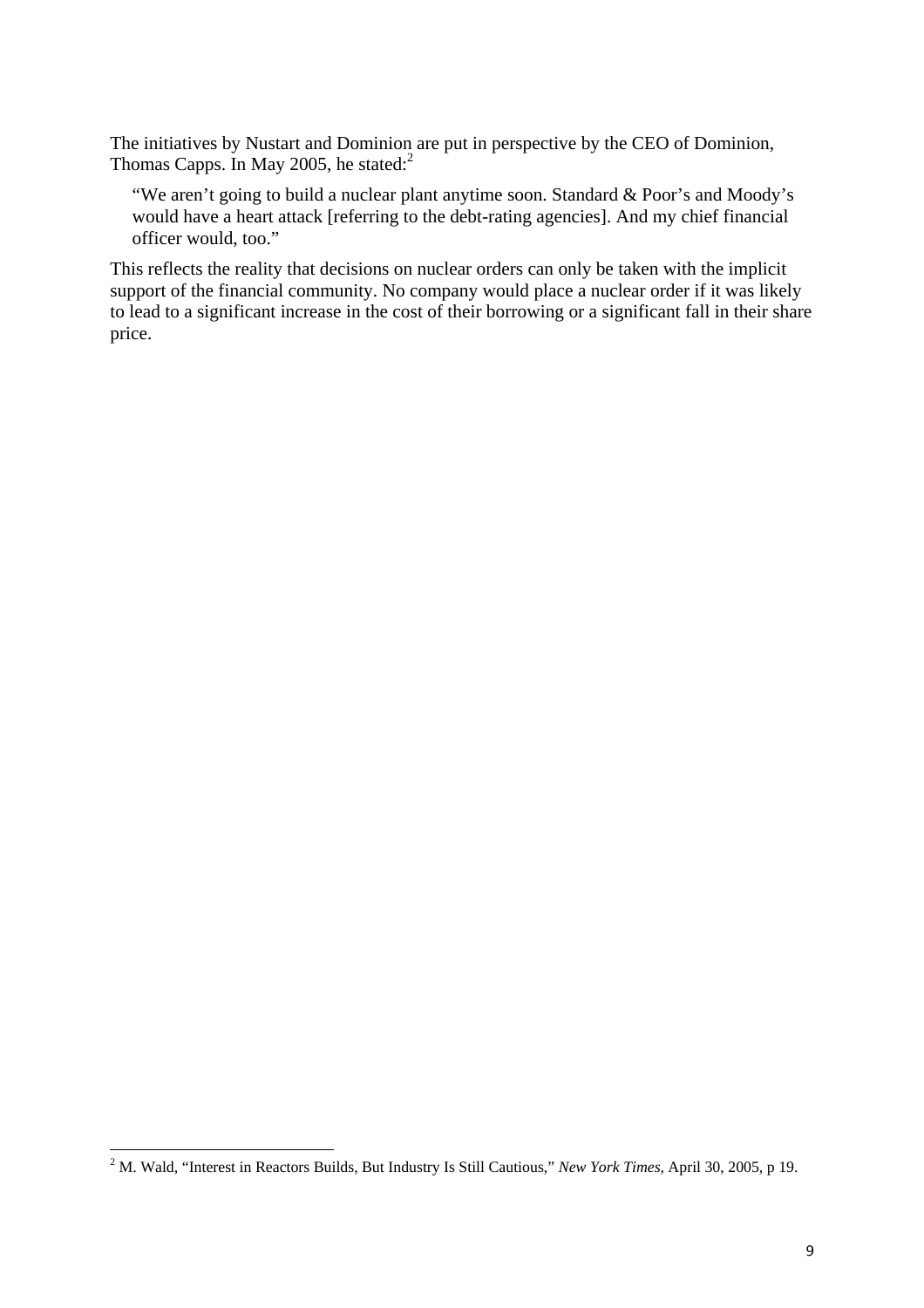The initiatives by Nustart and Dominion are put in perspective by the CEO of Dominion, Thomas Capps. In May 2005, he stated:[2]

> "We aren't going to build a nuclear plant anytime soon. Standard & Poor's and Moody's would have a heart attack [referring to the debt-rating agencies]. And my chief financial officer would, too."

This reflects the reality that decisions on nuclear orders can only be taken with the implicit support of the financial community. No company would place a nuclear order if it was likely to lead to a significant increase in the cost of their borrowing or a significant fall in their share price.

---

[2] M. Wald, "Interest in Reactors Builds, But Industry Is Still Cautious," *New York Times*, April 30, 2005, p 19.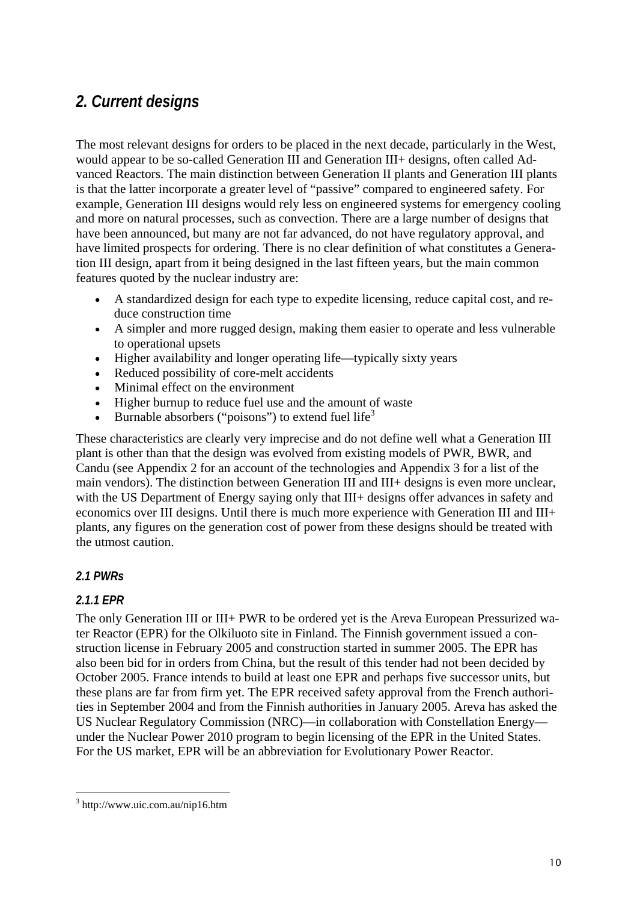## 2. Current designs

The most relevant designs for orders to be placed in the next decade, particularly in the West, would appear to be so-called Generation III and Generation III+ designs, often called Advanced Reactors. The main distinction between Generation II plants and Generation III plants is that the latter incorporate a greater level of "passive" compared to engineered safety. For example, Generation III designs would rely less on engineered systems for emergency cooling and more on natural processes, such as convection. There are a large number of designs that have been announced, but many are not far advanced, do not have regulatory approval, and have limited prospects for ordering. There is no clear definition of what constitutes a Generation III design, apart from it being designed in the last fifteen years, but the main common features quoted by the nuclear industry are:

- A standardized design for each type to expedite licensing, reduce capital cost, and reduce construction time
- A simpler and more rugged design, making them easier to operate and less vulnerable to operational upsets
- Higher availability and longer operating life—typically sixty years
- Reduced possibility of core-melt accidents
- Minimal effect on the environment
- Higher burnup to reduce fuel use and the amount of waste
- Burnable absorbers ("poisons") to extend fuel life[3]

These characteristics are clearly very imprecise and do not define well what a Generation III plant is other than that the design was evolved from existing models of PWR, BWR, and Candu (see Appendix 2 for an account of the technologies and Appendix 3 for a list of the main vendors). The distinction between Generation III and III+ designs is even more unclear, with the US Department of Energy saying only that III+ designs offer advances in safety and economics over III designs. Until there is much more experience with Generation III and III+ plants, any figures on the generation cost of power from these designs should be treated with the utmost caution.

### 2.1 PWRs

#### 2.1.1 EPR

The only Generation III or III+ PWR to be ordered yet is the Areva European Pressurized water Reactor (EPR) for the Olkiluoto site in Finland. The Finnish government issued a construction license in February 2005 and construction started in summer 2005. The EPR has also been bid for in orders from China, but the result of this tender had not been decided by October 2005. France intends to build at least one EPR and perhaps five successor units, but these plans are far from firm yet. The EPR received safety approval from the French authorities in September 2004 and from the Finnish authorities in January 2005. Areva has asked the US Nuclear Regulatory Commission (NRC)—in collaboration with Constellation Energy—under the Nuclear Power 2010 program to begin licensing of the EPR in the United States. For the US market, EPR will be an abbreviation for Evolutionary Power Reactor.

[3] http://www.uic.com.au/nip16.htm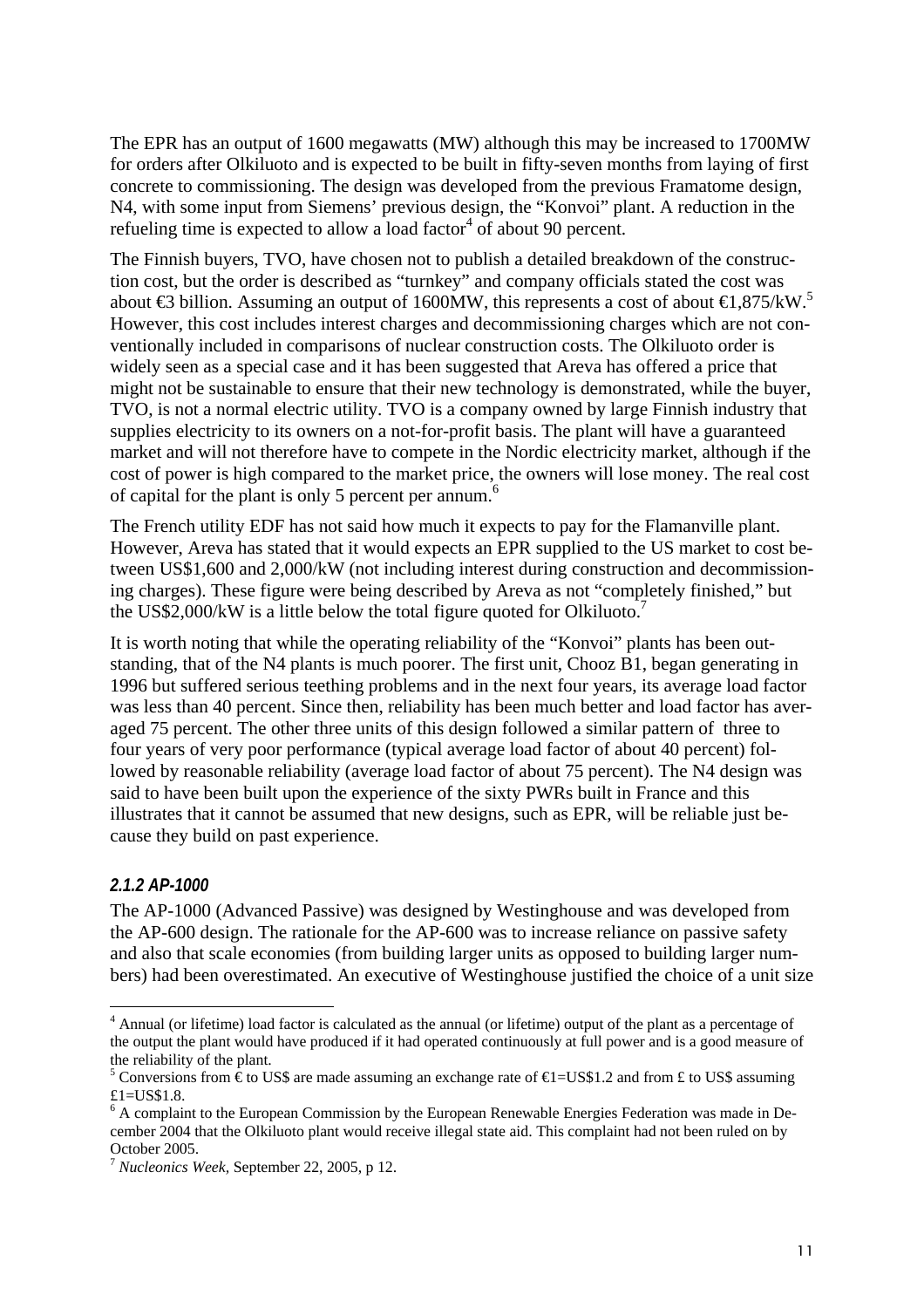The EPR has an output of 1600 megawatts (MW) although this may be increased to 1700MW for orders after Olkiluoto and is expected to be built in fifty-seven months from laying of first concrete to commissioning. The design was developed from the previous Framatome design, N4, with some input from Siemens' previous design, the "Konvoi" plant. A reduction in the refueling time is expected to allow a load factor[4] of about 90 percent.

The Finnish buyers, TVO, have chosen not to publish a detailed breakdown of the construction cost, but the order is described as "turnkey" and company officials stated the cost was about €3 billion. Assuming an output of 1600MW, this represents a cost of about €1,875/kW.[5] However, this cost includes interest charges and decommissioning charges which are not conventionally included in comparisons of nuclear construction costs. The Olkiluoto order is widely seen as a special case and it has been suggested that Areva has offered a price that might not be sustainable to ensure that their new technology is demonstrated, while the buyer, TVO, is not a normal electric utility. TVO is a company owned by large Finnish industry that supplies electricity to its owners on a not-for-profit basis. The plant will have a guaranteed market and will not therefore have to compete in the Nordic electricity market, although if the cost of power is high compared to the market price, the owners will lose money. The real cost of capital for the plant is only 5 percent per annum.[6]

The French utility EDF has not said how much it expects to pay for the Flamanville plant. However, Areva has stated that it would expects an EPR supplied to the US market to cost between US$1,600 and 2,000/kW (not including interest during construction and decommissioning charges). These figure were being described by Areva as not "completely finished," but the US$2,000/kW is a little below the total figure quoted for Olkiluoto.[7]

It is worth noting that while the operating reliability of the "Konvoi" plants has been outstanding, that of the N4 plants is much poorer. The first unit, Chooz B1, began generating in 1996 but suffered serious teething problems and in the next four years, its average load factor was less than 40 percent. Since then, reliability has been much better and load factor has averaged 75 percent. The other three units of this design followed a similar pattern of three to four years of very poor performance (typical average load factor of about 40 percent) followed by reasonable reliability (average load factor of about 75 percent). The N4 design was said to have been built upon the experience of the sixty PWRs built in France and this illustrates that it cannot be assumed that new designs, such as EPR, will be reliable just because they build on past experience.

#### *2.1.2 AP-1000*

The AP-1000 (Advanced Passive) was designed by Westinghouse and was developed from the AP-600 design. The rationale for the AP-600 was to increase reliance on passive safety and also that scale economies (from building larger units as opposed to building larger numbers) had been overestimated. An executive of Westinghouse justified the choice of a unit size

---

[4] Annual (or lifetime) load factor is calculated as the annual (or lifetime) output of the plant as a percentage of the output the plant would have produced if it had operated continuously at full power and is a good measure of the reliability of the plant.

[5] Conversions from € to US$ are made assuming an exchange rate of €1=US$1.2 and from £ to US$ assuming £1=US$1.8.

[6] A complaint to the European Commission by the European Renewable Energies Federation was made in December 2004 that the Olkiluoto plant would receive illegal state aid. This complaint had not been ruled on by October 2005.

[7] *Nucleonics Week*, September 22, 2005, p 12.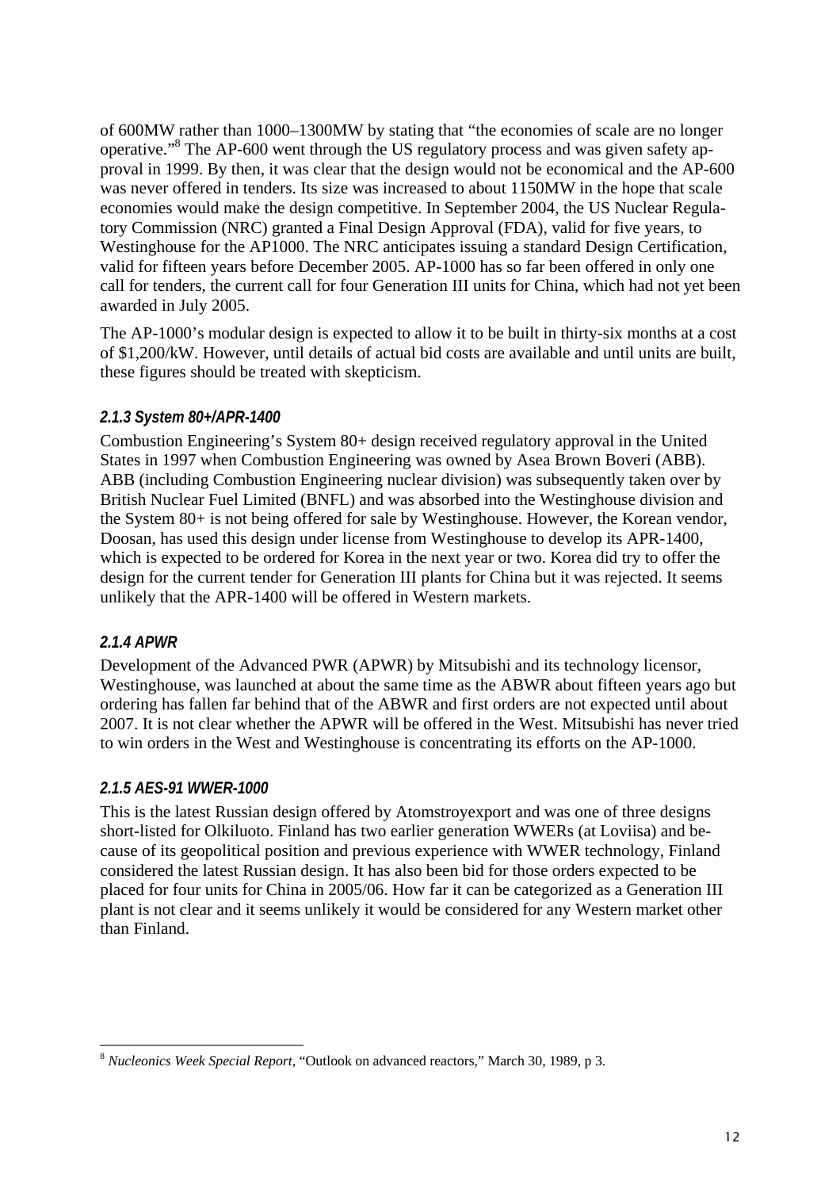of 600MW rather than 1000–1300MW by stating that "the economies of scale are no longer operative."[8] The AP-600 went through the US regulatory process and was given safety approval in 1999. By then, it was clear that the design would not be economical and the AP-600 was never offered in tenders. Its size was increased to about 1150MW in the hope that scale economies would make the design competitive. In September 2004, the US Nuclear Regulatory Commission (NRC) granted a Final Design Approval (FDA), valid for five years, to Westinghouse for the AP1000. The NRC anticipates issuing a standard Design Certification, valid for fifteen years before December 2005. AP-1000 has so far been offered in only one call for tenders, the current call for four Generation III units for China, which had not yet been awarded in July 2005.

The AP-1000's modular design is expected to allow it to be built in thirty-six months at a cost of $1,200/kW. However, until details of actual bid costs are available and until units are built, these figures should be treated with skepticism.

#### *2.1.3 System 80+/APR-1400*

Combustion Engineering's System 80+ design received regulatory approval in the United States in 1997 when Combustion Engineering was owned by Asea Brown Boveri (ABB). ABB (including Combustion Engineering nuclear division) was subsequently taken over by British Nuclear Fuel Limited (BNFL) and was absorbed into the Westinghouse division and the System 80+ is not being offered for sale by Westinghouse. However, the Korean vendor, Doosan, has used this design under license from Westinghouse to develop its APR-1400, which is expected to be ordered for Korea in the next year or two. Korea did try to offer the design for the current tender for Generation III plants for China but it was rejected. It seems unlikely that the APR-1400 will be offered in Western markets.

#### *2.1.4 APWR*

Development of the Advanced PWR (APWR) by Mitsubishi and its technology licensor, Westinghouse, was launched at about the same time as the ABWR about fifteen years ago but ordering has fallen far behind that of the ABWR and first orders are not expected until about 2007. It is not clear whether the APWR will be offered in the West. Mitsubishi has never tried to win orders in the West and Westinghouse is concentrating its efforts on the AP-1000.

#### *2.1.5 AES-91 WWER-1000*

This is the latest Russian design offered by Atomstroyexport and was one of three designs short-listed for Olkiluoto. Finland has two earlier generation WWERs (at Loviisa) and because of its geopolitical position and previous experience with WWER technology, Finland considered the latest Russian design. It has also been bid for those orders expected to be placed for four units for China in 2005/06. How far it can be categorized as a Generation III plant is not clear and it seems unlikely it would be considered for any Western market other than Finland.

---

[8] *Nucleonics Week Special Report*, "Outlook on advanced reactors," March 30, 1989, p 3.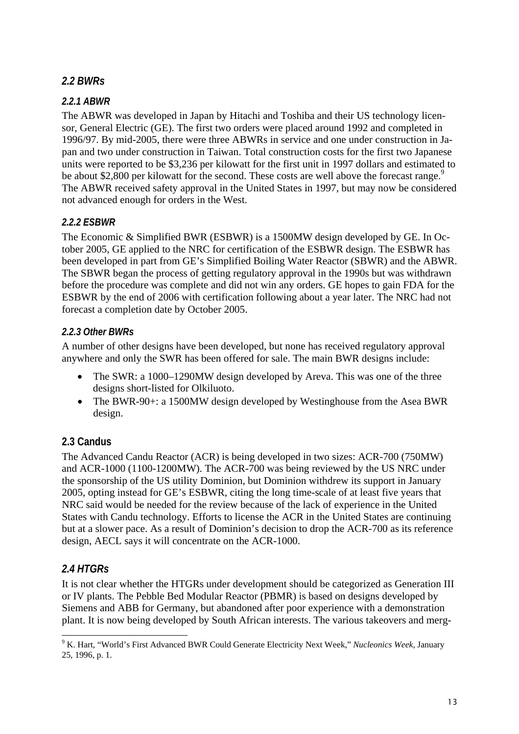## *2.2 BWRs*

### *2.2.1 ABWR*

The ABWR was developed in Japan by Hitachi and Toshiba and their US technology licensor, General Electric (GE). The first two orders were placed around 1992 and completed in 1996/97. By mid-2005, there were three ABWRs in service and one under construction in Japan and two under construction in Taiwan. Total construction costs for the first two Japanese units were reported to be $3,236 per kilowatt for the first unit in 1997 dollars and estimated to be about $2,800 per kilowatt for the second. These costs are well above the forecast range.[9] The ABWR received safety approval in the United States in 1997, but may now be considered not advanced enough for orders in the West.

### *2.2.2 ESBWR*

The Economic & Simplified BWR (ESBWR) is a 1500MW design developed by GE. In October 2005, GE applied to the NRC for certification of the ESBWR design. The ESBWR has been developed in part from GE's Simplified Boiling Water Reactor (SBWR) and the ABWR. The SBWR began the process of getting regulatory approval in the 1990s but was withdrawn before the procedure was complete and did not win any orders. GE hopes to gain FDA for the ESBWR by the end of 2006 with certification following about a year later. The NRC had not forecast a completion date by October 2005.

### *2.2.3 Other BWRs*

A number of other designs have been developed, but none has received regulatory approval anywhere and only the SWR has been offered for sale. The main BWR designs include:

- The SWR: a 1000–1290MW design developed by Areva. This was one of the three designs short-listed for Olkiluoto.
- The BWR-90+: a 1500MW design developed by Westinghouse from the Asea BWR design.

## 2.3 Candus

The Advanced Candu Reactor (ACR) is being developed in two sizes: ACR-700 (750MW) and ACR-1000 (1100-1200MW). The ACR-700 was being reviewed by the US NRC under the sponsorship of the US utility Dominion, but Dominion withdrew its support in January 2005, opting instead for GE's ESBWR, citing the long time-scale of at least five years that NRC said would be needed for the review because of the lack of experience in the United States with Candu technology. Efforts to license the ACR in the United States are continuing but at a slower pace. As a result of Dominion's decision to drop the ACR-700 as its reference design, AECL says it will concentrate on the ACR-1000.

## *2.4 HTGRs*

It is not clear whether the HTGRs under development should be categorized as Generation III or IV plants. The Pebble Bed Modular Reactor (PBMR) is based on designs developed by Siemens and ABB for Germany, but abandoned after poor experience with a demonstration plant. It is now being developed by South African interests. The various takeovers and merg-

---

[9] K. Hart, "World's First Advanced BWR Could Generate Electricity Next Week," *Nucleonics Week*, January 25, 1996, p. 1.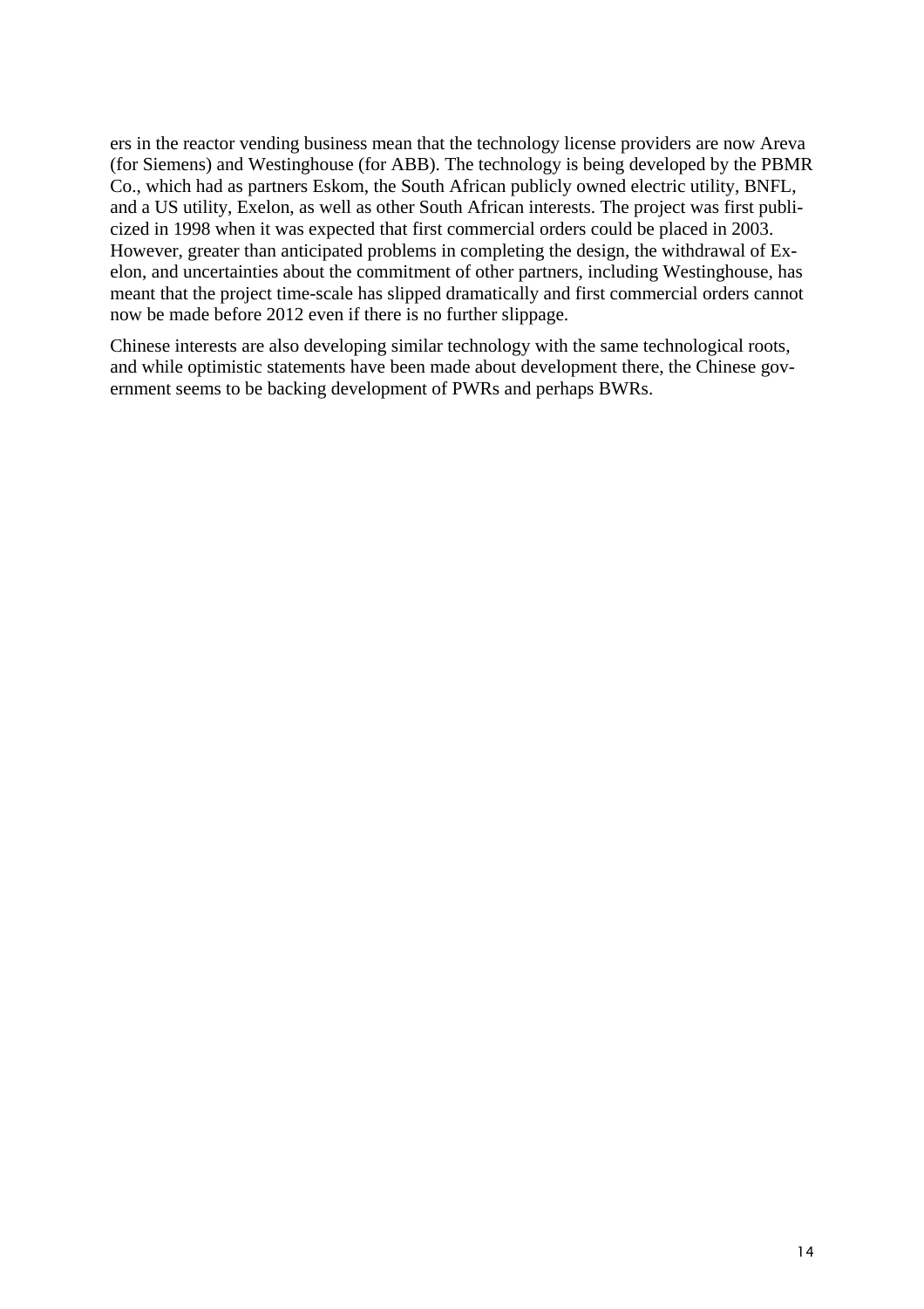ers in the reactor vending business mean that the technology license providers are now Areva (for Siemens) and Westinghouse (for ABB). The technology is being developed by the PBMR Co., which had as partners Eskom, the South African publicly owned electric utility, BNFL, and a US utility, Exelon, as well as other South African interests. The project was first publicized in 1998 when it was expected that first commercial orders could be placed in 2003. However, greater than anticipated problems in completing the design, the withdrawal of Exelon, and uncertainties about the commitment of other partners, including Westinghouse, has meant that the project time-scale has slipped dramatically and first commercial orders cannot now be made before 2012 even if there is no further slippage.

Chinese interests are also developing similar technology with the same technological roots, and while optimistic statements have been made about development there, the Chinese government seems to be backing development of PWRs and perhaps BWRs.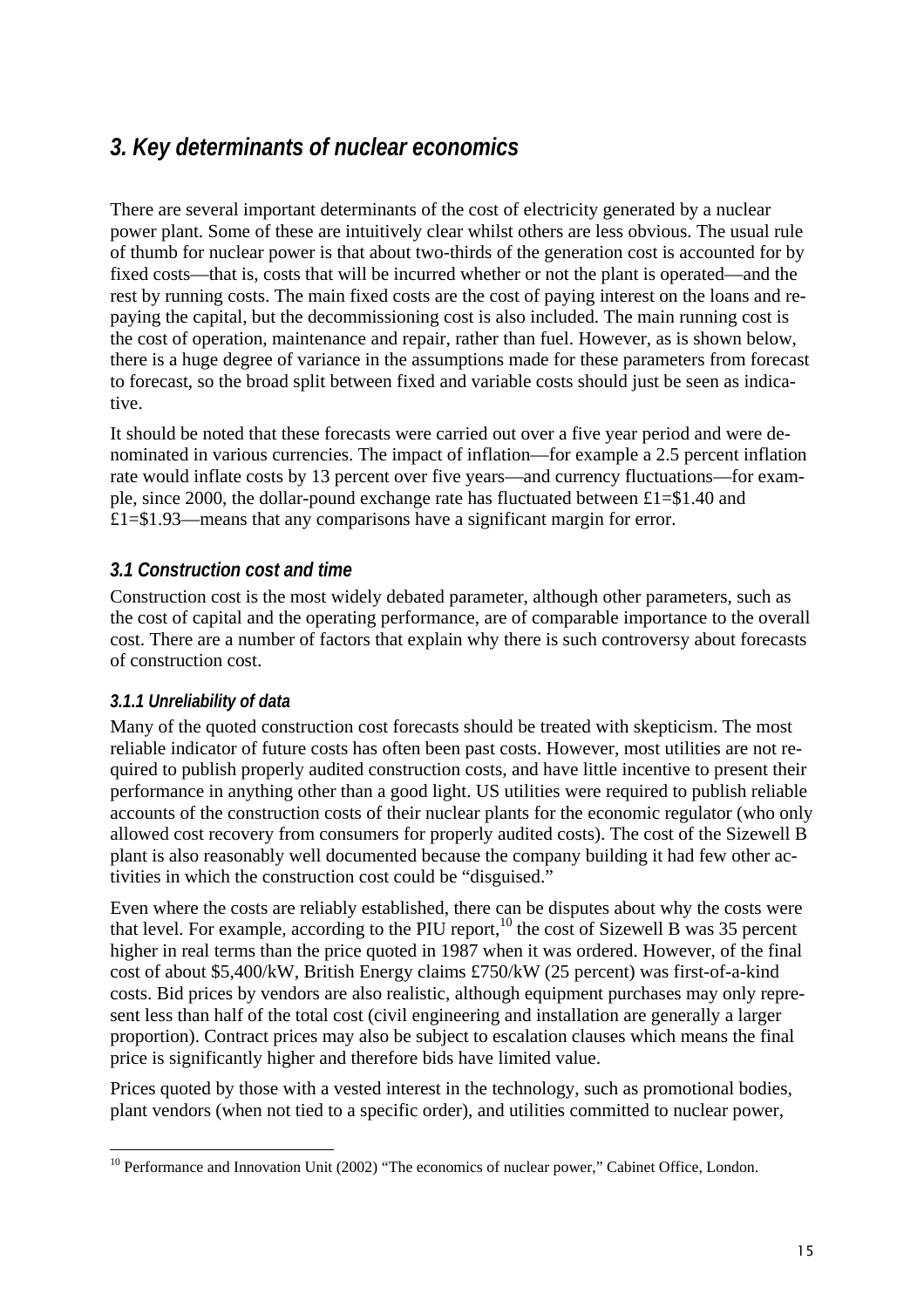## 3. Key determinants of nuclear economics

There are several important determinants of the cost of electricity generated by a nuclear power plant. Some of these are intuitively clear whilst others are less obvious. The usual rule of thumb for nuclear power is that about two-thirds of the generation cost is accounted for by fixed costs—that is, costs that will be incurred whether or not the plant is operated—and the rest by running costs. The main fixed costs are the cost of paying interest on the loans and repaying the capital, but the decommissioning cost is also included. The main running cost is the cost of operation, maintenance and repair, rather than fuel. However, as is shown below, there is a huge degree of variance in the assumptions made for these parameters from forecast to forecast, so the broad split between fixed and variable costs should just be seen as indicative.

It should be noted that these forecasts were carried out over a five year period and were denominated in various currencies. The impact of inflation—for example a 2.5 percent inflation rate would inflate costs by 13 percent over five years—and currency fluctuations—for example, since 2000, the dollar-pound exchange rate has fluctuated between £1=\$1.40 and £1=\$1.93—means that any comparisons have a significant margin for error.

### 3.1 Construction cost and time

Construction cost is the most widely debated parameter, although other parameters, such as the cost of capital and the operating performance, are of comparable importance to the overall cost. There are a number of factors that explain why there is such controversy about forecasts of construction cost.

#### 3.1.1 Unreliability of data

Many of the quoted construction cost forecasts should be treated with skepticism. The most reliable indicator of future costs has often been past costs. However, most utilities are not required to publish properly audited construction costs, and have little incentive to present their performance in anything other than a good light. US utilities were required to publish reliable accounts of the construction costs of their nuclear plants for the economic regulator (who only allowed cost recovery from consumers for properly audited costs). The cost of the Sizewell B plant is also reasonably well documented because the company building it had few other activities in which the construction cost could be "disguised."

Even where the costs are reliably established, there can be disputes about why the costs were that level. For example, according to the PIU report,[10] the cost of Sizewell B was 35 percent higher in real terms than the price quoted in 1987 when it was ordered. However, of the final cost of about \$5,400/kW, British Energy claims £750/kW (25 percent) was first-of-a-kind costs. Bid prices by vendors are also realistic, although equipment purchases may only represent less than half of the total cost (civil engineering and installation are generally a larger proportion). Contract prices may also be subject to escalation clauses which means the final price is significantly higher and therefore bids have limited value.

Prices quoted by those with a vested interest in the technology, such as promotional bodies, plant vendors (when not tied to a specific order), and utilities committed to nuclear power,

[10] Performance and Innovation Unit (2002) "The economics of nuclear power," Cabinet Office, London.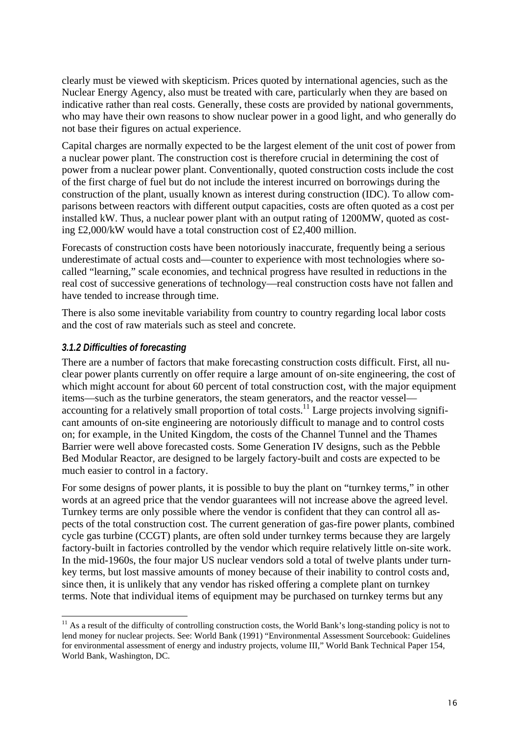clearly must be viewed with skepticism. Prices quoted by international agencies, such as the Nuclear Energy Agency, also must be treated with care, particularly when they are based on indicative rather than real costs. Generally, these costs are provided by national governments, who may have their own reasons to show nuclear power in a good light, and who generally do not base their figures on actual experience.

Capital charges are normally expected to be the largest element of the unit cost of power from a nuclear power plant. The construction cost is therefore crucial in determining the cost of power from a nuclear power plant. Conventionally, quoted construction costs include the cost of the first charge of fuel but do not include the interest incurred on borrowings during the construction of the plant, usually known as interest during construction (IDC). To allow comparisons between reactors with different output capacities, costs are often quoted as a cost per installed kW. Thus, a nuclear power plant with an output rating of 1200MW, quoted as costing £2,000/kW would have a total construction cost of £2,400 million.

Forecasts of construction costs have been notoriously inaccurate, frequently being a serious underestimate of actual costs and—counter to experience with most technologies where so-called "learning," scale economies, and technical progress have resulted in reductions in the real cost of successive generations of technology—real construction costs have not fallen and have tended to increase through time.

There is also some inevitable variability from country to country regarding local labor costs and the cost of raw materials such as steel and concrete.

### *3.1.2 Difficulties of forecasting*

There are a number of factors that make forecasting construction costs difficult. First, all nuclear power plants currently on offer require a large amount of on-site engineering, the cost of which might account for about 60 percent of total construction cost, with the major equipment items—such as the turbine generators, the steam generators, and the reactor vessel—accounting for a relatively small proportion of total costs.[11] Large projects involving significant amounts of on-site engineering are notoriously difficult to manage and to control costs on; for example, in the United Kingdom, the costs of the Channel Tunnel and the Thames Barrier were well above forecasted costs. Some Generation IV designs, such as the Pebble Bed Modular Reactor, are designed to be largely factory-built and costs are expected to be much easier to control in a factory.

For some designs of power plants, it is possible to buy the plant on "turnkey terms," in other words at an agreed price that the vendor guarantees will not increase above the agreed level. Turnkey terms are only possible where the vendor is confident that they can control all aspects of the total construction cost. The current generation of gas-fire power plants, combined cycle gas turbine (CCGT) plants, are often sold under turnkey terms because they are largely factory-built in factories controlled by the vendor which require relatively little on-site work. In the mid-1960s, the four major US nuclear vendors sold a total of twelve plants under turnkey terms, but lost massive amounts of money because of their inability to control costs and, since then, it is unlikely that any vendor has risked offering a complete plant on turnkey terms. Note that individual items of equipment may be purchased on turnkey terms but any

---

[11] As a result of the difficulty of controlling construction costs, the World Bank's long-standing policy is not to lend money for nuclear projects. See: World Bank (1991) "Environmental Assessment Sourcebook: Guidelines for environmental assessment of energy and industry projects, volume III," World Bank Technical Paper 154, World Bank, Washington, DC.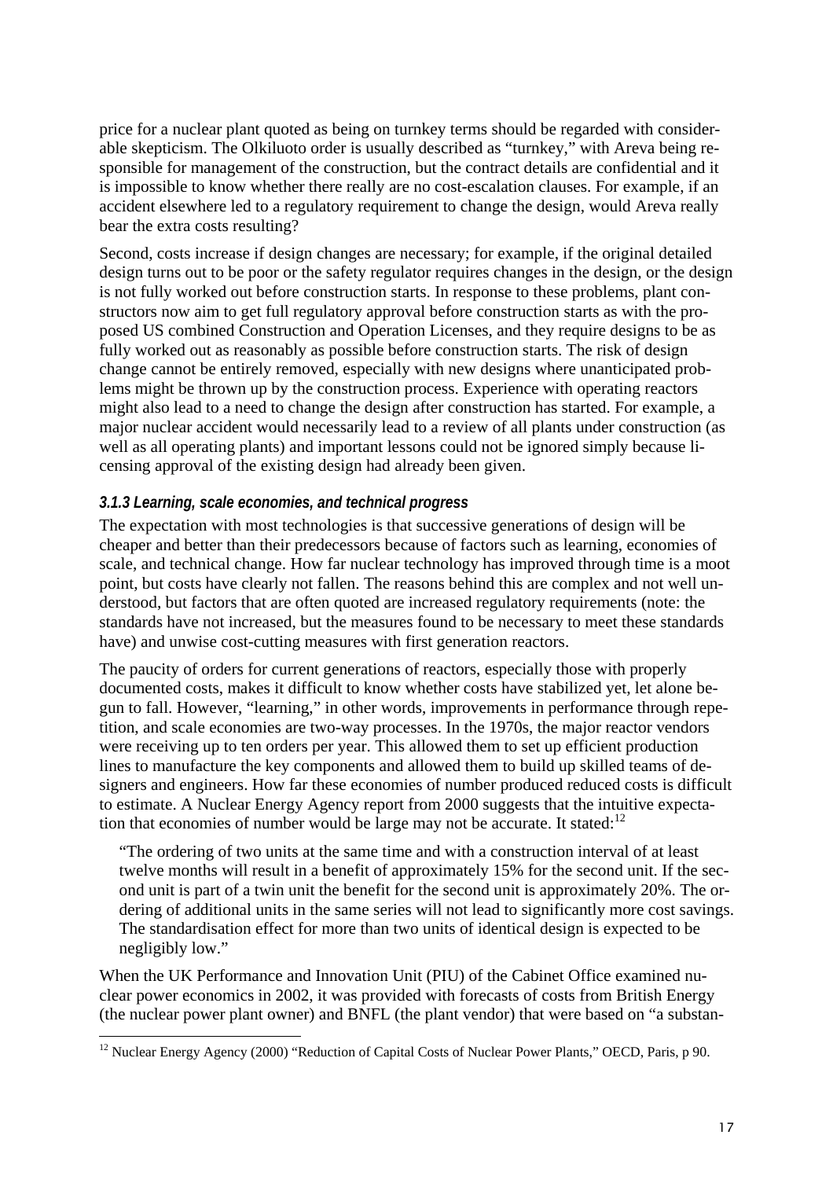price for a nuclear plant quoted as being on turnkey terms should be regarded with considerable skepticism. The Olkiluoto order is usually described as "turnkey," with Areva being responsible for management of the construction, but the contract details are confidential and it is impossible to know whether there really are no cost-escalation clauses. For example, if an accident elsewhere led to a regulatory requirement to change the design, would Areva really bear the extra costs resulting?

Second, costs increase if design changes are necessary; for example, if the original detailed design turns out to be poor or the safety regulator requires changes in the design, or the design is not fully worked out before construction starts. In response to these problems, plant constructors now aim to get full regulatory approval before construction starts as with the proposed US combined Construction and Operation Licenses, and they require designs to be as fully worked out as reasonably as possible before construction starts. The risk of design change cannot be entirely removed, especially with new designs where unanticipated problems might be thrown up by the construction process. Experience with operating reactors might also lead to a need to change the design after construction has started. For example, a major nuclear accident would necessarily lead to a review of all plants under construction (as well as all operating plants) and important lessons could not be ignored simply because licensing approval of the existing design had already been given.

### *3.1.3 Learning, scale economies, and technical progress*

The expectation with most technologies is that successive generations of design will be cheaper and better than their predecessors because of factors such as learning, economies of scale, and technical change. How far nuclear technology has improved through time is a moot point, but costs have clearly not fallen. The reasons behind this are complex and not well understood, but factors that are often quoted are increased regulatory requirements (note: the standards have not increased, but the measures found to be necessary to meet these standards have) and unwise cost-cutting measures with first generation reactors.

The paucity of orders for current generations of reactors, especially those with properly documented costs, makes it difficult to know whether costs have stabilized yet, let alone begun to fall. However, "learning," in other words, improvements in performance through repetition, and scale economies are two-way processes. In the 1970s, the major reactor vendors were receiving up to ten orders per year. This allowed them to set up efficient production lines to manufacture the key components and allowed them to build up skilled teams of designers and engineers. How far these economies of number produced reduced costs is difficult to estimate. A Nuclear Energy Agency report from 2000 suggests that the intuitive expectation that economies of number would be large may not be accurate. It stated:[12]

> "The ordering of two units at the same time and with a construction interval of at least twelve months will result in a benefit of approximately 15% for the second unit. If the second unit is part of a twin unit the benefit for the second unit is approximately 20%. The ordering of additional units in the same series will not lead to significantly more cost savings. The standardisation effect for more than two units of identical design is expected to be negligibly low."

When the UK Performance and Innovation Unit (PIU) of the Cabinet Office examined nuclear power economics in 2002, it was provided with forecasts of costs from British Energy (the nuclear power plant owner) and BNFL (the plant vendor) that were based on "a substan-

[12] Nuclear Energy Agency (2000) "Reduction of Capital Costs of Nuclear Power Plants," OECD, Paris, p 90.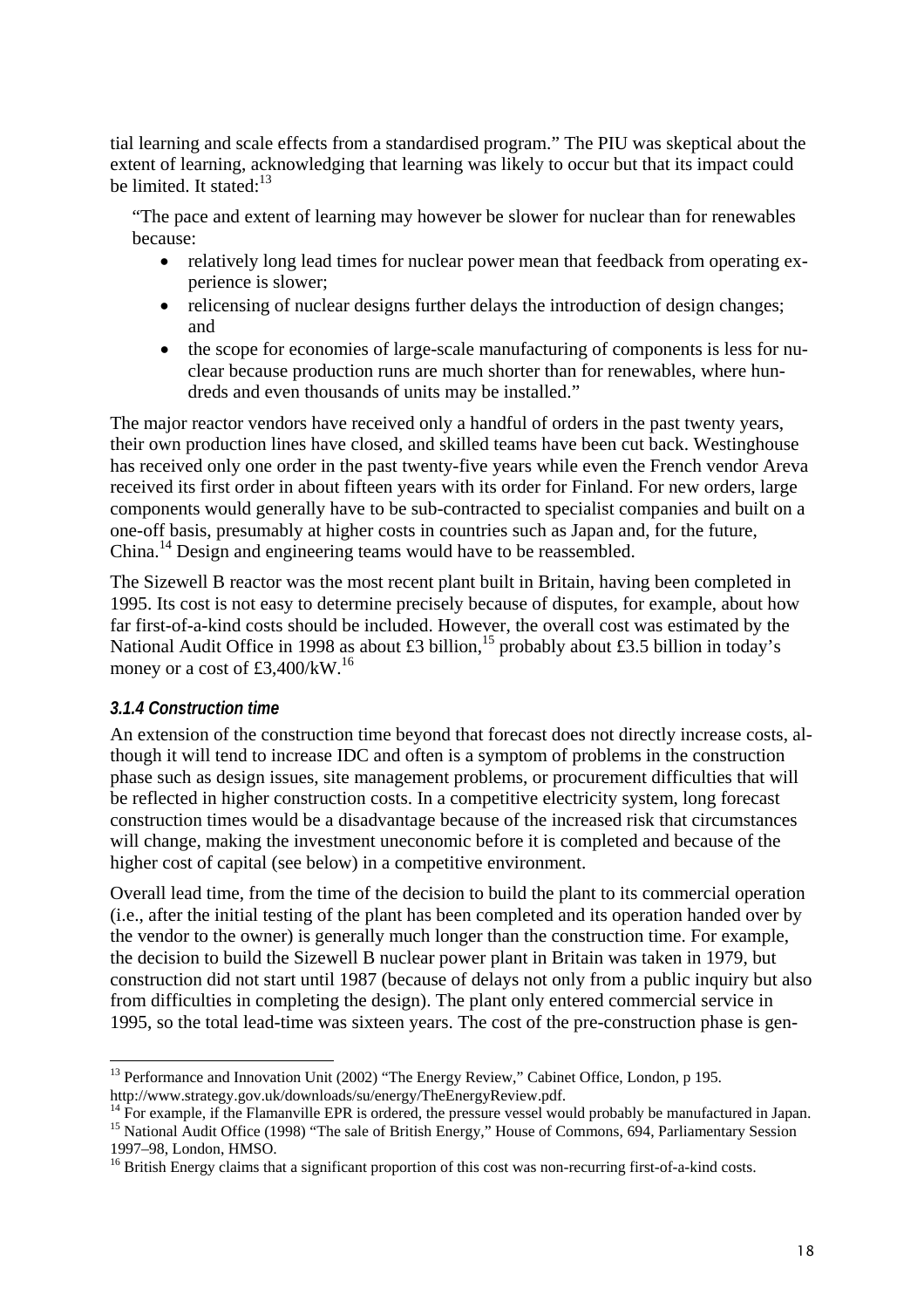tial learning and scale effects from a standardised program." The PIU was skeptical about the extent of learning, acknowledging that learning was likely to occur but that its impact could be limited. It stated:[13]

> "The pace and extent of learning may however be slower for nuclear than for renewables because:
>
> - relatively long lead times for nuclear power mean that feedback from operating experience is slower;
> - relicensing of nuclear designs further delays the introduction of design changes; and
> - the scope for economies of large-scale manufacturing of components is less for nuclear because production runs are much shorter than for renewables, where hundreds and even thousands of units may be installed."

The major reactor vendors have received only a handful of orders in the past twenty years, their own production lines have closed, and skilled teams have been cut back. Westinghouse has received only one order in the past twenty-five years while even the French vendor Areva received its first order in about fifteen years with its order for Finland. For new orders, large components would generally have to be sub-contracted to specialist companies and built on a one-off basis, presumably at higher costs in countries such as Japan and, for the future, China.[14] Design and engineering teams would have to be reassembled.

The Sizewell B reactor was the most recent plant built in Britain, having been completed in 1995. Its cost is not easy to determine precisely because of disputes, for example, about how far first-of-a-kind costs should be included. However, the overall cost was estimated by the National Audit Office in 1998 as about £3 billion,[15] probably about £3.5 billion in today's money or a cost of £3,400/kW.[16]

### *3.1.4 Construction time*

An extension of the construction time beyond that forecast does not directly increase costs, although it will tend to increase IDC and often is a symptom of problems in the construction phase such as design issues, site management problems, or procurement difficulties that will be reflected in higher construction costs. In a competitive electricity system, long forecast construction times would be a disadvantage because of the increased risk that circumstances will change, making the investment uneconomic before it is completed and because of the higher cost of capital (see below) in a competitive environment.

Overall lead time, from the time of the decision to build the plant to its commercial operation (i.e., after the initial testing of the plant has been completed and its operation handed over by the vendor to the owner) is generally much longer than the construction time. For example, the decision to build the Sizewell B nuclear power plant in Britain was taken in 1979, but construction did not start until 1987 (because of delays not only from a public inquiry but also from difficulties in completing the design). The plant only entered commercial service in 1995, so the total lead-time was sixteen years. The cost of the pre-construction phase is gen-

---

[13] Performance and Innovation Unit (2002) "The Energy Review," Cabinet Office, London, p 195. http://www.strategy.gov.uk/downloads/su/energy/TheEnergyReview.pdf.

[14] For example, if the Flamanville EPR is ordered, the pressure vessel would probably be manufactured in Japan.

[15] National Audit Office (1998) "The sale of British Energy," House of Commons, 694, Parliamentary Session 1997–98, London, HMSO.

[16] British Energy claims that a significant proportion of this cost was non-recurring first-of-a-kind costs.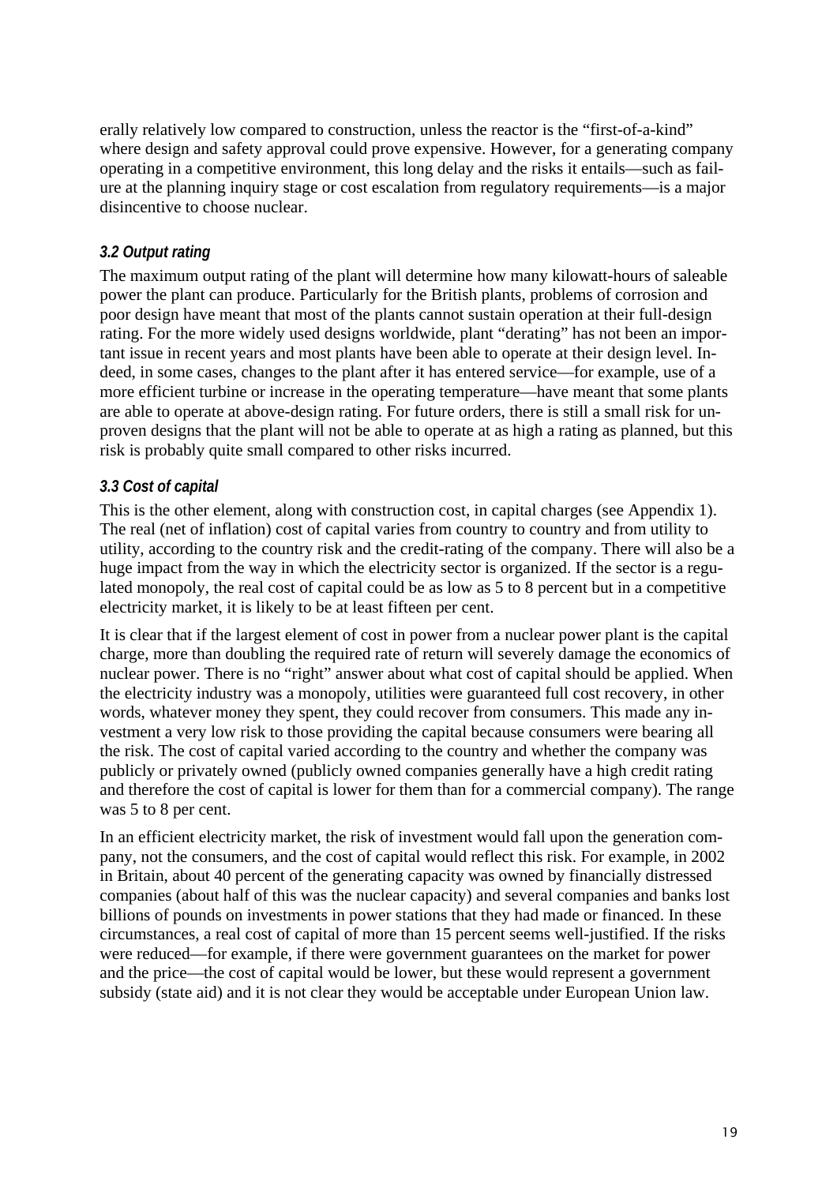erally relatively low compared to construction, unless the reactor is the "first-of-a-kind" where design and safety approval could prove expensive. However, for a generating company operating in a competitive environment, this long delay and the risks it entails—such as failure at the planning inquiry stage or cost escalation from regulatory requirements—is a major disincentive to choose nuclear.

### *3.2 Output rating*

The maximum output rating of the plant will determine how many kilowatt-hours of saleable power the plant can produce. Particularly for the British plants, problems of corrosion and poor design have meant that most of the plants cannot sustain operation at their full-design rating. For the more widely used designs worldwide, plant "derating" has not been an important issue in recent years and most plants have been able to operate at their design level. Indeed, in some cases, changes to the plant after it has entered service—for example, use of a more efficient turbine or increase in the operating temperature—have meant that some plants are able to operate at above-design rating. For future orders, there is still a small risk for unproven designs that the plant will not be able to operate at as high a rating as planned, but this risk is probably quite small compared to other risks incurred.

### *3.3 Cost of capital*

This is the other element, along with construction cost, in capital charges (see Appendix 1). The real (net of inflation) cost of capital varies from country to country and from utility to utility, according to the country risk and the credit-rating of the company. There will also be a huge impact from the way in which the electricity sector is organized. If the sector is a regulated monopoly, the real cost of capital could be as low as 5 to 8 percent but in a competitive electricity market, it is likely to be at least fifteen per cent.

It is clear that if the largest element of cost in power from a nuclear power plant is the capital charge, more than doubling the required rate of return will severely damage the economics of nuclear power. There is no "right" answer about what cost of capital should be applied. When the electricity industry was a monopoly, utilities were guaranteed full cost recovery, in other words, whatever money they spent, they could recover from consumers. This made any investment a very low risk to those providing the capital because consumers were bearing all the risk. The cost of capital varied according to the country and whether the company was publicly or privately owned (publicly owned companies generally have a high credit rating and therefore the cost of capital is lower for them than for a commercial company). The range was 5 to 8 per cent.

In an efficient electricity market, the risk of investment would fall upon the generation company, not the consumers, and the cost of capital would reflect this risk. For example, in 2002 in Britain, about 40 percent of the generating capacity was owned by financially distressed companies (about half of this was the nuclear capacity) and several companies and banks lost billions of pounds on investments in power stations that they had made or financed. In these circumstances, a real cost of capital of more than 15 percent seems well-justified. If the risks were reduced—for example, if there were government guarantees on the market for power and the price—the cost of capital would be lower, but these would represent a government subsidy (state aid) and it is not clear they would be acceptable under European Union law.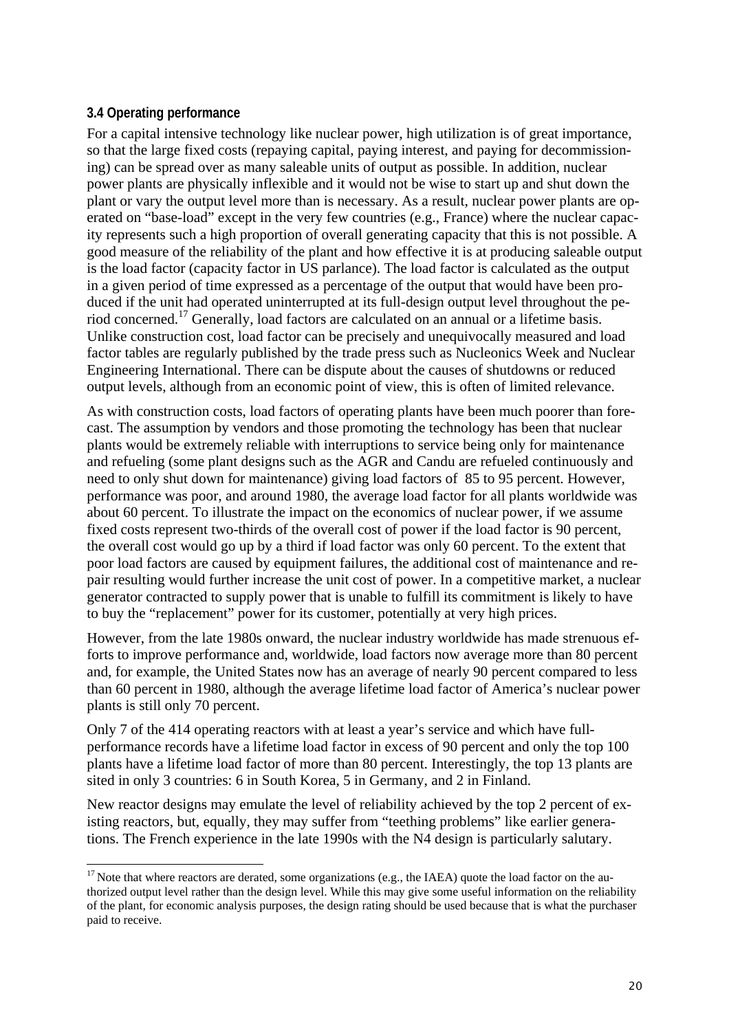### 3.4 Operating performance

For a capital intensive technology like nuclear power, high utilization is of great importance, so that the large fixed costs (repaying capital, paying interest, and paying for decommissioning) can be spread over as many saleable units of output as possible. In addition, nuclear power plants are physically inflexible and it would not be wise to start up and shut down the plant or vary the output level more than is necessary. As a result, nuclear power plants are operated on "base-load" except in the very few countries (e.g., France) where the nuclear capacity represents such a high proportion of overall generating capacity that this is not possible. A good measure of the reliability of the plant and how effective it is at producing saleable output is the load factor (capacity factor in US parlance). The load factor is calculated as the output in a given period of time expressed as a percentage of the output that would have been produced if the unit had operated uninterrupted at its full-design output level throughout the period concerned.[17] Generally, load factors are calculated on an annual or a lifetime basis. Unlike construction cost, load factor can be precisely and unequivocally measured and load factor tables are regularly published by the trade press such as Nucleonics Week and Nuclear Engineering International. There can be dispute about the causes of shutdowns or reduced output levels, although from an economic point of view, this is often of limited relevance.

As with construction costs, load factors of operating plants have been much poorer than forecast. The assumption by vendors and those promoting the technology has been that nuclear plants would be extremely reliable with interruptions to service being only for maintenance and refueling (some plant designs such as the AGR and Candu are refueled continuously and need to only shut down for maintenance) giving load factors of 85 to 95 percent. However, performance was poor, and around 1980, the average load factor for all plants worldwide was about 60 percent. To illustrate the impact on the economics of nuclear power, if we assume fixed costs represent two-thirds of the overall cost of power if the load factor is 90 percent, the overall cost would go up by a third if load factor was only 60 percent. To the extent that poor load factors are caused by equipment failures, the additional cost of maintenance and repair resulting would further increase the unit cost of power. In a competitive market, a nuclear generator contracted to supply power that is unable to fulfill its commitment is likely to have to buy the "replacement" power for its customer, potentially at very high prices.

However, from the late 1980s onward, the nuclear industry worldwide has made strenuous efforts to improve performance and, worldwide, load factors now average more than 80 percent and, for example, the United States now has an average of nearly 90 percent compared to less than 60 percent in 1980, although the average lifetime load factor of America's nuclear power plants is still only 70 percent.

Only 7 of the 414 operating reactors with at least a year's service and which have full-performance records have a lifetime load factor in excess of 90 percent and only the top 100 plants have a lifetime load factor of more than 80 percent. Interestingly, the top 13 plants are sited in only 3 countries: 6 in South Korea, 5 in Germany, and 2 in Finland.

New reactor designs may emulate the level of reliability achieved by the top 2 percent of existing reactors, but, equally, they may suffer from "teething problems" like earlier generations. The French experience in the late 1990s with the N4 design is particularly salutary.

---

[17] Note that where reactors are derated, some organizations (e.g., the IAEA) quote the load factor on the authorized output level rather than the design level. While this may give some useful information on the reliability of the plant, for economic analysis purposes, the design rating should be used because that is what the purchaser paid to receive.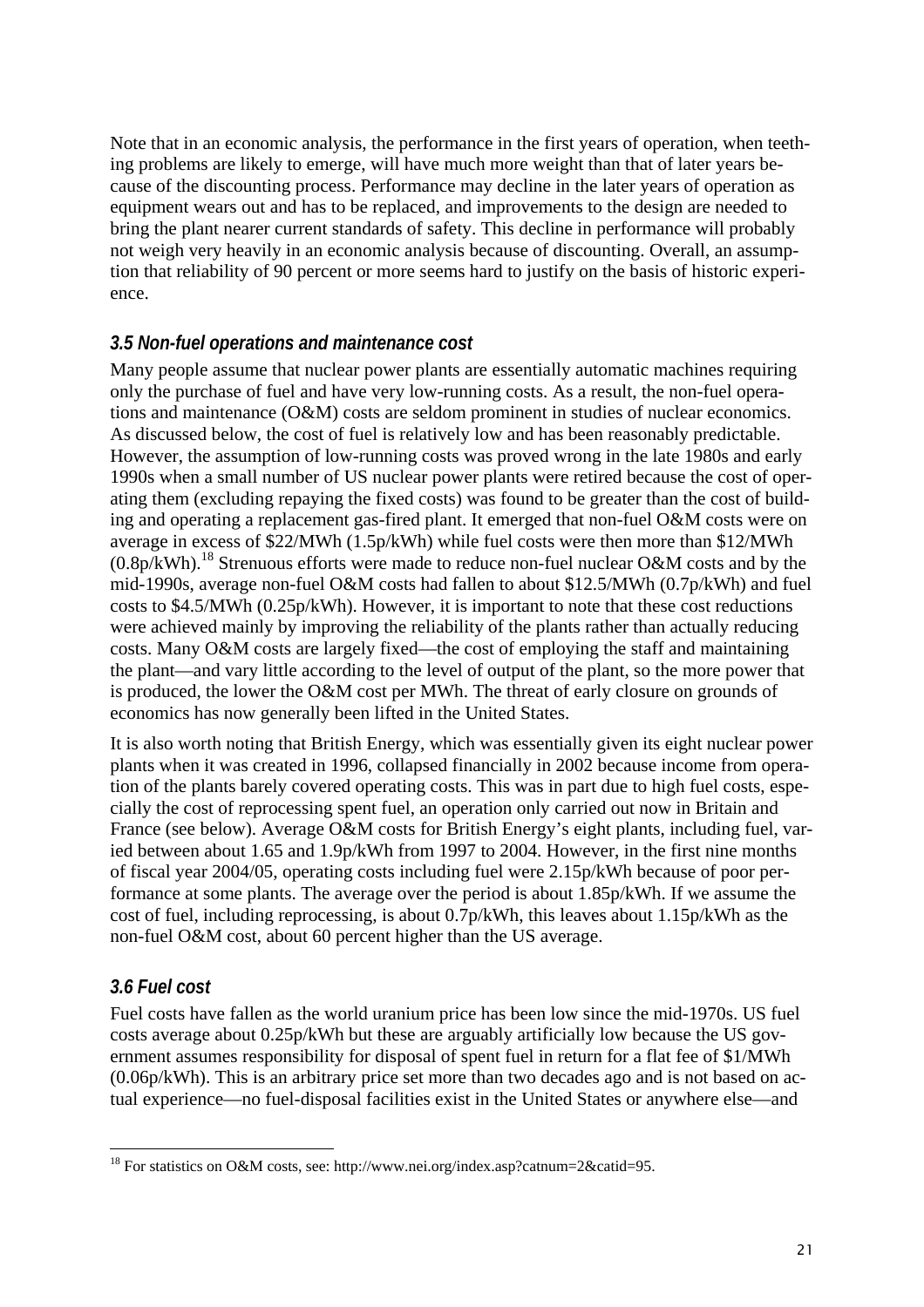Note that in an economic analysis, the performance in the first years of operation, when teething problems are likely to emerge, will have much more weight than that of later years because of the discounting process. Performance may decline in the later years of operation as equipment wears out and has to be replaced, and improvements to the design are needed to bring the plant nearer current standards of safety. This decline in performance will probably not weigh very heavily in an economic analysis because of discounting. Overall, an assumption that reliability of 90 percent or more seems hard to justify on the basis of historic experience.

### *3.5 Non-fuel operations and maintenance cost*

Many people assume that nuclear power plants are essentially automatic machines requiring only the purchase of fuel and have very low-running costs. As a result, the non-fuel operations and maintenance (O&M) costs are seldom prominent in studies of nuclear economics. As discussed below, the cost of fuel is relatively low and has been reasonably predictable. However, the assumption of low-running costs was proved wrong in the late 1980s and early 1990s when a small number of US nuclear power plants were retired because the cost of operating them (excluding repaying the fixed costs) was found to be greater than the cost of building and operating a replacement gas-fired plant. It emerged that non-fuel O&M costs were on average in excess of $22/MWh (1.5p/kWh) while fuel costs were then more than $12/MWh (0.8p/kWh).[18] Strenuous efforts were made to reduce non-fuel nuclear O&M costs and by the mid-1990s, average non-fuel O&M costs had fallen to about $12.5/MWh (0.7p/kWh) and fuel costs to $4.5/MWh (0.25p/kWh). However, it is important to note that these cost reductions were achieved mainly by improving the reliability of the plants rather than actually reducing costs. Many O&M costs are largely fixed—the cost of employing the staff and maintaining the plant—and vary little according to the level of output of the plant, so the more power that is produced, the lower the O&M cost per MWh. The threat of early closure on grounds of economics has now generally been lifted in the United States.

It is also worth noting that British Energy, which was essentially given its eight nuclear power plants when it was created in 1996, collapsed financially in 2002 because income from operation of the plants barely covered operating costs. This was in part due to high fuel costs, especially the cost of reprocessing spent fuel, an operation only carried out now in Britain and France (see below). Average O&M costs for British Energy's eight plants, including fuel, varied between about 1.65 and 1.9p/kWh from 1997 to 2004. However, in the first nine months of fiscal year 2004/05, operating costs including fuel were 2.15p/kWh because of poor performance at some plants. The average over the period is about 1.85p/kWh. If we assume the cost of fuel, including reprocessing, is about 0.7p/kWh, this leaves about 1.15p/kWh as the non-fuel O&M cost, about 60 percent higher than the US average.

### *3.6 Fuel cost*

Fuel costs have fallen as the world uranium price has been low since the mid-1970s. US fuel costs average about 0.25p/kWh but these are arguably artificially low because the US government assumes responsibility for disposal of spent fuel in return for a flat fee of $1/MWh (0.06p/kWh). This is an arbitrary price set more than two decades ago and is not based on actual experience—no fuel-disposal facilities exist in the United States or anywhere else—and

[18] For statistics on O&M costs, see: http://www.nei.org/index.asp?catnum=2&catid=95.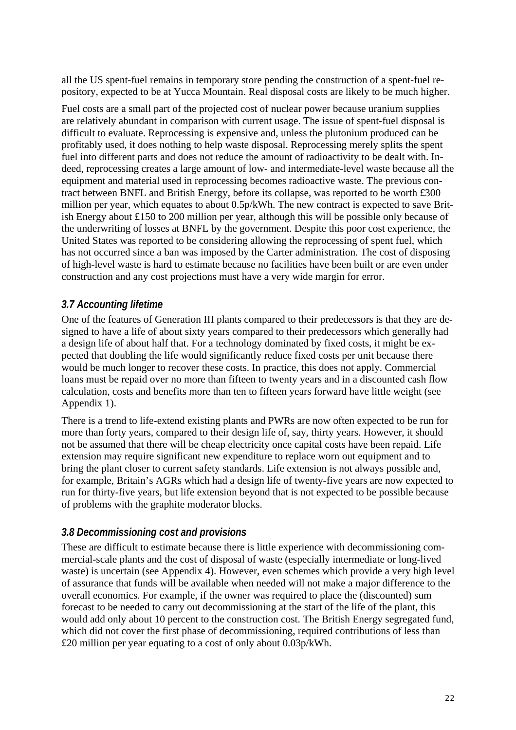all the US spent-fuel remains in temporary store pending the construction of a spent-fuel repository, expected to be at Yucca Mountain. Real disposal costs are likely to be much higher.

Fuel costs are a small part of the projected cost of nuclear power because uranium supplies are relatively abundant in comparison with current usage. The issue of spent-fuel disposal is difficult to evaluate. Reprocessing is expensive and, unless the plutonium produced can be profitably used, it does nothing to help waste disposal. Reprocessing merely splits the spent fuel into different parts and does not reduce the amount of radioactivity to be dealt with. Indeed, reprocessing creates a large amount of low- and intermediate-level waste because all the equipment and material used in reprocessing becomes radioactive waste. The previous contract between BNFL and British Energy, before its collapse, was reported to be worth £300 million per year, which equates to about 0.5p/kWh. The new contract is expected to save British Energy about £150 to 200 million per year, although this will be possible only because of the underwriting of losses at BNFL by the government. Despite this poor cost experience, the United States was reported to be considering allowing the reprocessing of spent fuel, which has not occurred since a ban was imposed by the Carter administration. The cost of disposing of high-level waste is hard to estimate because no facilities have been built or are even under construction and any cost projections must have a very wide margin for error.

### *3.7 Accounting lifetime*

One of the features of Generation III plants compared to their predecessors is that they are designed to have a life of about sixty years compared to their predecessors which generally had a design life of about half that. For a technology dominated by fixed costs, it might be expected that doubling the life would significantly reduce fixed costs per unit because there would be much longer to recover these costs. In practice, this does not apply. Commercial loans must be repaid over no more than fifteen to twenty years and in a discounted cash flow calculation, costs and benefits more than ten to fifteen years forward have little weight (see Appendix 1).

There is a trend to life-extend existing plants and PWRs are now often expected to be run for more than forty years, compared to their design life of, say, thirty years. However, it should not be assumed that there will be cheap electricity once capital costs have been repaid. Life extension may require significant new expenditure to replace worn out equipment and to bring the plant closer to current safety standards. Life extension is not always possible and, for example, Britain's AGRs which had a design life of twenty-five years are now expected to run for thirty-five years, but life extension beyond that is not expected to be possible because of problems with the graphite moderator blocks.

### *3.8 Decommissioning cost and provisions*

These are difficult to estimate because there is little experience with decommissioning commercial-scale plants and the cost of disposal of waste (especially intermediate or long-lived waste) is uncertain (see Appendix 4). However, even schemes which provide a very high level of assurance that funds will be available when needed will not make a major difference to the overall economics. For example, if the owner was required to place the (discounted) sum forecast to be needed to carry out decommissioning at the start of the life of the plant, this would add only about 10 percent to the construction cost. The British Energy segregated fund, which did not cover the first phase of decommissioning, required contributions of less than £20 million per year equating to a cost of only about 0.03p/kWh.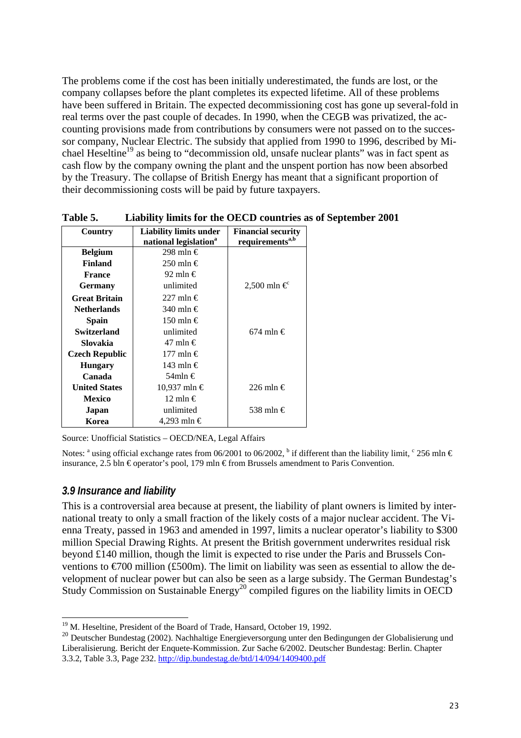The problems come if the cost has been initially underestimated, the funds are lost, or the company collapses before the plant completes its expected lifetime. All of these problems have been suffered in Britain. The expected decommissioning cost has gone up several-fold in real terms over the past couple of decades. In 1990, when the CEGB was privatized, the accounting provisions made from contributions by consumers were not passed on to the successor company, Nuclear Electric. The subsidy that applied from 1990 to 1996, described by Michael Heseltine[19] as being to "decommission old, unsafe nuclear plants" was in fact spent as cash flow by the company owning the plant and the unspent portion has now been absorbed by the Treasury. The collapse of British Energy has meant that a significant proportion of their decommissioning costs will be paid by future taxpayers.

**Table 5. Liability limits for the OECD countries as of September 2001**

| Country | Liability limits under national legislation[a] | Financial security requirements[a,b] |
|---|---|---|
| **Belgium** | 298 mln € | |
| **Finland** | 250 mln € | |
| **France** | 92 mln € | |
| **Germany** | unlimited | 2,500 mln €[c] |
| **Great Britain** | 227 mln € | |
| **Netherlands** | 340 mln € | |
| **Spain** | 150 mln € | |
| **Switzerland** | unlimited | 674 mln € |
| **Slovakia** | 47 mln € | |
| **Czech Republic** | 177 mln € | |
| **Hungary** | 143 mln € | |
| **Canada** | 54mln € | |
| **United States** | 10,937 mln € | 226 mln € |
| **Mexico** | 12 mln € | |
| **Japan** | unlimited | 538 mln € |
| **Korea** | 4,293 mln € | |

Source: Unofficial Statistics – OECD/NEA, Legal Affairs

Notes: [a] using official exchange rates from 06/2001 to 06/2002, [b] if different than the liability limit, [c] 256 mln € insurance, 2.5 bln € operator's pool, 179 mln € from Brussels amendment to Paris Convention.

### *3.9 Insurance and liability*

This is a controversial area because at present, the liability of plant owners is limited by international treaty to only a small fraction of the likely costs of a major nuclear accident. The Vienna Treaty, passed in 1963 and amended in 1997, limits a nuclear operator's liability to $300 million Special Drawing Rights. At present the British government underwrites residual risk beyond £140 million, though the limit is expected to rise under the Paris and Brussels Conventions to €700 million (£500m). The limit on liability was seen as essential to allow the development of nuclear power but can also be seen as a large subsidy. The German Bundestag's Study Commission on Sustainable Energy[20] compiled figures on the liability limits in OECD

[19] M. Heseltine, President of the Board of Trade, Hansard, October 19, 1992.

[20] Deutscher Bundestag (2002). Nachhaltige Energieversorgung unter den Bedingungen der Globalisierung und Liberalisierung. Bericht der Enquete-Kommission. Zur Sache 6/2002. Deutscher Bundestag: Berlin. Chapter 3.3.2, Table 3.3, Page 232. http://dip.bundestag.de/btd/14/094/1409400.pdf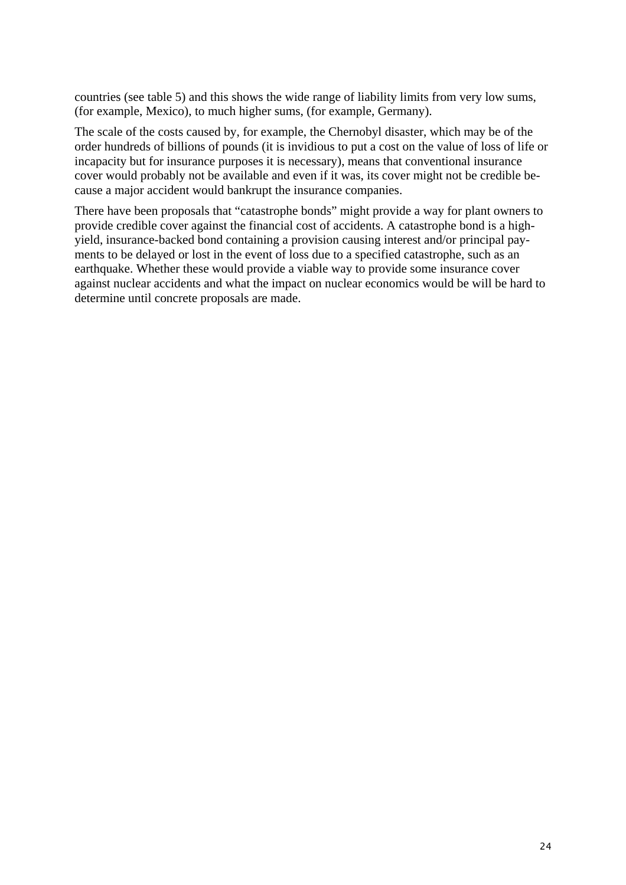countries (see table 5) and this shows the wide range of liability limits from very low sums, (for example, Mexico), to much higher sums, (for example, Germany).

The scale of the costs caused by, for example, the Chernobyl disaster, which may be of the order hundreds of billions of pounds (it is invidious to put a cost on the value of loss of life or incapacity but for insurance purposes it is necessary), means that conventional insurance cover would probably not be available and even if it was, its cover might not be credible because a major accident would bankrupt the insurance companies.

There have been proposals that "catastrophe bonds" might provide a way for plant owners to provide credible cover against the financial cost of accidents. A catastrophe bond is a high-yield, insurance-backed bond containing a provision causing interest and/or principal payments to be delayed or lost in the event of loss due to a specified catastrophe, such as an earthquake. Whether these would provide a viable way to provide some insurance cover against nuclear accidents and what the impact on nuclear economics would be will be hard to determine until concrete proposals are made.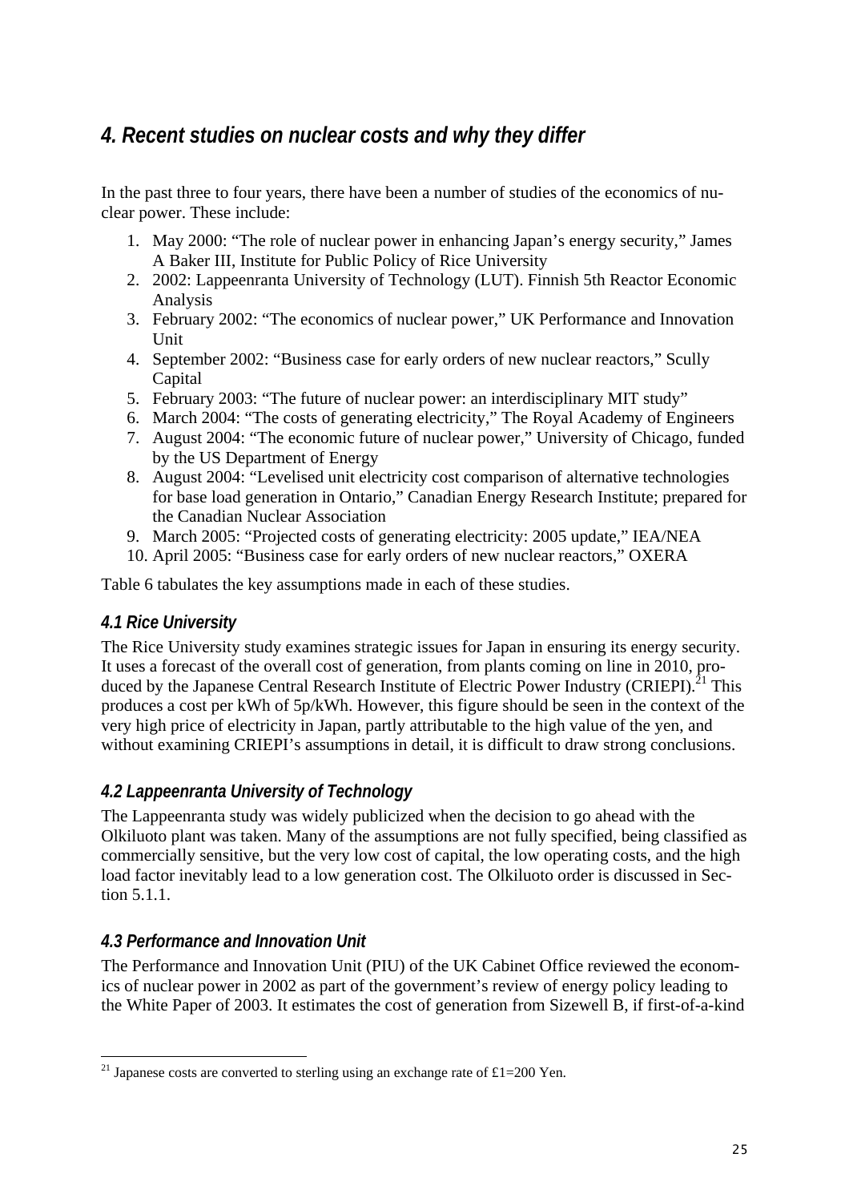## 4. Recent studies on nuclear costs and why they differ

In the past three to four years, there have been a number of studies of the economics of nuclear power. These include:

1. May 2000: "The role of nuclear power in enhancing Japan's energy security," James A Baker III, Institute for Public Policy of Rice University
2. 2002: Lappeenranta University of Technology (LUT). Finnish 5th Reactor Economic Analysis
3. February 2002: "The economics of nuclear power," UK Performance and Innovation Unit
4. September 2002: "Business case for early orders of new nuclear reactors," Scully Capital
5. February 2003: "The future of nuclear power: an interdisciplinary MIT study"
6. March 2004: "The costs of generating electricity," The Royal Academy of Engineers
7. August 2004: "The economic future of nuclear power," University of Chicago, funded by the US Department of Energy
8. August 2004: "Levelised unit electricity cost comparison of alternative technologies for base load generation in Ontario," Canadian Energy Research Institute; prepared for the Canadian Nuclear Association
9. March 2005: "Projected costs of generating electricity: 2005 update," IEA/NEA
10. April 2005: "Business case for early orders of new nuclear reactors," OXERA

Table 6 tabulates the key assumptions made in each of these studies.

### 4.1 Rice University

The Rice University study examines strategic issues for Japan in ensuring its energy security. It uses a forecast of the overall cost of generation, from plants coming on line in 2010, produced by the Japanese Central Research Institute of Electric Power Industry (CRIEPI).[21] This produces a cost per kWh of 5p/kWh. However, this figure should be seen in the context of the very high price of electricity in Japan, partly attributable to the high value of the yen, and without examining CRIEPI's assumptions in detail, it is difficult to draw strong conclusions.

### 4.2 Lappeenranta University of Technology

The Lappeenranta study was widely publicized when the decision to go ahead with the Olkiluoto plant was taken. Many of the assumptions are not fully specified, being classified as commercially sensitive, but the very low cost of capital, the low operating costs, and the high load factor inevitably lead to a low generation cost. The Olkiluoto order is discussed in Section 5.1.1.

### 4.3 Performance and Innovation Unit

The Performance and Innovation Unit (PIU) of the UK Cabinet Office reviewed the economics of nuclear power in 2002 as part of the government's review of energy policy leading to the White Paper of 2003. It estimates the cost of generation from Sizewell B, if first-of-a-kind

---

[21] Japanese costs are converted to sterling using an exchange rate of £1=200 Yen.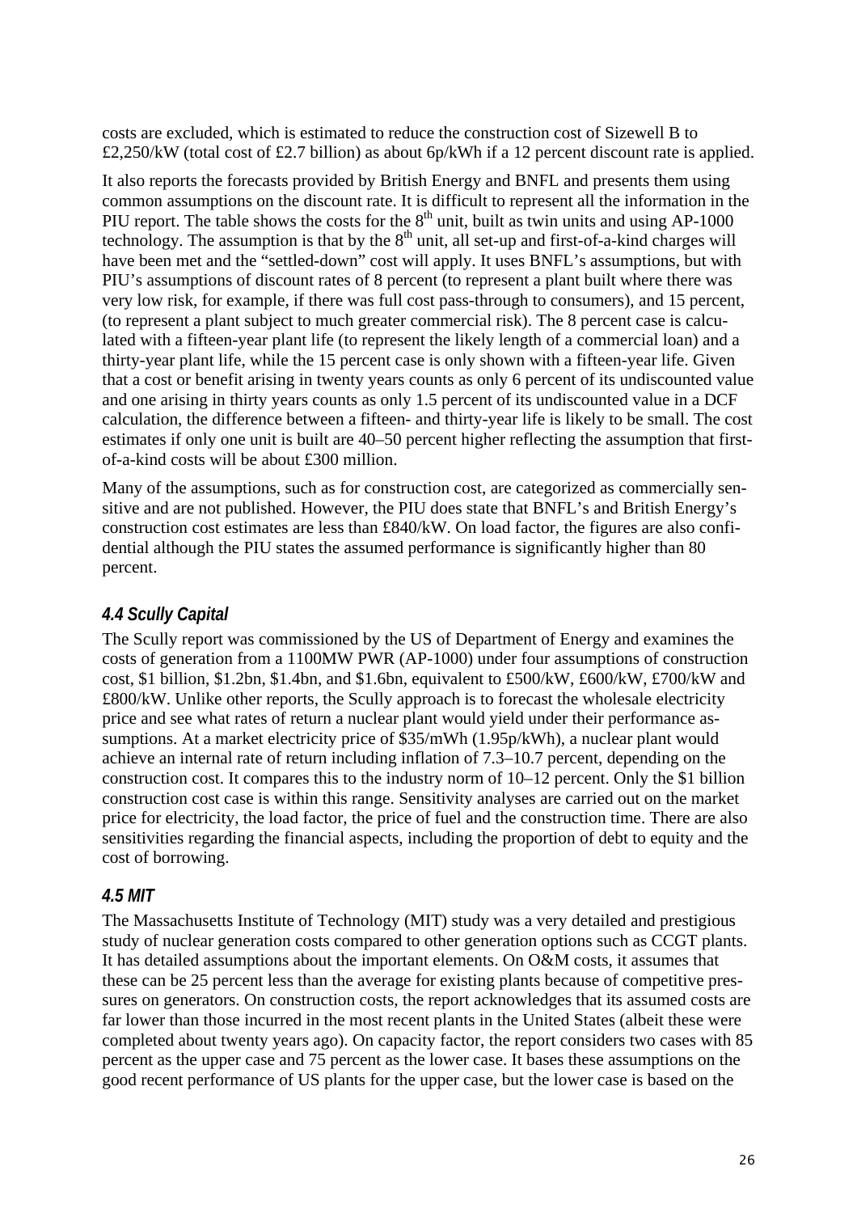costs are excluded, which is estimated to reduce the construction cost of Sizewell B to £2,250/kW (total cost of £2.7 billion) as about 6p/kWh if a 12 percent discount rate is applied.

It also reports the forecasts provided by British Energy and BNFL and presents them using common assumptions on the discount rate. It is difficult to represent all the information in the PIU report. The table shows the costs for the 8th unit, built as twin units and using AP-1000 technology. The assumption is that by the 8th unit, all set-up and first-of-a-kind charges will have been met and the "settled-down" cost will apply. It uses BNFL's assumptions, but with PIU's assumptions of discount rates of 8 percent (to represent a plant built where there was very low risk, for example, if there was full cost pass-through to consumers), and 15 percent, (to represent a plant subject to much greater commercial risk). The 8 percent case is calculated with a fifteen-year plant life (to represent the likely length of a commercial loan) and a thirty-year plant life, while the 15 percent case is only shown with a fifteen-year life. Given that a cost or benefit arising in twenty years counts as only 6 percent of its undiscounted value and one arising in thirty years counts as only 1.5 percent of its undiscounted value in a DCF calculation, the difference between a fifteen- and thirty-year life is likely to be small. The cost estimates if only one unit is built are 40–50 percent higher reflecting the assumption that first-of-a-kind costs will be about £300 million.

Many of the assumptions, such as for construction cost, are categorized as commercially sensitive and are not published. However, the PIU does state that BNFL's and British Energy's construction cost estimates are less than £840/kW. On load factor, the figures are also confidential although the PIU states the assumed performance is significantly higher than 80 percent.

### *4.4 Scully Capital*

The Scully report was commissioned by the US of Department of Energy and examines the costs of generation from a 1100MW PWR (AP-1000) under four assumptions of construction cost, $1 billion, $1.2bn, $1.4bn, and $1.6bn, equivalent to £500/kW, £600/kW, £700/kW and £800/kW. Unlike other reports, the Scully approach is to forecast the wholesale electricity price and see what rates of return a nuclear plant would yield under their performance assumptions. At a market electricity price of $35/mWh (1.95p/kWh), a nuclear plant would achieve an internal rate of return including inflation of 7.3–10.7 percent, depending on the construction cost. It compares this to the industry norm of 10–12 percent. Only the $1 billion construction cost case is within this range. Sensitivity analyses are carried out on the market price for electricity, the load factor, the price of fuel and the construction time. There are also sensitivities regarding the financial aspects, including the proportion of debt to equity and the cost of borrowing.

### *4.5 MIT*

The Massachusetts Institute of Technology (MIT) study was a very detailed and prestigious study of nuclear generation costs compared to other generation options such as CCGT plants. It has detailed assumptions about the important elements. On O&M costs, it assumes that these can be 25 percent less than the average for existing plants because of competitive pressures on generators. On construction costs, the report acknowledges that its assumed costs are far lower than those incurred in the most recent plants in the United States (albeit these were completed about twenty years ago). On capacity factor, the report considers two cases with 85 percent as the upper case and 75 percent as the lower case. It bases these assumptions on the good recent performance of US plants for the upper case, but the lower case is based on the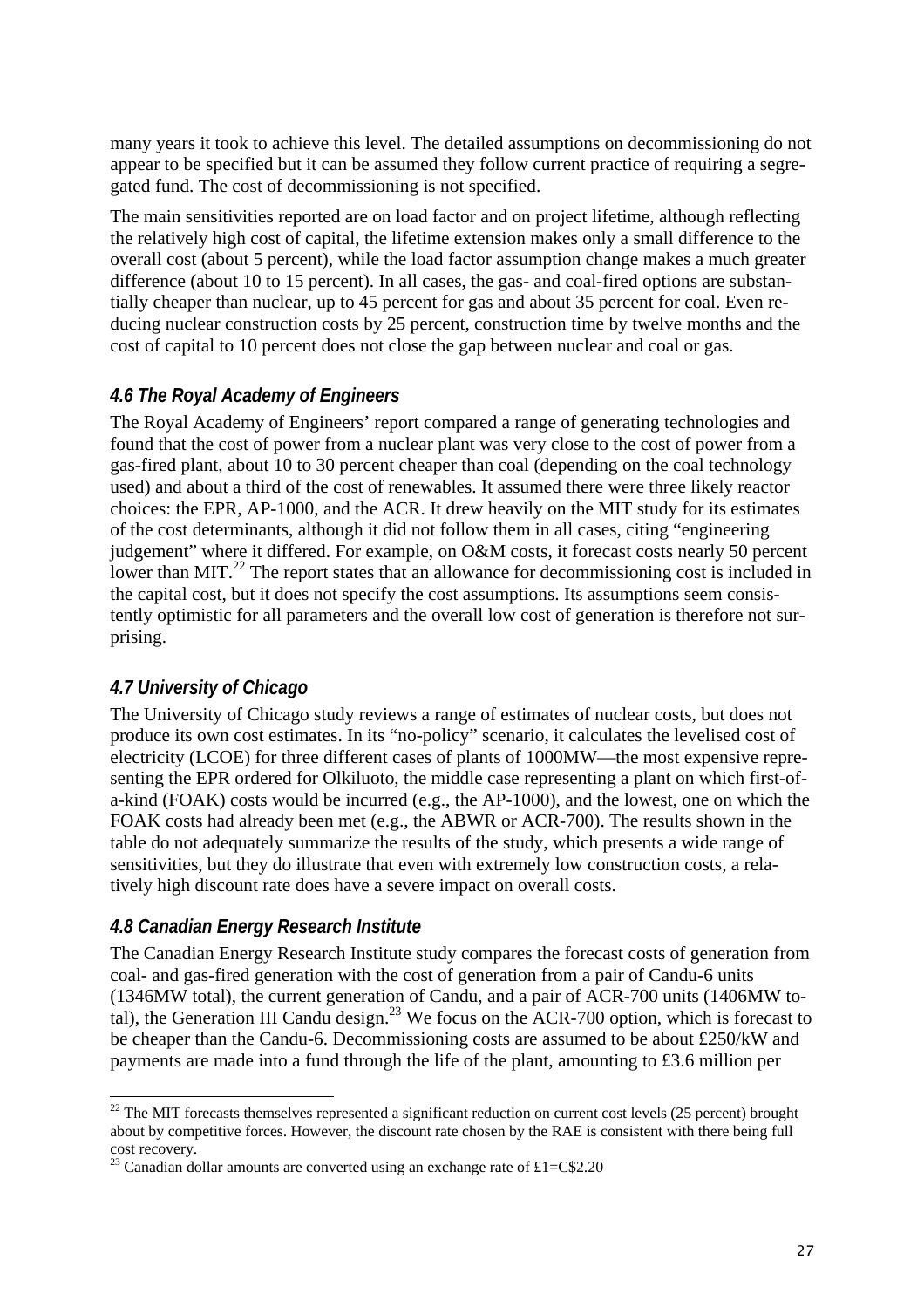many years it took to achieve this level. The detailed assumptions on decommissioning do not appear to be specified but it can be assumed they follow current practice of requiring a segregated fund. The cost of decommissioning is not specified.

The main sensitivities reported are on load factor and on project lifetime, although reflecting the relatively high cost of capital, the lifetime extension makes only a small difference to the overall cost (about 5 percent), while the load factor assumption change makes a much greater difference (about 10 to 15 percent). In all cases, the gas- and coal-fired options are substantially cheaper than nuclear, up to 45 percent for gas and about 35 percent for coal. Even reducing nuclear construction costs by 25 percent, construction time by twelve months and the cost of capital to 10 percent does not close the gap between nuclear and coal or gas.

### *4.6 The Royal Academy of Engineers*

The Royal Academy of Engineers' report compared a range of generating technologies and found that the cost of power from a nuclear plant was very close to the cost of power from a gas-fired plant, about 10 to 30 percent cheaper than coal (depending on the coal technology used) and about a third of the cost of renewables. It assumed there were three likely reactor choices: the EPR, AP-1000, and the ACR. It drew heavily on the MIT study for its estimates of the cost determinants, although it did not follow them in all cases, citing "engineering judgement" where it differed. For example, on O&M costs, it forecast costs nearly 50 percent lower than MIT.[22] The report states that an allowance for decommissioning cost is included in the capital cost, but it does not specify the cost assumptions. Its assumptions seem consistently optimistic for all parameters and the overall low cost of generation is therefore not surprising.

### *4.7 University of Chicago*

The University of Chicago study reviews a range of estimates of nuclear costs, but does not produce its own cost estimates. In its "no-policy" scenario, it calculates the levelised cost of electricity (LCOE) for three different cases of plants of 1000MW—the most expensive representing the EPR ordered for Olkiluoto, the middle case representing a plant on which first-of-a-kind (FOAK) costs would be incurred (e.g., the AP-1000), and the lowest, one on which the FOAK costs had already been met (e.g., the ABWR or ACR-700). The results shown in the table do not adequately summarize the results of the study, which presents a wide range of sensitivities, but they do illustrate that even with extremely low construction costs, a relatively high discount rate does have a severe impact on overall costs.

### *4.8 Canadian Energy Research Institute*

The Canadian Energy Research Institute study compares the forecast costs of generation from coal- and gas-fired generation with the cost of generation from a pair of Candu-6 units (1346MW total), the current generation of Candu, and a pair of ACR-700 units (1406MW total), the Generation III Candu design.[23] We focus on the ACR-700 option, which is forecast to be cheaper than the Candu-6. Decommissioning costs are assumed to be about £250/kW and payments are made into a fund through the life of the plant, amounting to £3.6 million per

---

[22] The MIT forecasts themselves represented a significant reduction on current cost levels (25 percent) brought about by competitive forces. However, the discount rate chosen by the RAE is consistent with there being full cost recovery.

[23] Canadian dollar amounts are converted using an exchange rate of £1=C$2.20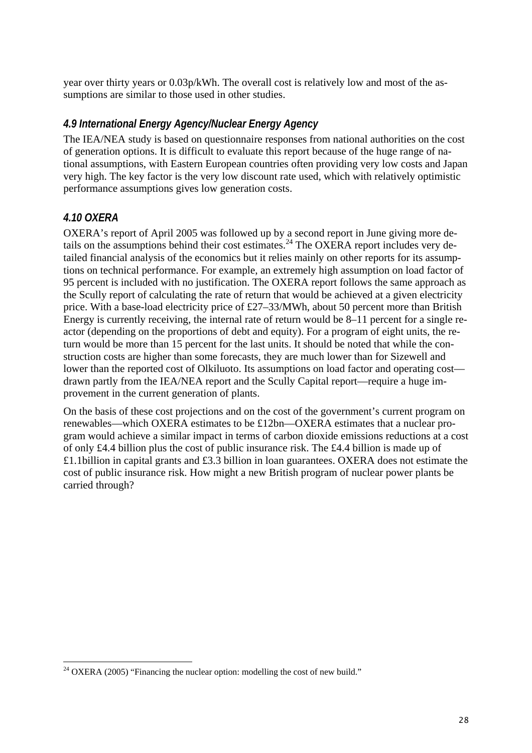year over thirty years or 0.03p/kWh. The overall cost is relatively low and most of the assumptions are similar to those used in other studies.

### *4.9 International Energy Agency/Nuclear Energy Agency*

The IEA/NEA study is based on questionnaire responses from national authorities on the cost of generation options. It is difficult to evaluate this report because of the huge range of national assumptions, with Eastern European countries often providing very low costs and Japan very high. The key factor is the very low discount rate used, which with relatively optimistic performance assumptions gives low generation costs.

### *4.10 OXERA*

OXERA's report of April 2005 was followed up by a second report in June giving more details on the assumptions behind their cost estimates.[24] The OXERA report includes very detailed financial analysis of the economics but it relies mainly on other reports for its assumptions on technical performance. For example, an extremely high assumption on load factor of 95 percent is included with no justification. The OXERA report follows the same approach as the Scully report of calculating the rate of return that would be achieved at a given electricity price. With a base-load electricity price of £27–33/MWh, about 50 percent more than British Energy is currently receiving, the internal rate of return would be 8–11 percent for a single reactor (depending on the proportions of debt and equity). For a program of eight units, the return would be more than 15 percent for the last units. It should be noted that while the construction costs are higher than some forecasts, they are much lower than for Sizewell and lower than the reported cost of Olkiluoto. Its assumptions on load factor and operating cost—drawn partly from the IEA/NEA report and the Scully Capital report—require a huge improvement in the current generation of plants.

On the basis of these cost projections and on the cost of the government's current program on renewables—which OXERA estimates to be £12bn—OXERA estimates that a nuclear program would achieve a similar impact in terms of carbon dioxide emissions reductions at a cost of only £4.4 billion plus the cost of public insurance risk. The £4.4 billion is made up of £1.1billion in capital grants and £3.3 billion in loan guarantees. OXERA does not estimate the cost of public insurance risk. How might a new British program of nuclear power plants be carried through?

---

[24] OXERA (2005) "Financing the nuclear option: modelling the cost of new build."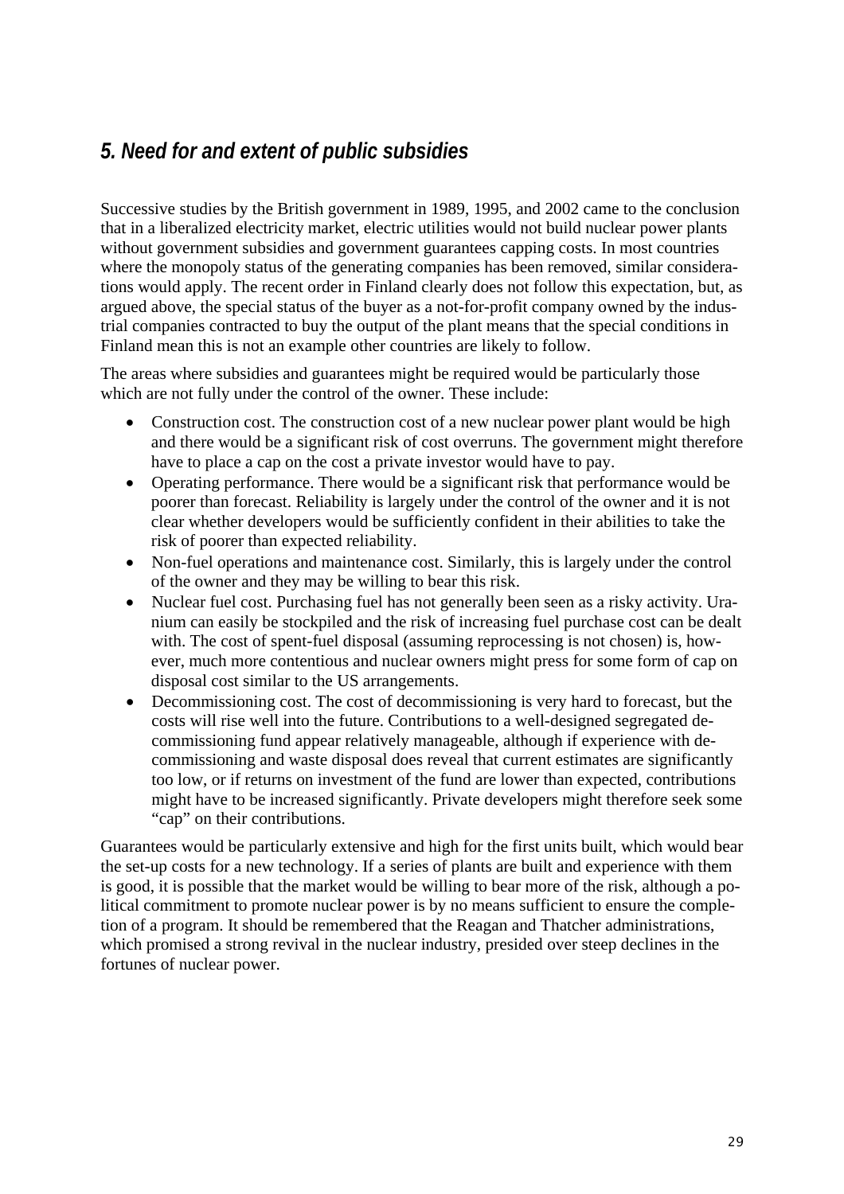## *5. Need for and extent of public subsidies*

Successive studies by the British government in 1989, 1995, and 2002 came to the conclusion that in a liberalized electricity market, electric utilities would not build nuclear power plants without government subsidies and government guarantees capping costs. In most countries where the monopoly status of the generating companies has been removed, similar considerations would apply. The recent order in Finland clearly does not follow this expectation, but, as argued above, the special status of the buyer as a not-for-profit company owned by the industrial companies contracted to buy the output of the plant means that the special conditions in Finland mean this is not an example other countries are likely to follow.

The areas where subsidies and guarantees might be required would be particularly those which are not fully under the control of the owner. These include:

- Construction cost. The construction cost of a new nuclear power plant would be high and there would be a significant risk of cost overruns. The government might therefore have to place a cap on the cost a private investor would have to pay.
- Operating performance. There would be a significant risk that performance would be poorer than forecast. Reliability is largely under the control of the owner and it is not clear whether developers would be sufficiently confident in their abilities to take the risk of poorer than expected reliability.
- Non-fuel operations and maintenance cost. Similarly, this is largely under the control of the owner and they may be willing to bear this risk.
- Nuclear fuel cost. Purchasing fuel has not generally been seen as a risky activity. Uranium can easily be stockpiled and the risk of increasing fuel purchase cost can be dealt with. The cost of spent-fuel disposal (assuming reprocessing is not chosen) is, however, much more contentious and nuclear owners might press for some form of cap on disposal cost similar to the US arrangements.
- Decommissioning cost. The cost of decommissioning is very hard to forecast, but the costs will rise well into the future. Contributions to a well-designed segregated decommissioning fund appear relatively manageable, although if experience with decommissioning and waste disposal does reveal that current estimates are significantly too low, or if returns on investment of the fund are lower than expected, contributions might have to be increased significantly. Private developers might therefore seek some "cap" on their contributions.

Guarantees would be particularly extensive and high for the first units built, which would bear the set-up costs for a new technology. If a series of plants are built and experience with them is good, it is possible that the market would be willing to bear more of the risk, although a political commitment to promote nuclear power is by no means sufficient to ensure the completion of a program. It should be remembered that the Reagan and Thatcher administrations, which promised a strong revival in the nuclear industry, presided over steep declines in the fortunes of nuclear power.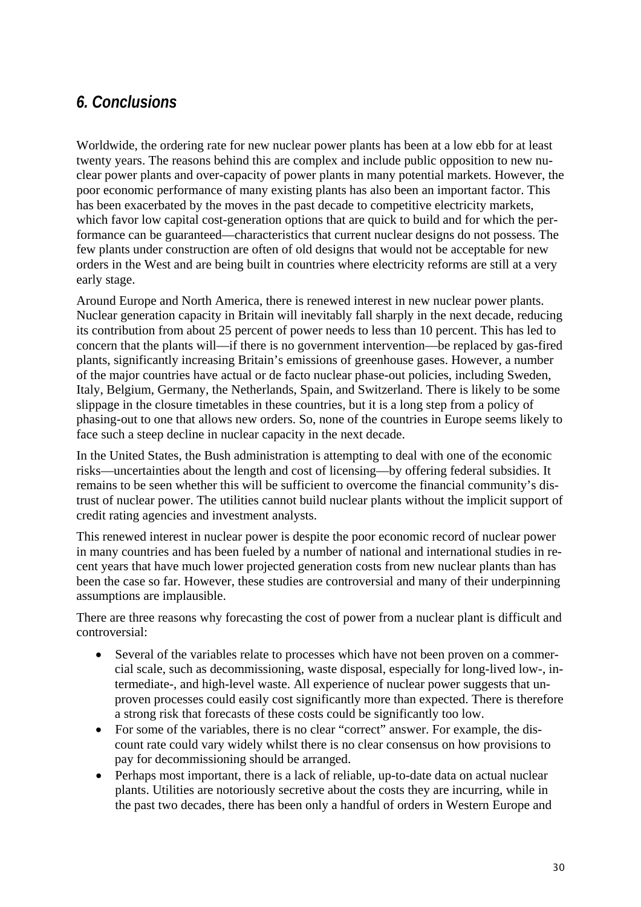## *6. Conclusions*

Worldwide, the ordering rate for new nuclear power plants has been at a low ebb for at least twenty years. The reasons behind this are complex and include public opposition to new nuclear power plants and over-capacity of power plants in many potential markets. However, the poor economic performance of many existing plants has also been an important factor. This has been exacerbated by the moves in the past decade to competitive electricity markets, which favor low capital cost-generation options that are quick to build and for which the performance can be guaranteed—characteristics that current nuclear designs do not possess. The few plants under construction are often of old designs that would not be acceptable for new orders in the West and are being built in countries where electricity reforms are still at a very early stage.

Around Europe and North America, there is renewed interest in new nuclear power plants. Nuclear generation capacity in Britain will inevitably fall sharply in the next decade, reducing its contribution from about 25 percent of power needs to less than 10 percent. This has led to concern that the plants will—if there is no government intervention—be replaced by gas-fired plants, significantly increasing Britain's emissions of greenhouse gases. However, a number of the major countries have actual or de facto nuclear phase-out policies, including Sweden, Italy, Belgium, Germany, the Netherlands, Spain, and Switzerland. There is likely to be some slippage in the closure timetables in these countries, but it is a long step from a policy of phasing-out to one that allows new orders. So, none of the countries in Europe seems likely to face such a steep decline in nuclear capacity in the next decade.

In the United States, the Bush administration is attempting to deal with one of the economic risks—uncertainties about the length and cost of licensing—by offering federal subsidies. It remains to be seen whether this will be sufficient to overcome the financial community's distrust of nuclear power. The utilities cannot build nuclear plants without the implicit support of credit rating agencies and investment analysts.

This renewed interest in nuclear power is despite the poor economic record of nuclear power in many countries and has been fueled by a number of national and international studies in recent years that have much lower projected generation costs from new nuclear plants than has been the case so far. However, these studies are controversial and many of their underpinning assumptions are implausible.

There are three reasons why forecasting the cost of power from a nuclear plant is difficult and controversial:

- Several of the variables relate to processes which have not been proven on a commercial scale, such as decommissioning, waste disposal, especially for long-lived low-, intermediate-, and high-level waste. All experience of nuclear power suggests that unproven processes could easily cost significantly more than expected. There is therefore a strong risk that forecasts of these costs could be significantly too low.
- For some of the variables, there is no clear "correct" answer. For example, the discount rate could vary widely whilst there is no clear consensus on how provisions to pay for decommissioning should be arranged.
- Perhaps most important, there is a lack of reliable, up-to-date data on actual nuclear plants. Utilities are notoriously secretive about the costs they are incurring, while in the past two decades, there has been only a handful of orders in Western Europe and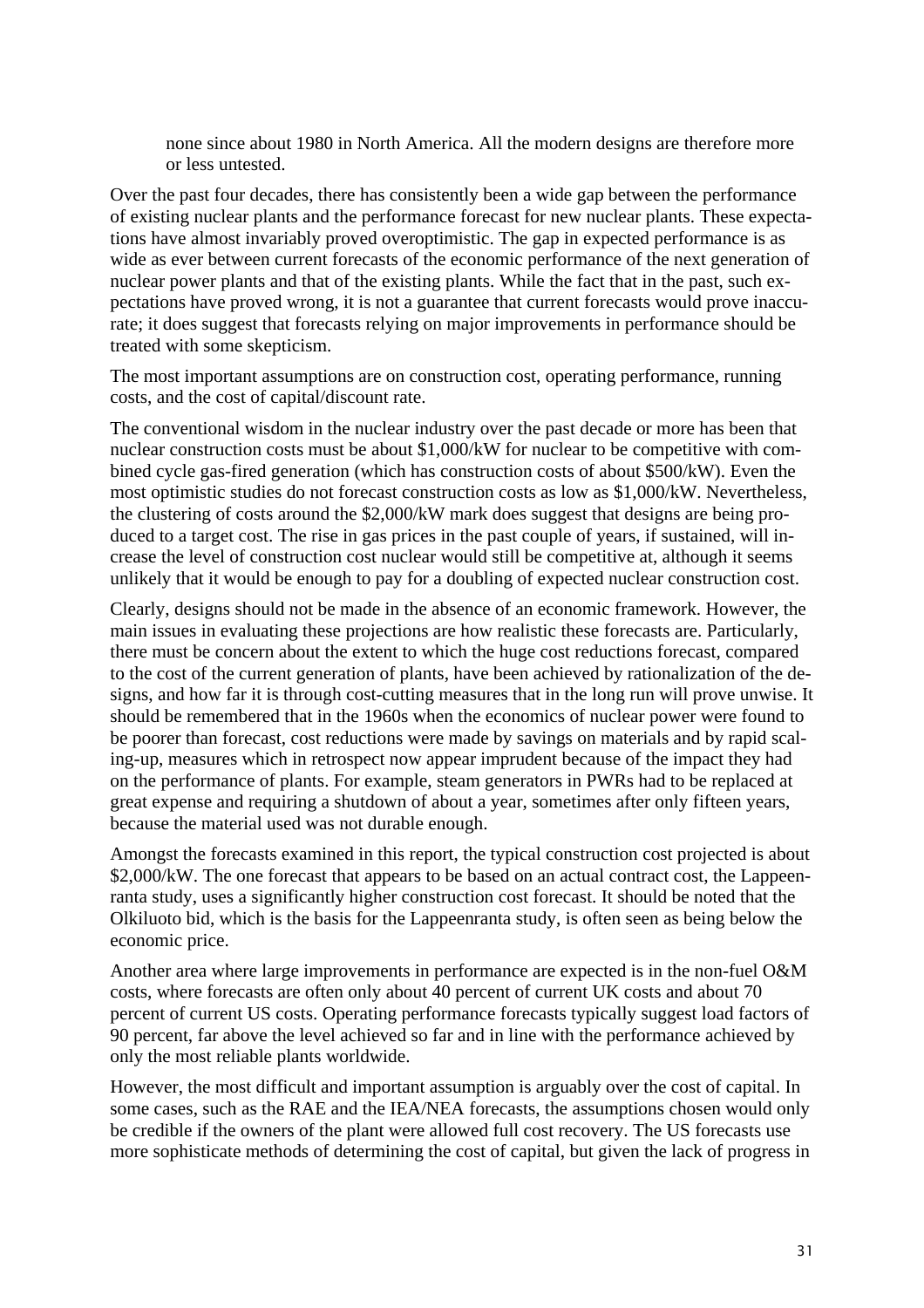none since about 1980 in North America. All the modern designs are therefore more or less untested.

Over the past four decades, there has consistently been a wide gap between the performance of existing nuclear plants and the performance forecast for new nuclear plants. These expectations have almost invariably proved overoptimistic. The gap in expected performance is as wide as ever between current forecasts of the economic performance of the next generation of nuclear power plants and that of the existing plants. While the fact that in the past, such expectations have proved wrong, it is not a guarantee that current forecasts would prove inaccurate; it does suggest that forecasts relying on major improvements in performance should be treated with some skepticism.

The most important assumptions are on construction cost, operating performance, running costs, and the cost of capital/discount rate.

The conventional wisdom in the nuclear industry over the past decade or more has been that nuclear construction costs must be about $1,000/kW for nuclear to be competitive with combined cycle gas-fired generation (which has construction costs of about $500/kW). Even the most optimistic studies do not forecast construction costs as low as $1,000/kW. Nevertheless, the clustering of costs around the $2,000/kW mark does suggest that designs are being produced to a target cost. The rise in gas prices in the past couple of years, if sustained, will increase the level of construction cost nuclear would still be competitive at, although it seems unlikely that it would be enough to pay for a doubling of expected nuclear construction cost.

Clearly, designs should not be made in the absence of an economic framework. However, the main issues in evaluating these projections are how realistic these forecasts are. Particularly, there must be concern about the extent to which the huge cost reductions forecast, compared to the cost of the current generation of plants, have been achieved by rationalization of the designs, and how far it is through cost-cutting measures that in the long run will prove unwise. It should be remembered that in the 1960s when the economics of nuclear power were found to be poorer than forecast, cost reductions were made by savings on materials and by rapid scaling-up, measures which in retrospect now appear imprudent because of the impact they had on the performance of plants. For example, steam generators in PWRs had to be replaced at great expense and requiring a shutdown of about a year, sometimes after only fifteen years, because the material used was not durable enough.

Amongst the forecasts examined in this report, the typical construction cost projected is about $2,000/kW. The one forecast that appears to be based on an actual contract cost, the Lappeenranta study, uses a significantly higher construction cost forecast. It should be noted that the Olkiluoto bid, which is the basis for the Lappeenranta study, is often seen as being below the economic price.

Another area where large improvements in performance are expected is in the non-fuel O&M costs, where forecasts are often only about 40 percent of current UK costs and about 70 percent of current US costs. Operating performance forecasts typically suggest load factors of 90 percent, far above the level achieved so far and in line with the performance achieved by only the most reliable plants worldwide.

However, the most difficult and important assumption is arguably over the cost of capital. In some cases, such as the RAE and the IEA/NEA forecasts, the assumptions chosen would only be credible if the owners of the plant were allowed full cost recovery. The US forecasts use more sophisticate methods of determining the cost of capital, but given the lack of progress in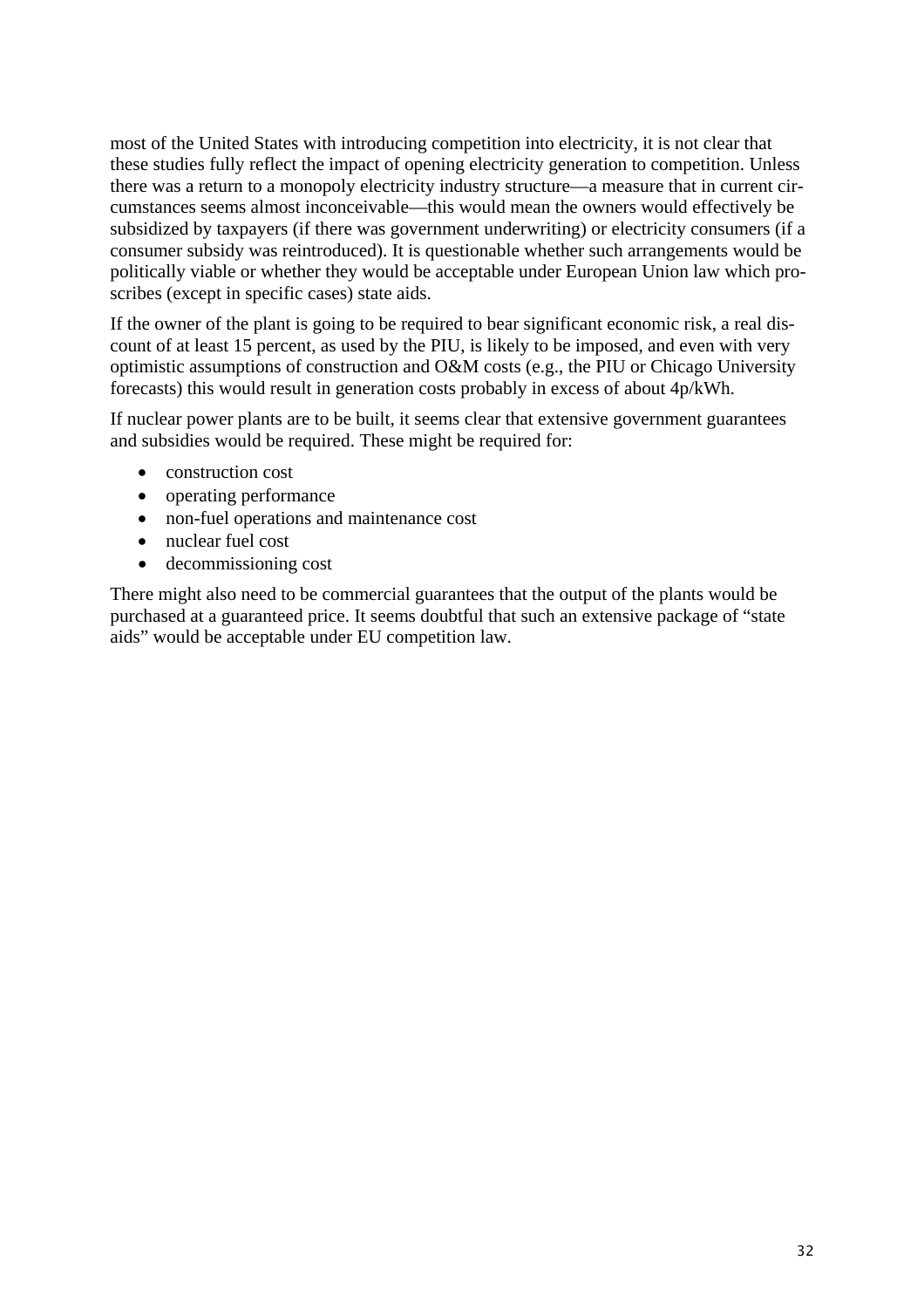most of the United States with introducing competition into electricity, it is not clear that these studies fully reflect the impact of opening electricity generation to competition. Unless there was a return to a monopoly electricity industry structure—a measure that in current circumstances seems almost inconceivable—this would mean the owners would effectively be subsidized by taxpayers (if there was government underwriting) or electricity consumers (if a consumer subsidy was reintroduced). It is questionable whether such arrangements would be politically viable or whether they would be acceptable under European Union law which proscribes (except in specific cases) state aids.

If the owner of the plant is going to be required to bear significant economic risk, a real discount of at least 15 percent, as used by the PIU, is likely to be imposed, and even with very optimistic assumptions of construction and O&M costs (e.g., the PIU or Chicago University forecasts) this would result in generation costs probably in excess of about 4p/kWh.

If nuclear power plants are to be built, it seems clear that extensive government guarantees and subsidies would be required. These might be required for:

- construction cost
- operating performance
- non-fuel operations and maintenance cost
- nuclear fuel cost
- decommissioning cost

There might also need to be commercial guarantees that the output of the plants would be purchased at a guaranteed price. It seems doubtful that such an extensive package of "state aids" would be acceptable under EU competition law.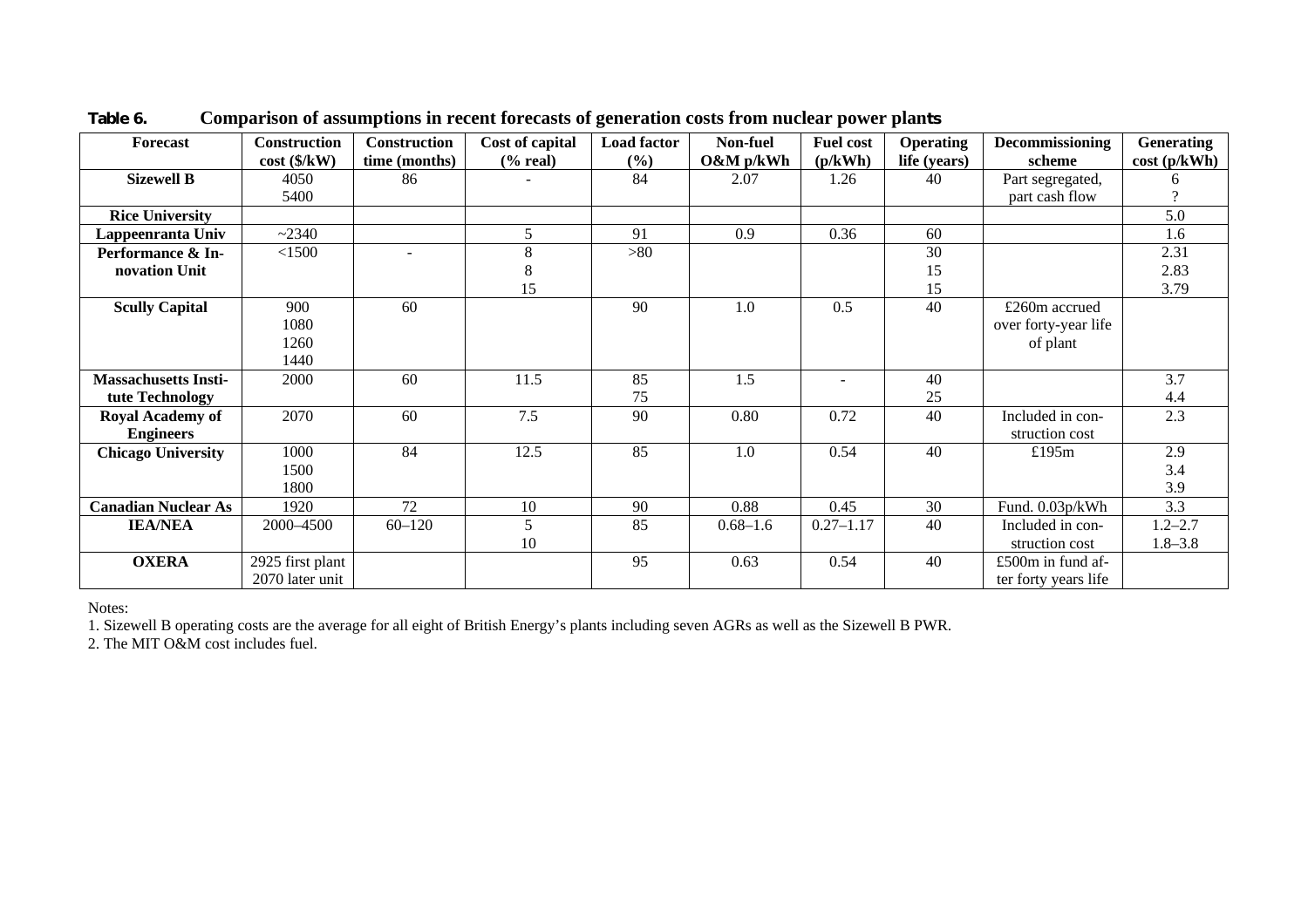**Table 6. Comparison of assumptions in recent forecasts of generation costs from nuclear power plants**

| Forecast | Construction cost ($/kW) | Construction time (months) | Cost of capital (% real) | Load factor (%) | Non-fuel O&M p/kWh | Fuel cost (p/kWh) | Operating life (years) | Decommissioning scheme | Generating cost (p/kWh) |
|---|---|---|---|---|---|---|---|---|---|
| **Sizewell B** | 4050<br>5400 | 86 | - | 84 | 2.07 | 1.26 | 40 | Part segregated, part cash flow | 6<br>? |
| **Rice University** | | | | | | | | | 5.0 |
| **Lappeenranta Univ** | ~2340 | | 5 | 91 | 0.9 | 0.36 | 60 | | 1.6 |
| **Performance & Innovation Unit** | <1500 | - | 8<br>8<br>15 | >80 | | | 30<br>15<br>15 | | 2.31<br>2.83<br>3.79 |
| **Scully Capital** | 900<br>1080<br>1260<br>1440 | 60 | | 90 | 1.0 | 0.5 | 40 | £260m accrued over forty-year life of plant | |
| **Massachusetts Institute Technology** | 2000 | 60 | 11.5 | 85<br>75 | 1.5 | - | 40<br>25 | | 3.7<br>4.4 |
| **Royal Academy of Engineers** | 2070 | 60 | 7.5 | 90 | 0.80 | 0.72 | 40 | Included in construction cost | 2.3 |
| **Chicago University** | 1000<br>1500<br>1800 | 84 | 12.5 | 85 | 1.0 | 0.54 | 40 | £195m | 2.9<br>3.4<br>3.9 |
| **Canadian Nuclear As** | 1920 | 72 | 10 | 90 | 0.88 | 0.45 | 30 | Fund. 0.03p/kWh | 3.3 |
| **IEA/NEA** | 2000–4500 | 60–120 | 5<br>10 | 85 | 0.68–1.6 | 0.27–1.17 | 40 | Included in construction cost | 1.2–2.7<br>1.8–3.8 |
| **OXERA** | 2925 first plant<br>2070 later unit | | | 95 | 0.63 | 0.54 | 40 | £500m in fund after forty years life | |

Notes:

1. Sizewell B operating costs are the average for all eight of British Energy's plants including seven AGRs as well as the Sizewell B PWR.
2. The MIT O&M cost includes fuel.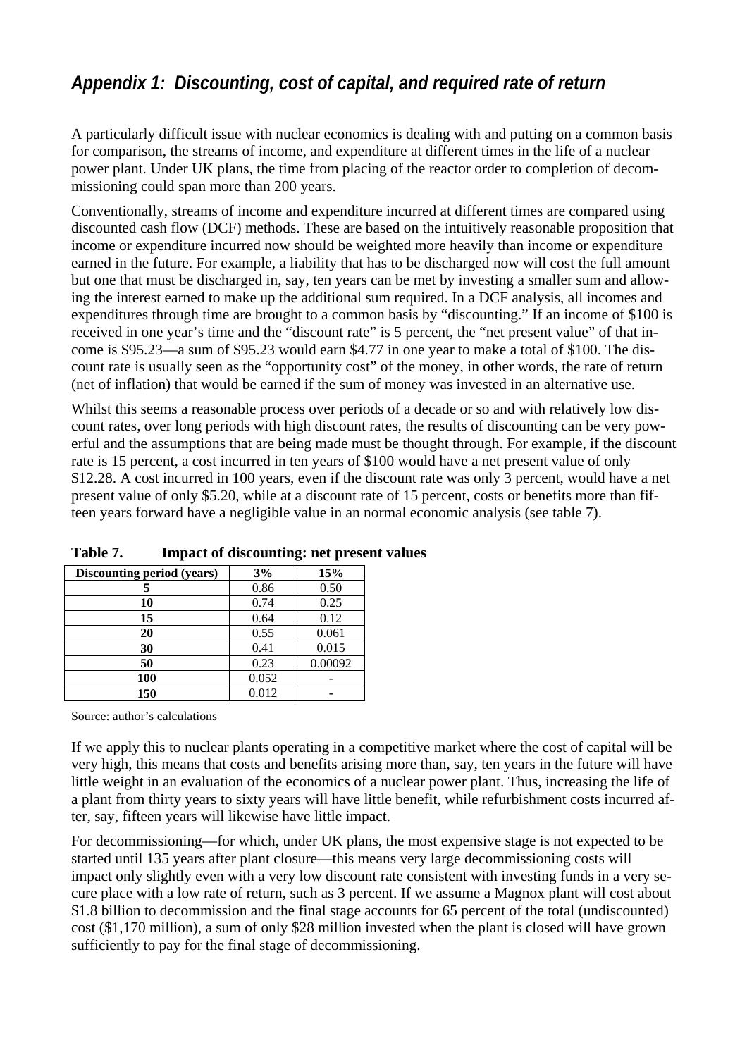## *Appendix 1: Discounting, cost of capital, and required rate of return*

A particularly difficult issue with nuclear economics is dealing with and putting on a common basis for comparison, the streams of income, and expenditure at different times in the life of a nuclear power plant. Under UK plans, the time from placing of the reactor order to completion of decommissioning could span more than 200 years.

Conventionally, streams of income and expenditure incurred at different times are compared using discounted cash flow (DCF) methods. These are based on the intuitively reasonable proposition that income or expenditure incurred now should be weighted more heavily than income or expenditure earned in the future. For example, a liability that has to be discharged now will cost the full amount but one that must be discharged in, say, ten years can be met by investing a smaller sum and allowing the interest earned to make up the additional sum required. In a DCF analysis, all incomes and expenditures through time are brought to a common basis by "discounting." If an income of $100 is received in one year's time and the "discount rate" is 5 percent, the "net present value" of that income is $95.23—a sum of $95.23 would earn $4.77 in one year to make a total of $100. The discount rate is usually seen as the "opportunity cost" of the money, in other words, the rate of return (net of inflation) that would be earned if the sum of money was invested in an alternative use.

Whilst this seems a reasonable process over periods of a decade or so and with relatively low discount rates, over long periods with high discount rates, the results of discounting can be very powerful and the assumptions that are being made must be thought through. For example, if the discount rate is 15 percent, a cost incurred in ten years of $100 would have a net present value of only $12.28. A cost incurred in 100 years, even if the discount rate was only 3 percent, would have a net present value of only $5.20, while at a discount rate of 15 percent, costs or benefits more than fifteen years forward have a negligible value in an normal economic analysis (see table 7).

**Table 7. Impact of discounting: net present values**

| Discounting period (years) | 3% | 15% |
|---|---|---|
| 5 | 0.86 | 0.50 |
| 10 | 0.74 | 0.25 |
| 15 | 0.64 | 0.12 |
| 20 | 0.55 | 0.061 |
| 30 | 0.41 | 0.015 |
| 50 | 0.23 | 0.00092 |
| 100 | 0.052 | - |
| 150 | 0.012 | - |

Source: author's calculations

If we apply this to nuclear plants operating in a competitive market where the cost of capital will be very high, this means that costs and benefits arising more than, say, ten years in the future will have little weight in an evaluation of the economics of a nuclear power plant. Thus, increasing the life of a plant from thirty years to sixty years will have little benefit, while refurbishment costs incurred after, say, fifteen years will likewise have little impact.

For decommissioning—for which, under UK plans, the most expensive stage is not expected to be started until 135 years after plant closure—this means very large decommissioning costs will impact only slightly even with a very low discount rate consistent with investing funds in a very secure place with a low rate of return, such as 3 percent. If we assume a Magnox plant will cost about $1.8 billion to decommission and the final stage accounts for 65 percent of the total (undiscounted) cost ($1,170 million), a sum of only $28 million invested when the plant is closed will have grown sufficiently to pay for the final stage of decommissioning.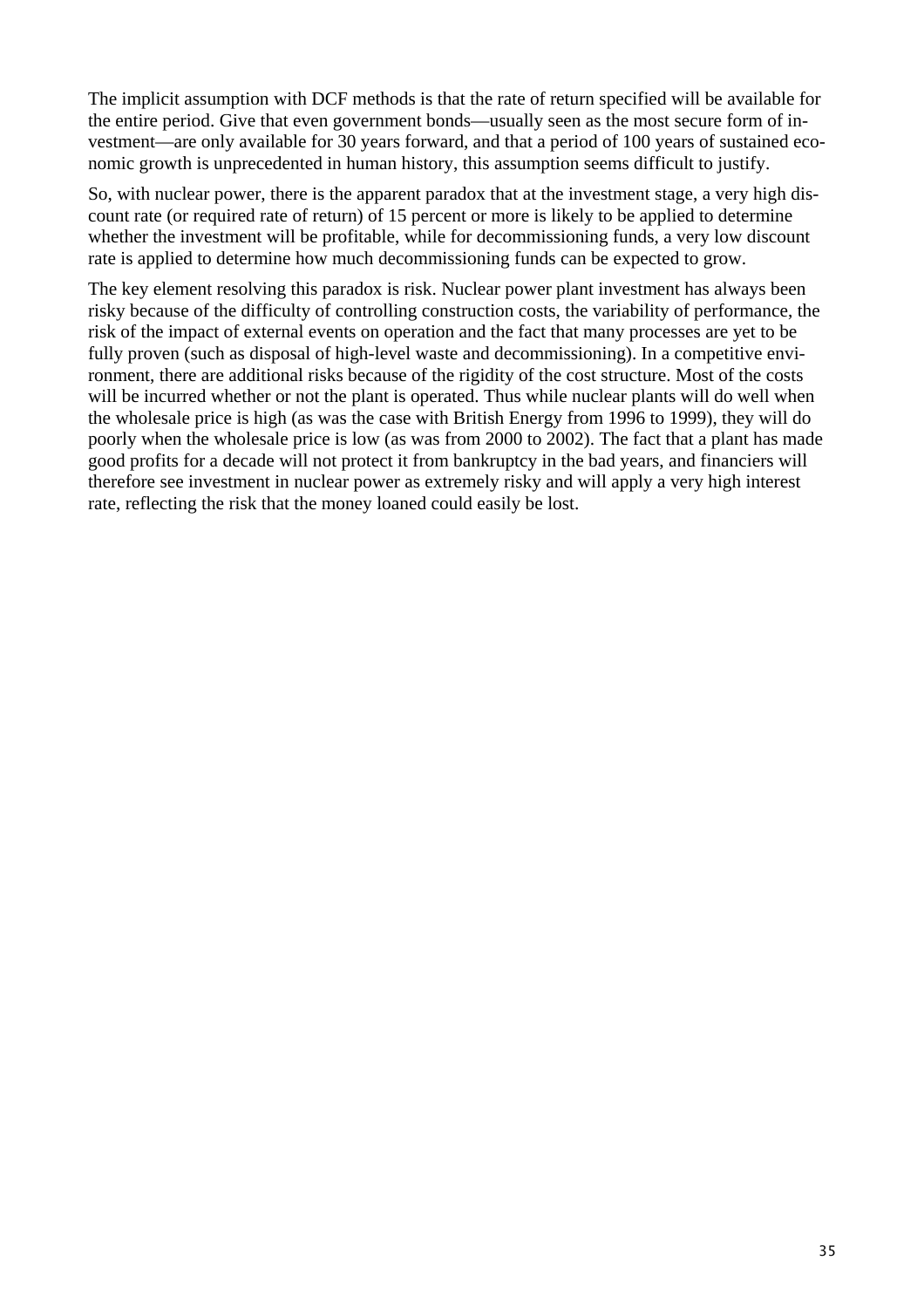The implicit assumption with DCF methods is that the rate of return specified will be available for the entire period. Give that even government bonds—usually seen as the most secure form of investment—are only available for 30 years forward, and that a period of 100 years of sustained economic growth is unprecedented in human history, this assumption seems difficult to justify.

So, with nuclear power, there is the apparent paradox that at the investment stage, a very high discount rate (or required rate of return) of 15 percent or more is likely to be applied to determine whether the investment will be profitable, while for decommissioning funds, a very low discount rate is applied to determine how much decommissioning funds can be expected to grow.

The key element resolving this paradox is risk. Nuclear power plant investment has always been risky because of the difficulty of controlling construction costs, the variability of performance, the risk of the impact of external events on operation and the fact that many processes are yet to be fully proven (such as disposal of high-level waste and decommissioning). In a competitive environment, there are additional risks because of the rigidity of the cost structure. Most of the costs will be incurred whether or not the plant is operated. Thus while nuclear plants will do well when the wholesale price is high (as was the case with British Energy from 1996 to 1999), they will do poorly when the wholesale price is low (as was from 2000 to 2002). The fact that a plant has made good profits for a decade will not protect it from bankruptcy in the bad years, and financiers will therefore see investment in nuclear power as extremely risky and will apply a very high interest rate, reflecting the risk that the money loaned could easily be lost.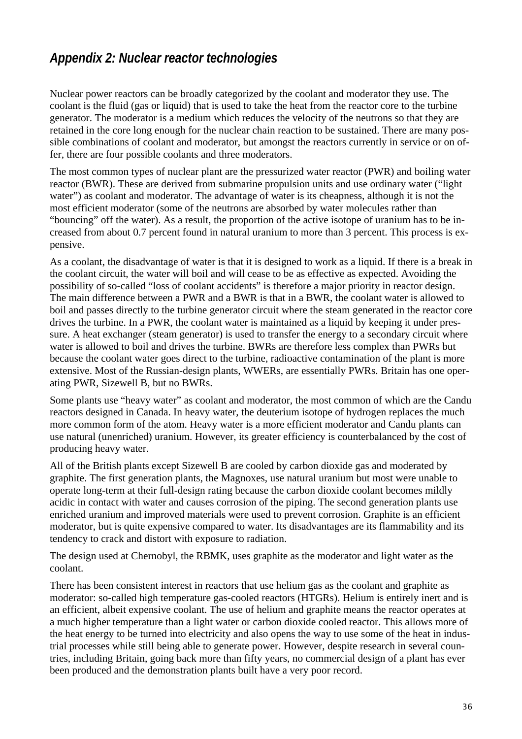## *Appendix 2: Nuclear reactor technologies*

Nuclear power reactors can be broadly categorized by the coolant and moderator they use. The coolant is the fluid (gas or liquid) that is used to take the heat from the reactor core to the turbine generator. The moderator is a medium which reduces the velocity of the neutrons so that they are retained in the core long enough for the nuclear chain reaction to be sustained. There are many possible combinations of coolant and moderator, but amongst the reactors currently in service or on offer, there are four possible coolants and three moderators.

The most common types of nuclear plant are the pressurized water reactor (PWR) and boiling water reactor (BWR). These are derived from submarine propulsion units and use ordinary water ("light water") as coolant and moderator. The advantage of water is its cheapness, although it is not the most efficient moderator (some of the neutrons are absorbed by water molecules rather than "bouncing" off the water). As a result, the proportion of the active isotope of uranium has to be increased from about 0.7 percent found in natural uranium to more than 3 percent. This process is expensive.

As a coolant, the disadvantage of water is that it is designed to work as a liquid. If there is a break in the coolant circuit, the water will boil and will cease to be as effective as expected. Avoiding the possibility of so-called "loss of coolant accidents" is therefore a major priority in reactor design. The main difference between a PWR and a BWR is that in a BWR, the coolant water is allowed to boil and passes directly to the turbine generator circuit where the steam generated in the reactor core drives the turbine. In a PWR, the coolant water is maintained as a liquid by keeping it under pressure. A heat exchanger (steam generator) is used to transfer the energy to a secondary circuit where water is allowed to boil and drives the turbine. BWRs are therefore less complex than PWRs but because the coolant water goes direct to the turbine, radioactive contamination of the plant is more extensive. Most of the Russian-design plants, WWERs, are essentially PWRs. Britain has one operating PWR, Sizewell B, but no BWRs.

Some plants use "heavy water" as coolant and moderator, the most common of which are the Candu reactors designed in Canada. In heavy water, the deuterium isotope of hydrogen replaces the much more common form of the atom. Heavy water is a more efficient moderator and Candu plants can use natural (unenriched) uranium. However, its greater efficiency is counterbalanced by the cost of producing heavy water.

All of the British plants except Sizewell B are cooled by carbon dioxide gas and moderated by graphite. The first generation plants, the Magnoxes, use natural uranium but most were unable to operate long-term at their full-design rating because the carbon dioxide coolant becomes mildly acidic in contact with water and causes corrosion of the piping. The second generation plants use enriched uranium and improved materials were used to prevent corrosion. Graphite is an efficient moderator, but is quite expensive compared to water. Its disadvantages are its flammability and its tendency to crack and distort with exposure to radiation.

The design used at Chernobyl, the RBMK, uses graphite as the moderator and light water as the coolant.

There has been consistent interest in reactors that use helium gas as the coolant and graphite as moderator: so-called high temperature gas-cooled reactors (HTGRs). Helium is entirely inert and is an efficient, albeit expensive coolant. The use of helium and graphite means the reactor operates at a much higher temperature than a light water or carbon dioxide cooled reactor. This allows more of the heat energy to be turned into electricity and also opens the way to use some of the heat in industrial processes while still being able to generate power. However, despite research in several countries, including Britain, going back more than fifty years, no commercial design of a plant has ever been produced and the demonstration plants built have a very poor record.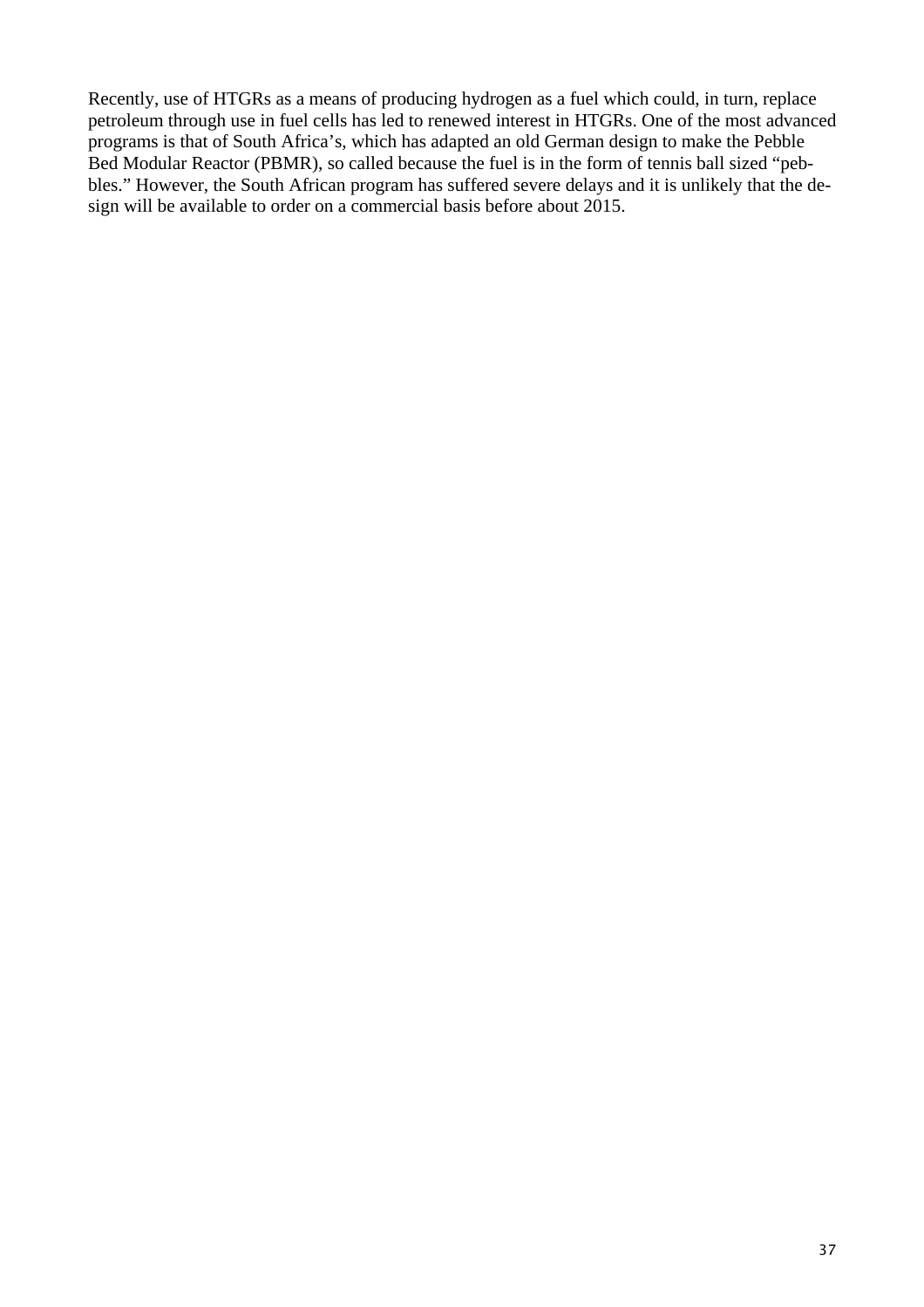Recently, use of HTGRs as a means of producing hydrogen as a fuel which could, in turn, replace petroleum through use in fuel cells has led to renewed interest in HTGRs. One of the most advanced programs is that of South Africa's, which has adapted an old German design to make the Pebble Bed Modular Reactor (PBMR), so called because the fuel is in the form of tennis ball sized "pebbles." However, the South African program has suffered severe delays and it is unlikely that the design will be available to order on a commercial basis before about 2015.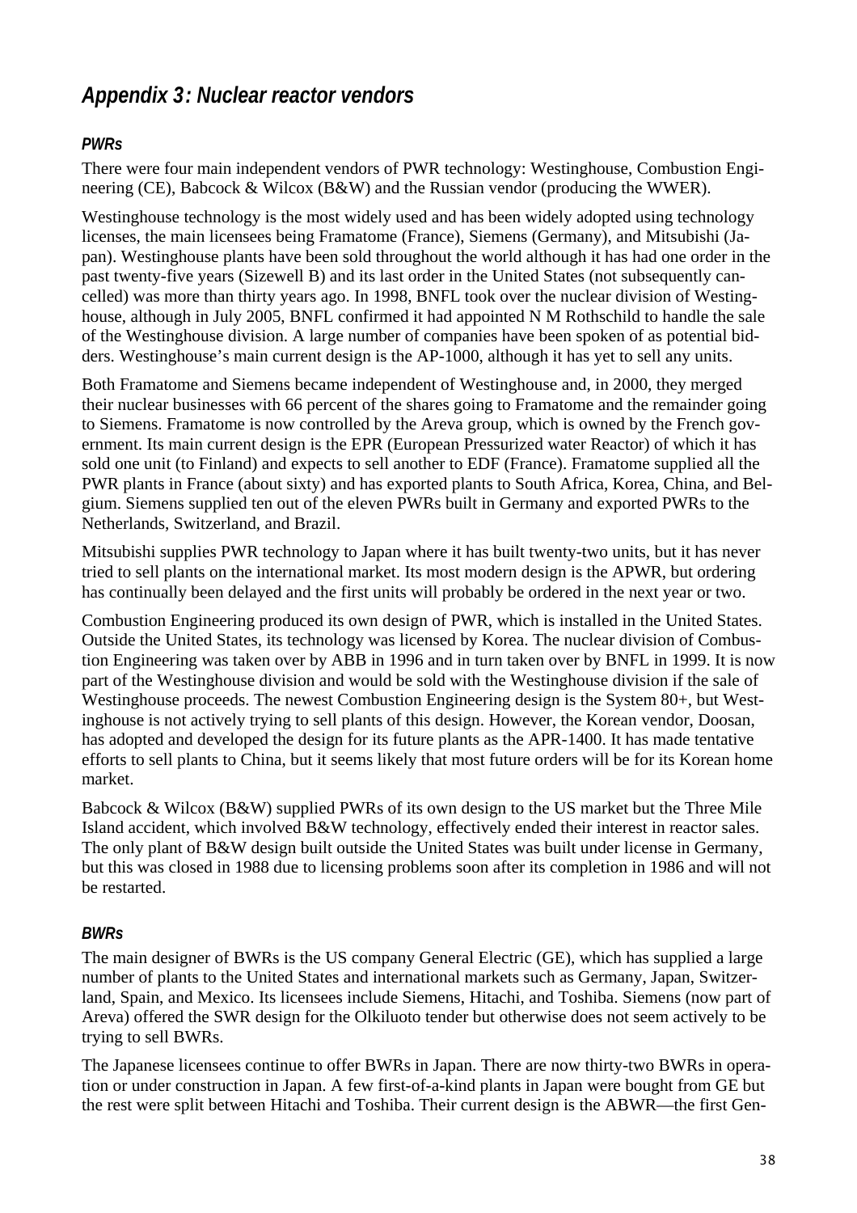## *Appendix 3: Nuclear reactor vendors*

### *PWRs*

There were four main independent vendors of PWR technology: Westinghouse, Combustion Engineering (CE), Babcock & Wilcox (B&W) and the Russian vendor (producing the WWER).

Westinghouse technology is the most widely used and has been widely adopted using technology licenses, the main licensees being Framatome (France), Siemens (Germany), and Mitsubishi (Japan). Westinghouse plants have been sold throughout the world although it has had one order in the past twenty-five years (Sizewell B) and its last order in the United States (not subsequently cancelled) was more than thirty years ago. In 1998, BNFL took over the nuclear division of Westinghouse, although in July 2005, BNFL confirmed it had appointed N M Rothschild to handle the sale of the Westinghouse division. A large number of companies have been spoken of as potential bidders. Westinghouse's main current design is the AP-1000, although it has yet to sell any units.

Both Framatome and Siemens became independent of Westinghouse and, in 2000, they merged their nuclear businesses with 66 percent of the shares going to Framatome and the remainder going to Siemens. Framatome is now controlled by the Areva group, which is owned by the French government. Its main current design is the EPR (European Pressurized water Reactor) of which it has sold one unit (to Finland) and expects to sell another to EDF (France). Framatome supplied all the PWR plants in France (about sixty) and has exported plants to South Africa, Korea, China, and Belgium. Siemens supplied ten out of the eleven PWRs built in Germany and exported PWRs to the Netherlands, Switzerland, and Brazil.

Mitsubishi supplies PWR technology to Japan where it has built twenty-two units, but it has never tried to sell plants on the international market. Its most modern design is the APWR, but ordering has continually been delayed and the first units will probably be ordered in the next year or two.

Combustion Engineering produced its own design of PWR, which is installed in the United States. Outside the United States, its technology was licensed by Korea. The nuclear division of Combustion Engineering was taken over by ABB in 1996 and in turn taken over by BNFL in 1999. It is now part of the Westinghouse division and would be sold with the Westinghouse division if the sale of Westinghouse proceeds. The newest Combustion Engineering design is the System 80+, but Westinghouse is not actively trying to sell plants of this design. However, the Korean vendor, Doosan, has adopted and developed the design for its future plants as the APR-1400. It has made tentative efforts to sell plants to China, but it seems likely that most future orders will be for its Korean home market.

Babcock & Wilcox (B&W) supplied PWRs of its own design to the US market but the Three Mile Island accident, which involved B&W technology, effectively ended their interest in reactor sales. The only plant of B&W design built outside the United States was built under license in Germany, but this was closed in 1988 due to licensing problems soon after its completion in 1986 and will not be restarted.

### *BWRs*

The main designer of BWRs is the US company General Electric (GE), which has supplied a large number of plants to the United States and international markets such as Germany, Japan, Switzerland, Spain, and Mexico. Its licensees include Siemens, Hitachi, and Toshiba. Siemens (now part of Areva) offered the SWR design for the Olkiluoto tender but otherwise does not seem actively to be trying to sell BWRs.

The Japanese licensees continue to offer BWRs in Japan. There are now thirty-two BWRs in operation or under construction in Japan. A few first-of-a-kind plants in Japan were bought from GE but the rest were split between Hitachi and Toshiba. Their current design is the ABWR—the first Gen-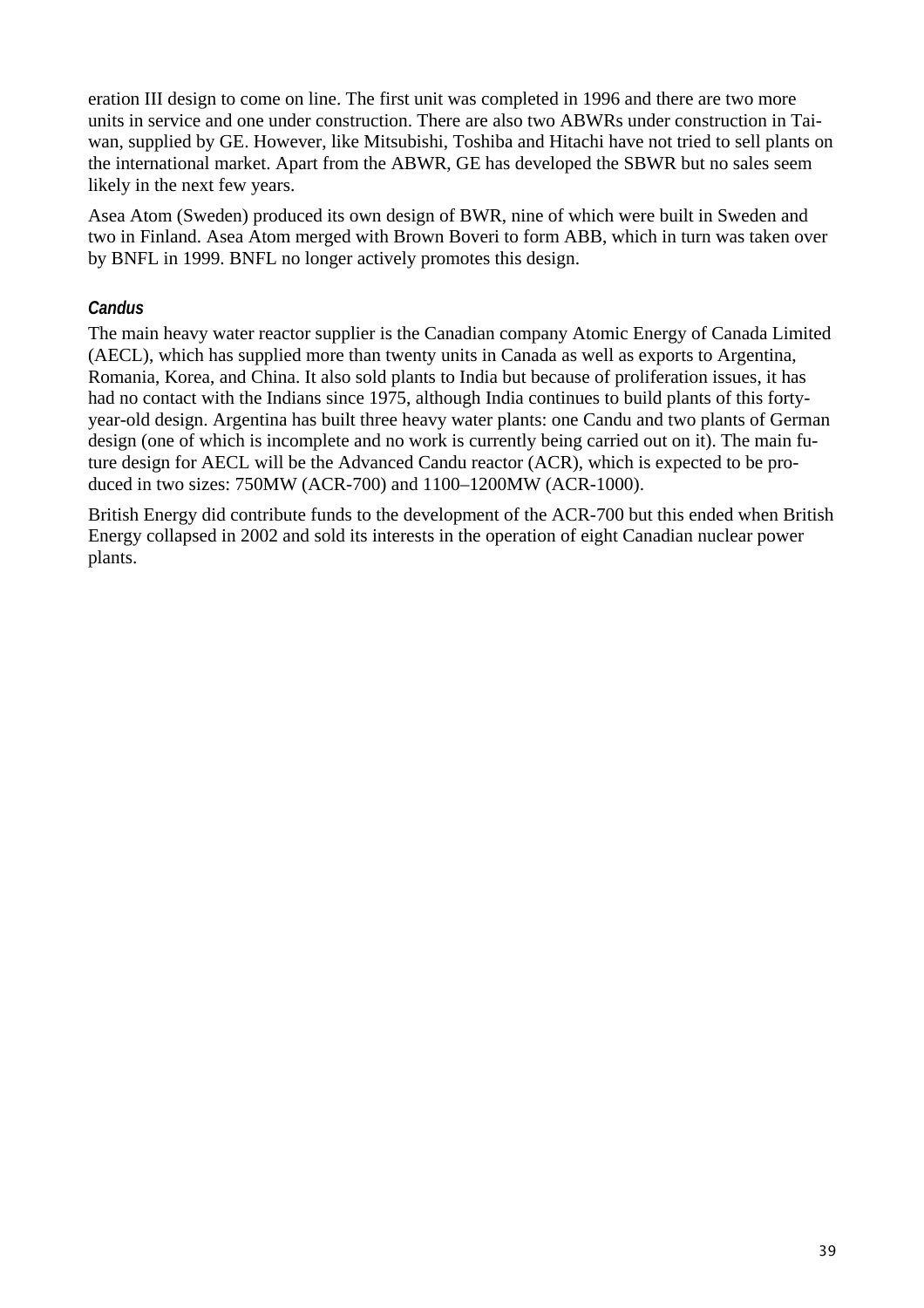eration III design to come on line. The first unit was completed in 1996 and there are two more units in service and one under construction. There are also two ABWRs under construction in Taiwan, supplied by GE. However, like Mitsubishi, Toshiba and Hitachi have not tried to sell plants on the international market. Apart from the ABWR, GE has developed the SBWR but no sales seem likely in the next few years.

Asea Atom (Sweden) produced its own design of BWR, nine of which were built in Sweden and two in Finland. Asea Atom merged with Brown Boveri to form ABB, which in turn was taken over by BNFL in 1999. BNFL no longer actively promotes this design.

### *Candus*

The main heavy water reactor supplier is the Canadian company Atomic Energy of Canada Limited (AECL), which has supplied more than twenty units in Canada as well as exports to Argentina, Romania, Korea, and China. It also sold plants to India but because of proliferation issues, it has had no contact with the Indians since 1975, although India continues to build plants of this forty-year-old design. Argentina has built three heavy water plants: one Candu and two plants of German design (one of which is incomplete and no work is currently being carried out on it). The main future design for AECL will be the Advanced Candu reactor (ACR), which is expected to be produced in two sizes: 750MW (ACR-700) and 1100–1200MW (ACR-1000).

British Energy did contribute funds to the development of the ACR-700 but this ended when British Energy collapsed in 2002 and sold its interests in the operation of eight Canadian nuclear power plants.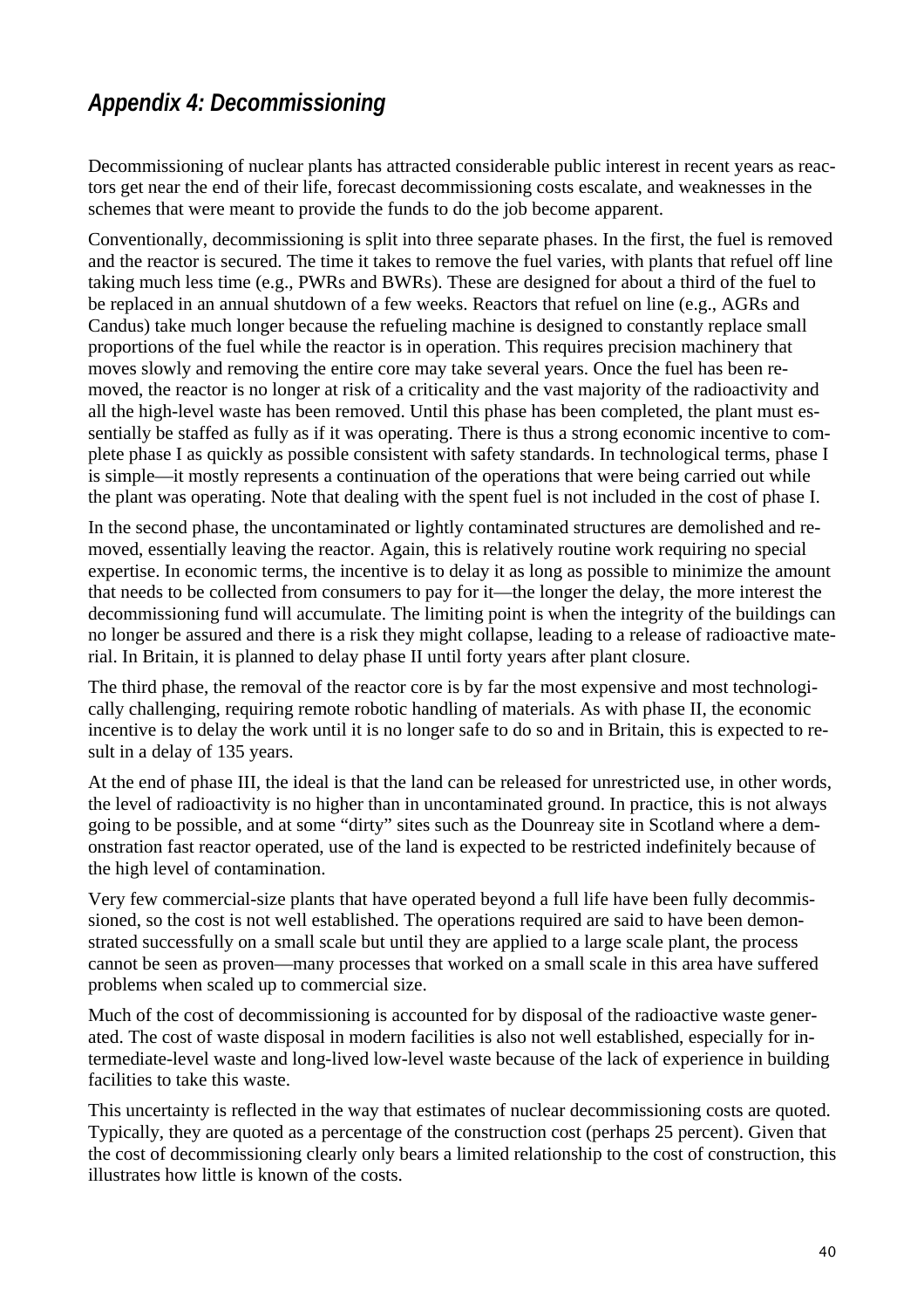## *Appendix 4: Decommissioning*

Decommissioning of nuclear plants has attracted considerable public interest in recent years as reactors get near the end of their life, forecast decommissioning costs escalate, and weaknesses in the schemes that were meant to provide the funds to do the job become apparent.

Conventionally, decommissioning is split into three separate phases. In the first, the fuel is removed and the reactor is secured. The time it takes to remove the fuel varies, with plants that refuel off line taking much less time (e.g., PWRs and BWRs). These are designed for about a third of the fuel to be replaced in an annual shutdown of a few weeks. Reactors that refuel on line (e.g., AGRs and Candus) take much longer because the refueling machine is designed to constantly replace small proportions of the fuel while the reactor is in operation. This requires precision machinery that moves slowly and removing the entire core may take several years. Once the fuel has been removed, the reactor is no longer at risk of a criticality and the vast majority of the radioactivity and all the high-level waste has been removed. Until this phase has been completed, the plant must essentially be staffed as fully as if it was operating. There is thus a strong economic incentive to complete phase I as quickly as possible consistent with safety standards. In technological terms, phase I is simple—it mostly represents a continuation of the operations that were being carried out while the plant was operating. Note that dealing with the spent fuel is not included in the cost of phase I.

In the second phase, the uncontaminated or lightly contaminated structures are demolished and removed, essentially leaving the reactor. Again, this is relatively routine work requiring no special expertise. In economic terms, the incentive is to delay it as long as possible to minimize the amount that needs to be collected from consumers to pay for it—the longer the delay, the more interest the decommissioning fund will accumulate. The limiting point is when the integrity of the buildings can no longer be assured and there is a risk they might collapse, leading to a release of radioactive material. In Britain, it is planned to delay phase II until forty years after plant closure.

The third phase, the removal of the reactor core is by far the most expensive and most technologically challenging, requiring remote robotic handling of materials. As with phase II, the economic incentive is to delay the work until it is no longer safe to do so and in Britain, this is expected to result in a delay of 135 years.

At the end of phase III, the ideal is that the land can be released for unrestricted use, in other words, the level of radioactivity is no higher than in uncontaminated ground. In practice, this is not always going to be possible, and at some "dirty" sites such as the Dounreay site in Scotland where a demonstration fast reactor operated, use of the land is expected to be restricted indefinitely because of the high level of contamination.

Very few commercial-size plants that have operated beyond a full life have been fully decommissioned, so the cost is not well established. The operations required are said to have been demonstrated successfully on a small scale but until they are applied to a large scale plant, the process cannot be seen as proven—many processes that worked on a small scale in this area have suffered problems when scaled up to commercial size.

Much of the cost of decommissioning is accounted for by disposal of the radioactive waste generated. The cost of waste disposal in modern facilities is also not well established, especially for intermediate-level waste and long-lived low-level waste because of the lack of experience in building facilities to take this waste.

This uncertainty is reflected in the way that estimates of nuclear decommissioning costs are quoted. Typically, they are quoted as a percentage of the construction cost (perhaps 25 percent). Given that the cost of decommissioning clearly only bears a limited relationship to the cost of construction, this illustrates how little is known of the costs.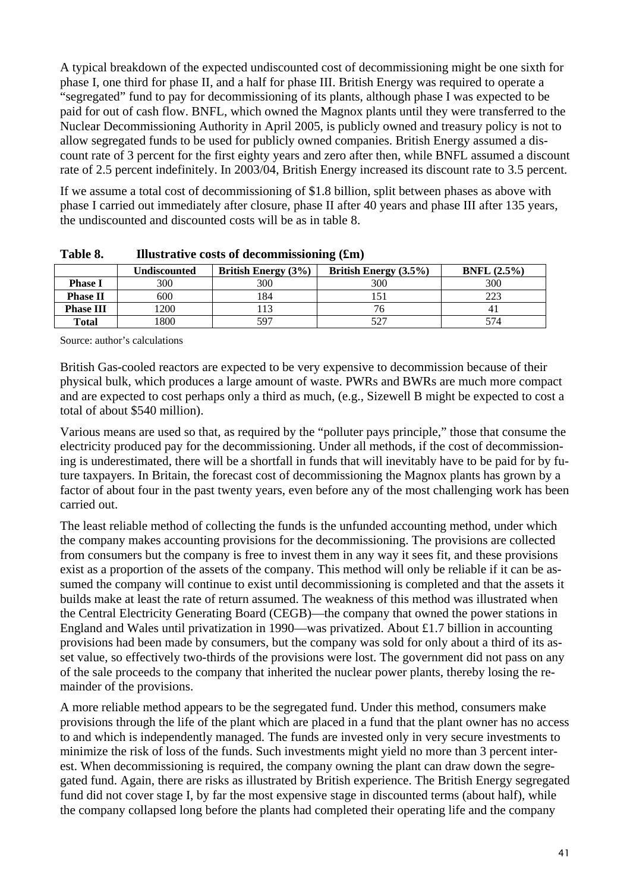A typical breakdown of the expected undiscounted cost of decommissioning might be one sixth for phase I, one third for phase II, and a half for phase III. British Energy was required to operate a "segregated" fund to pay for decommissioning of its plants, although phase I was expected to be paid for out of cash flow. BNFL, which owned the Magnox plants until they were transferred to the Nuclear Decommissioning Authority in April 2005, is publicly owned and treasury policy is not to allow segregated funds to be used for publicly owned companies. British Energy assumed a discount rate of 3 percent for the first eighty years and zero after then, while BNFL assumed a discount rate of 2.5 percent indefinitely. In 2003/04, British Energy increased its discount rate to 3.5 percent.

If we assume a total cost of decommissioning of $1.8 billion, split between phases as above with phase I carried out immediately after closure, phase II after 40 years and phase III after 135 years, the undiscounted and discounted costs will be as in table 8.

**Table 8. Illustrative costs of decommissioning (£m)**

| | Undiscounted | British Energy (3%) | British Energy (3.5%) | BNFL (2.5%) |
|---|---|---|---|---|
| **Phase I** | 300 | 300 | 300 | 300 |
| **Phase II** | 600 | 184 | 151 | 223 |
| **Phase III** | 1200 | 113 | 76 | 41 |
| **Total** | 1800 | 597 | 527 | 574 |

Source: author's calculations

British Gas-cooled reactors are expected to be very expensive to decommission because of their physical bulk, which produces a large amount of waste. PWRs and BWRs are much more compact and are expected to cost perhaps only a third as much, (e.g., Sizewell B might be expected to cost a total of about $540 million).

Various means are used so that, as required by the "polluter pays principle," those that consume the electricity produced pay for the decommissioning. Under all methods, if the cost of decommissioning is underestimated, there will be a shortfall in funds that will inevitably have to be paid for by future taxpayers. In Britain, the forecast cost of decommissioning the Magnox plants has grown by a factor of about four in the past twenty years, even before any of the most challenging work has been carried out.

The least reliable method of collecting the funds is the unfunded accounting method, under which the company makes accounting provisions for the decommissioning. The provisions are collected from consumers but the company is free to invest them in any way it sees fit, and these provisions exist as a proportion of the assets of the company. This method will only be reliable if it can be assumed the company will continue to exist until decommissioning is completed and that the assets it builds make at least the rate of return assumed. The weakness of this method was illustrated when the Central Electricity Generating Board (CEGB)—the company that owned the power stations in England and Wales until privatization in 1990—was privatized. About £1.7 billion in accounting provisions had been made by consumers, but the company was sold for only about a third of its asset value, so effectively two-thirds of the provisions were lost. The government did not pass on any of the sale proceeds to the company that inherited the nuclear power plants, thereby losing the remainder of the provisions.

A more reliable method appears to be the segregated fund. Under this method, consumers make provisions through the life of the plant which are placed in a fund that the plant owner has no access to and which is independently managed. The funds are invested only in very secure investments to minimize the risk of loss of the funds. Such investments might yield no more than 3 percent interest. When decommissioning is required, the company owning the plant can draw down the segregated fund. Again, there are risks as illustrated by British experience. The British Energy segregated fund did not cover stage I, by far the most expensive stage in discounted terms (about half), while the company collapsed long before the plants had completed their operating life and the company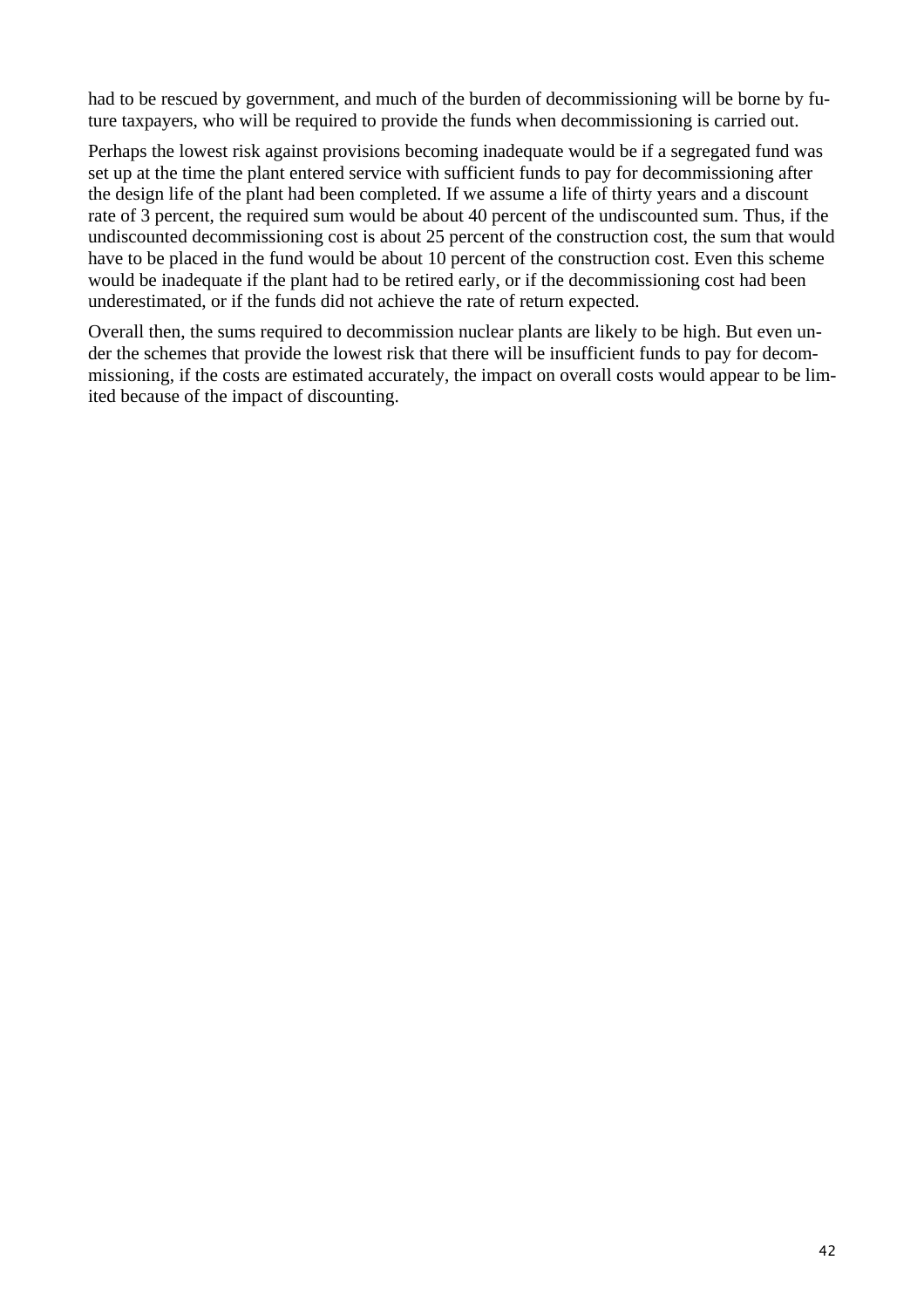had to be rescued by government, and much of the burden of decommissioning will be borne by future taxpayers, who will be required to provide the funds when decommissioning is carried out.

Perhaps the lowest risk against provisions becoming inadequate would be if a segregated fund was set up at the time the plant entered service with sufficient funds to pay for decommissioning after the design life of the plant had been completed. If we assume a life of thirty years and a discount rate of 3 percent, the required sum would be about 40 percent of the undiscounted sum. Thus, if the undiscounted decommissioning cost is about 25 percent of the construction cost, the sum that would have to be placed in the fund would be about 10 percent of the construction cost. Even this scheme would be inadequate if the plant had to be retired early, or if the decommissioning cost had been underestimated, or if the funds did not achieve the rate of return expected.

Overall then, the sums required to decommission nuclear plants are likely to be high. But even under the schemes that provide the lowest risk that there will be insufficient funds to pay for decommissioning, if the costs are estimated accurately, the impact on overall costs would appear to be limited because of the impact of discounting.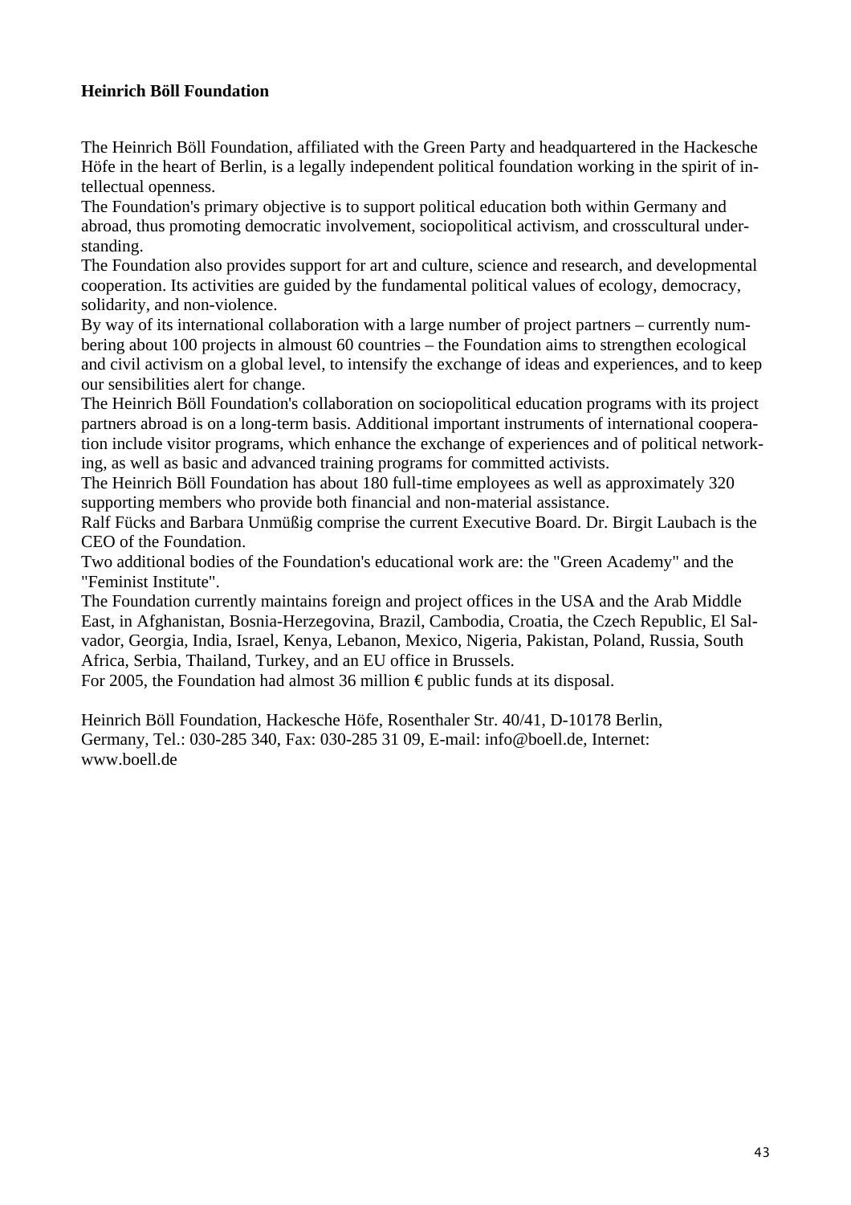**Heinrich Böll Foundation**

The Heinrich Böll Foundation, affiliated with the Green Party and headquartered in the Hackesche Höfe in the heart of Berlin, is a legally independent political foundation working in the spirit of intellectual openness.
The Foundation's primary objective is to support political education both within Germany and abroad, thus promoting democratic involvement, sociopolitical activism, and crosscultural understanding.
The Foundation also provides support for art and culture, science and research, and developmental cooperation. Its activities are guided by the fundamental political values of ecology, democracy, solidarity, and non-violence.
By way of its international collaboration with a large number of project partners – currently numbering about 100 projects in almoust 60 countries – the Foundation aims to strengthen ecological and civil activism on a global level, to intensify the exchange of ideas and experiences, and to keep our sensibilities alert for change.
The Heinrich Böll Foundation's collaboration on sociopolitical education programs with its project partners abroad is on a long-term basis. Additional important instruments of international cooperation include visitor programs, which enhance the exchange of experiences and of political networking, as well as basic and advanced training programs for committed activists.
The Heinrich Böll Foundation has about 180 full-time employees as well as approximately 320 supporting members who provide both financial and non-material assistance.
Ralf Fücks and Barbara Unmüßig comprise the current Executive Board. Dr. Birgit Laubach is the CEO of the Foundation.
Two additional bodies of the Foundation's educational work are: the "Green Academy" and the "Feminist Institute".
The Foundation currently maintains foreign and project offices in the USA and the Arab Middle East, in Afghanistan, Bosnia-Herzegovina, Brazil, Cambodia, Croatia, the Czech Republic, El Salvador, Georgia, India, Israel, Kenya, Lebanon, Mexico, Nigeria, Pakistan, Poland, Russia, South Africa, Serbia, Thailand, Turkey, and an EU office in Brussels.
For 2005, the Foundation had almost 36 million € public funds at its disposal.

Heinrich Böll Foundation, Hackesche Höfe, Rosenthaler Str. 40/41, D-10178 Berlin, Germany, Tel.: 030-285 340, Fax: 030-285 31 09, E-mail: info@boell.de, Internet: www.boell.de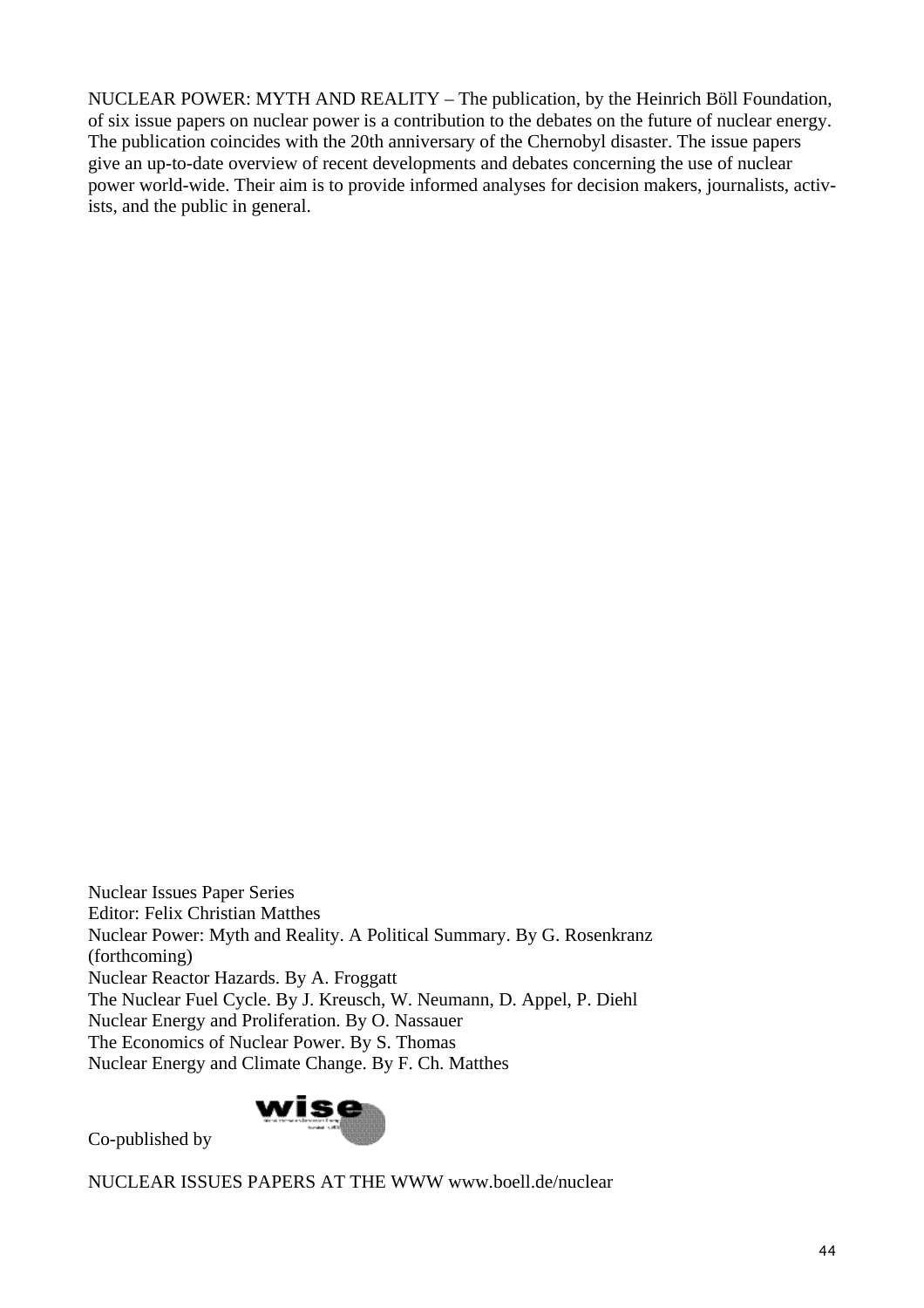NUCLEAR POWER: MYTH AND REALITY – The publication, by the Heinrich Böll Foundation, of six issue papers on nuclear power is a contribution to the debates on the future of nuclear energy. The publication coincides with the 20th anniversary of the Chernobyl disaster. The issue papers give an up-to-date overview of recent developments and debates concerning the use of nuclear power world-wide. Their aim is to provide informed analyses for decision makers, journalists, activists, and the public in general.

Nuclear Issues Paper Series
Editor: Felix Christian Matthes
Nuclear Power: Myth and Reality. A Political Summary. By G. Rosenkranz (forthcoming)
Nuclear Reactor Hazards. By A. Froggatt
The Nuclear Fuel Cycle. By J. Kreusch, W. Neumann, D. Appel, P. Diehl
Nuclear Energy and Proliferation. By O. Nassauer
The Economics of Nuclear Power. By S. Thomas
Nuclear Energy and Climate Change. By F. Ch. Matthes

Co-published by wise

NUCLEAR ISSUES PAPERS AT THE WWW www.boell.de/nuclear